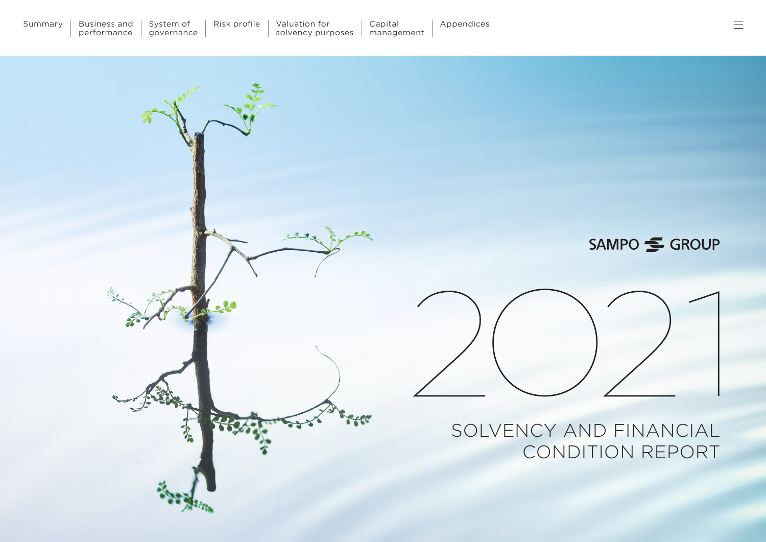Summary | Business and performance | System of governance | Risk profile | Valuation for solvency purposes | Capital management | Appendices

SAMPO GROUP

# 2021

# SOLVENCY AND FINANCIAL CONDITION REPORT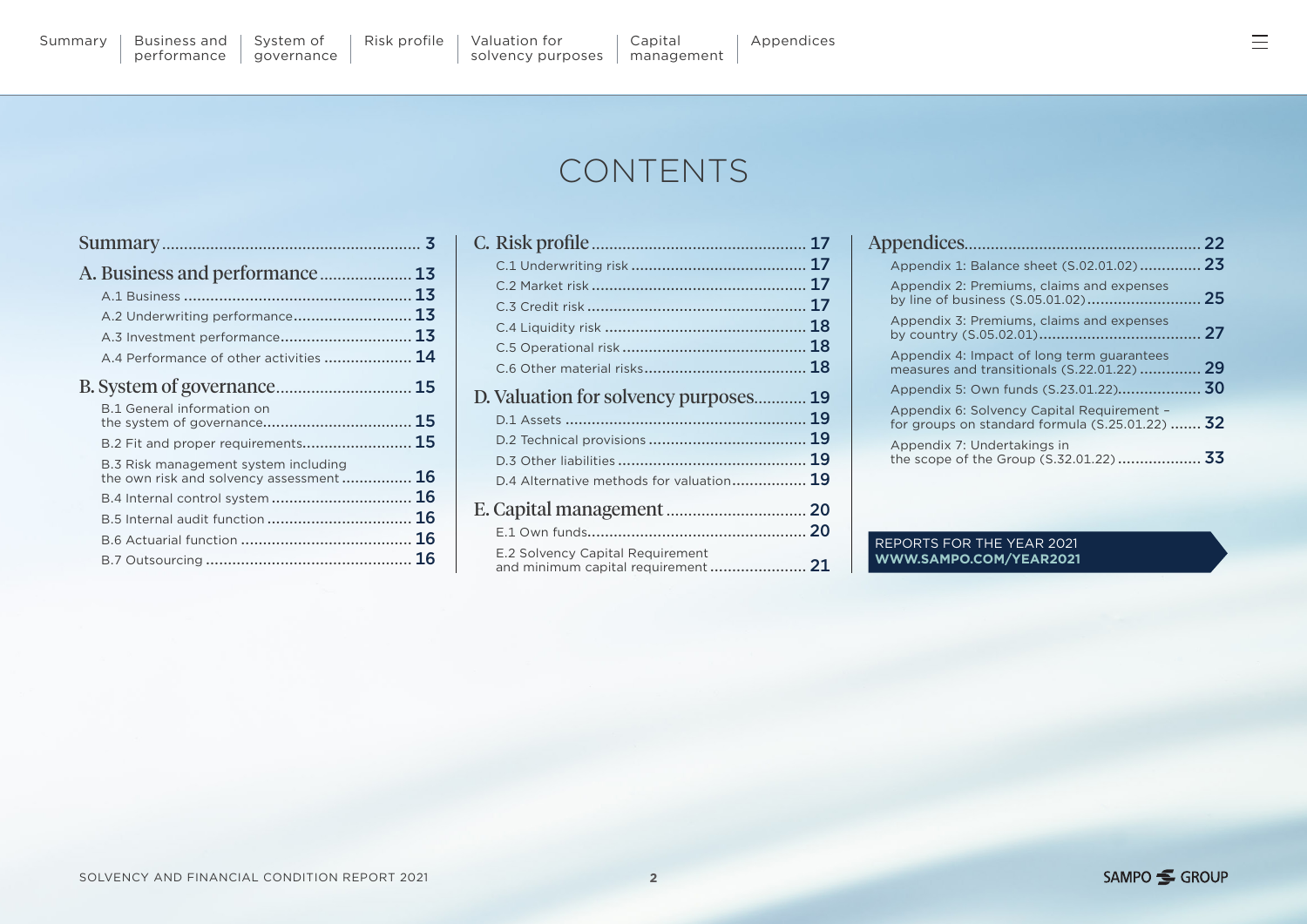# CONTENTS

**Summary** ... 3

**A. Business and performance** ... 13
- A.1 Business ... 13
- A.2 Underwriting performance ... 13
- A.3 Investment performance ... 13
- A.4 Performance of other activities ... 14

**B. System of governance** ... 15
- B.1 General information on the system of governance ... 15
- B.2 Fit and proper requirements ... 15
- B.3 Risk management system including the own risk and solvency assessment ... 16
- B.4 Internal control system ... 16
- B.5 Internal audit function ... 16
- B.6 Actuarial function ... 16
- B.7 Outsourcing ... 16

**C. Risk profile** ... 17
- C.1 Underwriting risk ... 17
- C.2 Market risk ... 17
- C.3 Credit risk ... 17
- C.4 Liquidity risk ... 18
- C.5 Operational risk ... 18
- C.6 Other material risks ... 18

**D. Valuation for solvency purposes** ... 19
- D.1 Assets ... 19
- D.2 Technical provisions ... 19
- D.3 Other liabilities ... 19
- D.4 Alternative methods for valuation ... 19

**E. Capital management** ... 20
- E.1 Own funds ... 20
- E.2 Solvency Capital Requirement and minimum capital requirement ... 21

**Appendices** ... 22
- Appendix 1: Balance sheet (S.02.01.02) ... 23
- Appendix 2: Premiums, claims and expenses by line of business (S.05.01.02) ... 25
- Appendix 3: Premiums, claims and expenses by country (S.05.02.01) ... 27
- Appendix 4: Impact of long term guarantees measures and transitionals (S.22.01.22) ... 29
- Appendix 5: Own funds (S.23.01.22) ... 30
- Appendix 6: Solvency Capital Requirement – for groups on standard formula (S.25.01.22) ... 32
- Appendix 7: Undertakings in the scope of the Group (S.32.01.22) ... 33

REPORTS FOR THE YEAR 2021
**WWW.SAMPO.COM/YEAR2021**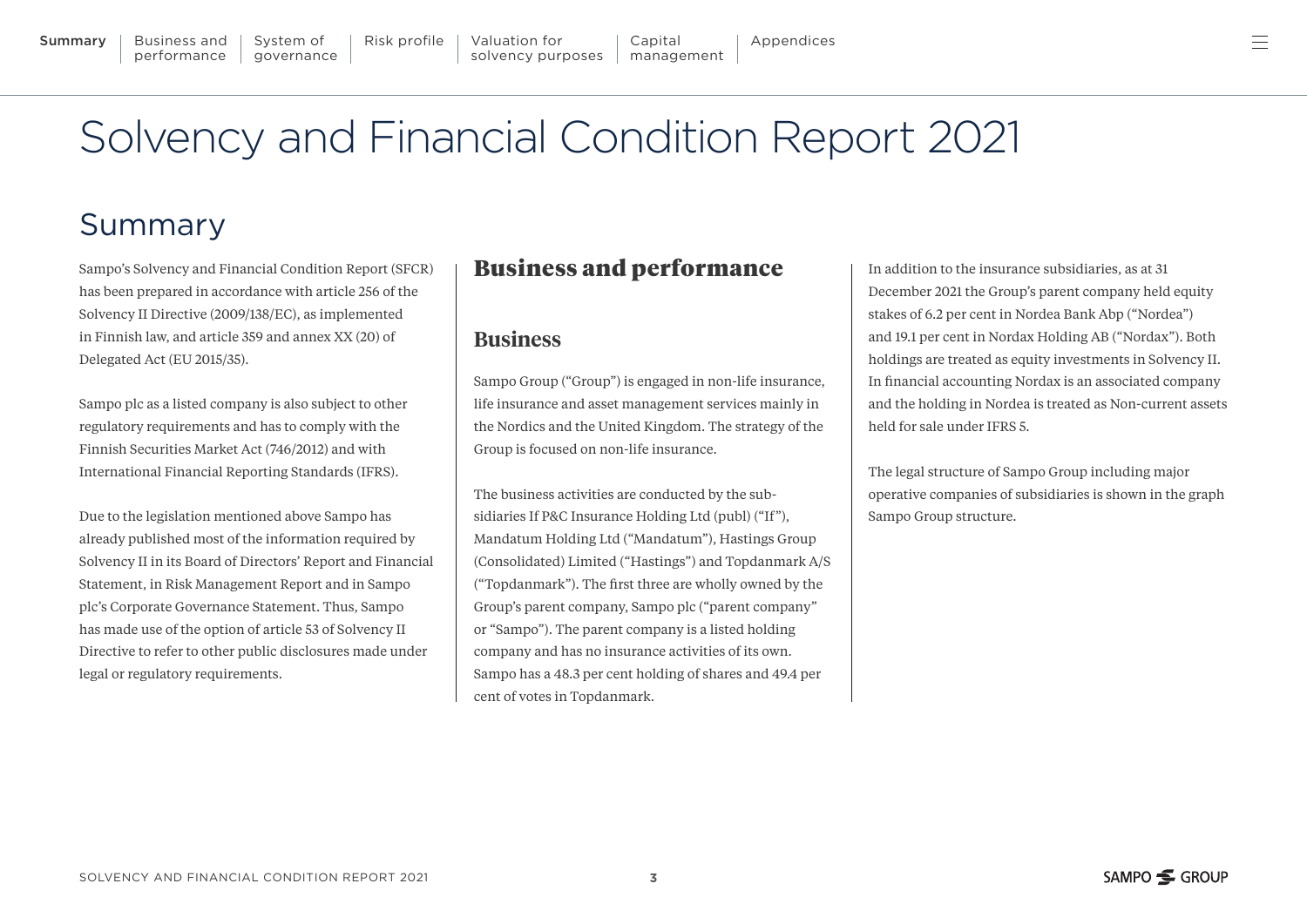# Solvency and Financial Condition Report 2021

## Summary

Sampo's Solvency and Financial Condition Report (SFCR) has been prepared in accordance with article 256 of the Solvency II Directive (2009/138/EC), as implemented in Finnish law, and article 359 and annex XX (20) of Delegated Act (EU 2015/35).

Sampo plc as a listed company is also subject to other regulatory requirements and has to comply with the Finnish Securities Market Act (746/2012) and with International Financial Reporting Standards (IFRS).

Due to the legislation mentioned above Sampo has already published most of the information required by Solvency II in its Board of Directors' Report and Financial Statement, in Risk Management Report and in Sampo plc's Corporate Governance Statement. Thus, Sampo has made use of the option of article 53 of Solvency II Directive to refer to other public disclosures made under legal or regulatory requirements.

## Business and performance

### Business

Sampo Group ("Group") is engaged in non-life insurance, life insurance and asset management services mainly in the Nordics and the United Kingdom. The strategy of the Group is focused on non-life insurance.

The business activities are conducted by the subsidiaries If P&C Insurance Holding Ltd (publ) ("If"), Mandatum Holding Ltd ("Mandatum"), Hastings Group (Consolidated) Limited ("Hastings") and Topdanmark A/S ("Topdanmark"). The first three are wholly owned by the Group's parent company, Sampo plc ("parent company" or "Sampo"). The parent company is a listed holding company and has no insurance activities of its own. Sampo has a 48.3 per cent holding of shares and 49.4 per cent of votes in Topdanmark.

In addition to the insurance subsidiaries, as at 31 December 2021 the Group's parent company held equity stakes of 6.2 per cent in Nordea Bank Abp ("Nordea") and 19.1 per cent in Nordax Holding AB ("Nordax"). Both holdings are treated as equity investments in Solvency II. In financial accounting Nordax is an associated company and the holding in Nordea is treated as Non-current assets held for sale under IFRS 5.

The legal structure of Sampo Group including major operative companies of subsidiaries is shown in the graph Sampo Group structure.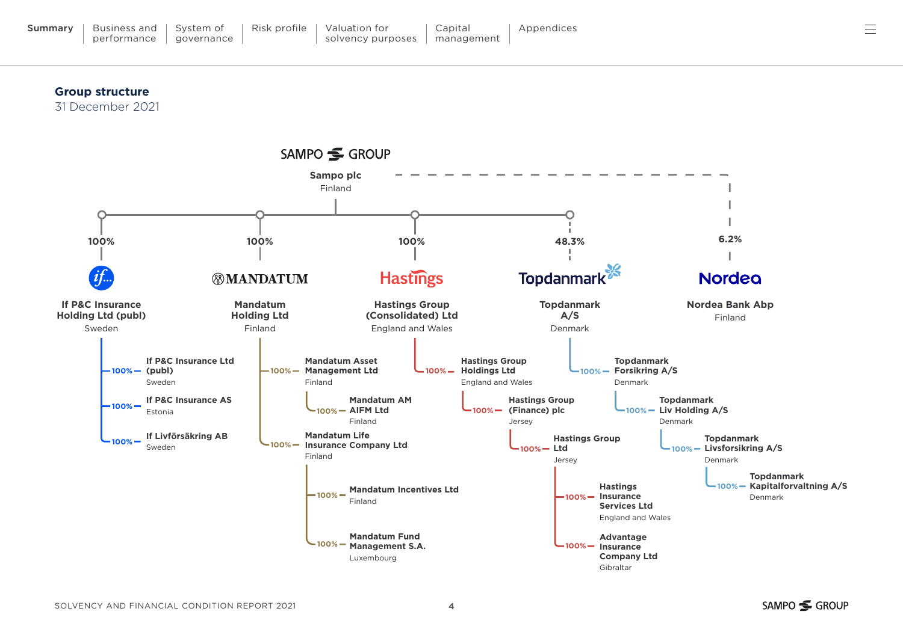## Group structure

31 December 2021

**Sampo plc**
Finland

- 100% — **If P&C Insurance Holding Ltd (publ)**, Sweden
  - 100% — **If P&C Insurance Ltd (publ)**, Sweden
  - 100% — **If P&C Insurance AS**, Estonia
  - 100% — **If Livförsäkring AB**, Sweden
- 100% — **Mandatum Holding Ltd**, Finland
  - 100% — **Mandatum Asset Management Ltd**, Finland
    - 100% — **Mandatum AM AIFM Ltd**, Finland
  - 100% — **Mandatum Life Insurance Company Ltd**, Finland
    - 100% — **Mandatum Incentives Ltd**, Finland
    - 100% — **Mandatum Fund Management S.A.**, Luxembourg
- 100% — **Hastings Group (Consolidated) Ltd**, England and Wales
  - 100% — **Hastings Group Holdings Ltd**, England and Wales
    - 100% — **Hastings Group (Finance) plc**, Jersey
      - 100% — **Hastings Group Ltd**, Jersey
        - 100% — **Hastings Insurance Services Ltd**, England and Wales
        - 100% — **Advantage Insurance Company Ltd**, Gibraltar
- 48.3% — **Topdanmark A/S**, Denmark
  - 100% — **Topdanmark Forsikring A/S**, Denmark
    - 100% — **Topdanmark Liv Holding A/S**, Denmark
      - 100% — **Topdanmark Livsforsikring A/S**, Denmark
        - 100% — **Topdanmark Kapitalforvaltning A/S**, Denmark
- 6.2% — **Nordea Bank Abp**, Finland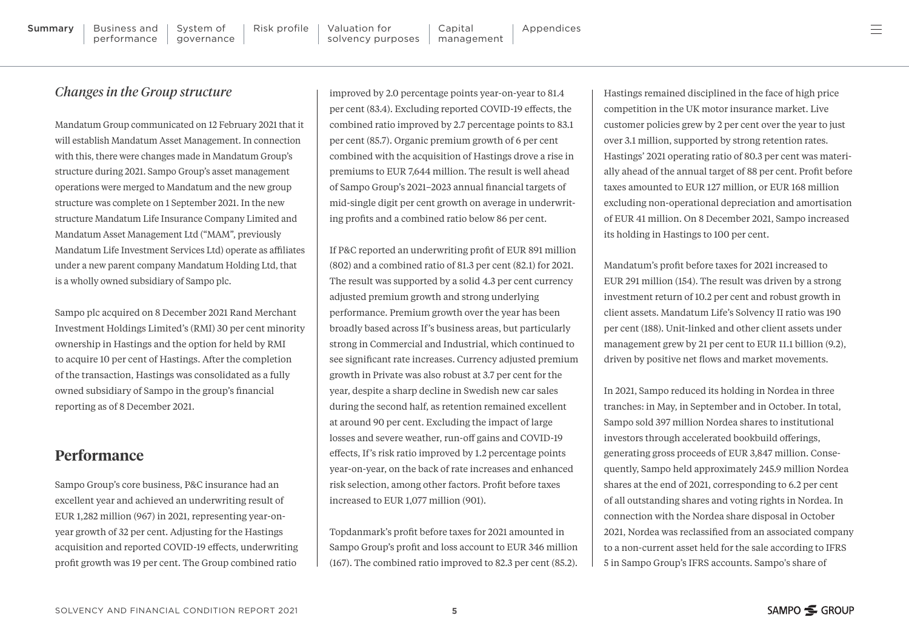### *Changes in the Group structure*

Mandatum Group communicated on 12 February 2021 that it will establish Mandatum Asset Management. In connection with this, there were changes made in Mandatum Group's structure during 2021. Sampo Group's asset management operations were merged to Mandatum and the new group structure was complete on 1 September 2021. In the new structure Mandatum Life Insurance Company Limited and Mandatum Asset Management Ltd ("MAM", previously Mandatum Life Investment Services Ltd) operate as affiliates under a new parent company Mandatum Holding Ltd, that is a wholly owned subsidiary of Sampo plc.

Sampo plc acquired on 8 December 2021 Rand Merchant Investment Holdings Limited's (RMI) 30 per cent minority ownership in Hastings and the option for held by RMI to acquire 10 per cent of Hastings. After the completion of the transaction, Hastings was consolidated as a fully owned subsidiary of Sampo in the group's financial reporting as of 8 December 2021.

## Performance

Sampo Group's core business, P&C insurance had an excellent year and achieved an underwriting result of EUR 1,282 million (967) in 2021, representing year-on-year growth of 32 per cent. Adjusting for the Hastings acquisition and reported COVID-19 effects, underwriting profit growth was 19 per cent. The Group combined ratio improved by 2.0 percentage points year-on-year to 81.4 per cent (83.4). Excluding reported COVID-19 effects, the combined ratio improved by 2.7 percentage points to 83.1 per cent (85.7). Organic premium growth of 6 per cent combined with the acquisition of Hastings drove a rise in premiums to EUR 7,644 million. The result is well ahead of Sampo Group's 2021–2023 annual financial targets of mid-single digit per cent growth on average in underwriting profits and a combined ratio below 86 per cent.

If P&C reported an underwriting profit of EUR 891 million (802) and a combined ratio of 81.3 per cent (82.1) for 2021. The result was supported by a solid 4.3 per cent currency adjusted premium growth and strong underlying performance. Premium growth over the year has been broadly based across If's business areas, but particularly strong in Commercial and Industrial, which continued to see significant rate increases. Currency adjusted premium growth in Private was also robust at 3.7 per cent for the year, despite a sharp decline in Swedish new car sales during the second half, as retention remained excellent at around 90 per cent. Excluding the impact of large losses and severe weather, run-off gains and COVID-19 effects, If's risk ratio improved by 1.2 percentage points year-on-year, on the back of rate increases and enhanced risk selection, among other factors. Profit before taxes increased to EUR 1,077 million (901).

Topdanmark's profit before taxes for 2021 amounted in Sampo Group's profit and loss account to EUR 346 million (167). The combined ratio improved to 82.3 per cent (85.2). Hastings remained disciplined in the face of high price competition in the UK motor insurance market. Live customer policies grew by 2 per cent over the year to just over 3.1 million, supported by strong retention rates. Hastings' 2021 operating ratio of 80.3 per cent was materially ahead of the annual target of 88 per cent. Profit before taxes amounted to EUR 127 million, or EUR 168 million excluding non-operational depreciation and amortisation of EUR 41 million. On 8 December 2021, Sampo increased its holding in Hastings to 100 per cent.

Mandatum's profit before taxes for 2021 increased to EUR 291 million (154). The result was driven by a strong investment return of 10.2 per cent and robust growth in client assets. Mandatum Life's Solvency II ratio was 190 per cent (188). Unit-linked and other client assets under management grew by 21 per cent to EUR 11.1 billion (9.2), driven by positive net flows and market movements.

In 2021, Sampo reduced its holding in Nordea in three tranches: in May, in September and in October. In total, Sampo sold 397 million Nordea shares to institutional investors through accelerated bookbuild offerings, generating gross proceeds of EUR 3,847 million. Consequently, Sampo held approximately 245.9 million Nordea shares at the end of 2021, corresponding to 6.2 per cent of all outstanding shares and voting rights in Nordea. In connection with the Nordea share disposal in October 2021, Nordea was reclassified from an associated company to a non-current asset held for the sale according to IFRS 5 in Sampo Group's IFRS accounts. Sampo's share of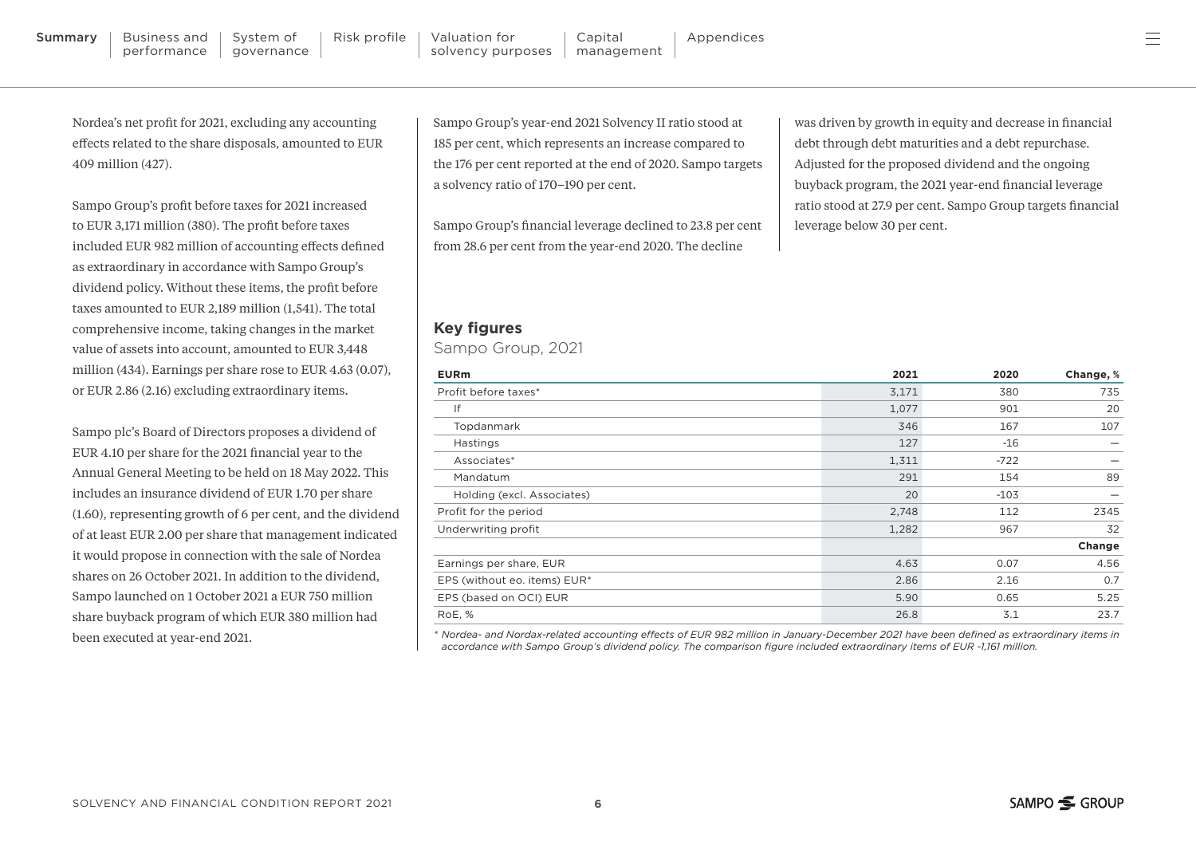Nordea's net profit for 2021, excluding any accounting effects related to the share disposals, amounted to EUR 409 million (427).

Sampo Group's profit before taxes for 2021 increased to EUR 3,171 million (380). The profit before taxes included EUR 982 million of accounting effects defined as extraordinary in accordance with Sampo Group's dividend policy. Without these items, the profit before taxes amounted to EUR 2,189 million (1,541). The total comprehensive income, taking changes in the market value of assets into account, amounted to EUR 3,448 million (434). Earnings per share rose to EUR 4.63 (0.07), or EUR 2.86 (2.16) excluding extraordinary items.

Sampo plc's Board of Directors proposes a dividend of EUR 4.10 per share for the 2021 financial year to the Annual General Meeting to be held on 18 May 2022. This includes an insurance dividend of EUR 1.70 per share (1.60), representing growth of 6 per cent, and the dividend of at least EUR 2.00 per share that management indicated it would propose in connection with the sale of Nordea shares on 26 October 2021. In addition to the dividend, Sampo launched on 1 October 2021 a EUR 750 million share buyback program of which EUR 380 million had been executed at year-end 2021.

Sampo Group's year-end 2021 Solvency II ratio stood at 185 per cent, which represents an increase compared to the 176 per cent reported at the end of 2020. Sampo targets a solvency ratio of 170–190 per cent.

Sampo Group's financial leverage declined to 23.8 per cent from 28.6 per cent from the year-end 2020. The decline was driven by growth in equity and decrease in financial debt through debt maturities and a debt repurchase. Adjusted for the proposed dividend and the ongoing buyback program, the 2021 year-end financial leverage ratio stood at 27.9 per cent. Sampo Group targets financial leverage below 30 per cent.

## Key figures

Sampo Group, 2021

| EURm | 2021 | 2020 | Change, % |
|---|---|---|---|
| Profit before taxes* | 3,171 | 380 | 735 |
| If | 1,077 | 901 | 20 |
| Topdanmark | 346 | 167 | 107 |
| Hastings | 127 | -16 | — |
| Associates* | 1,311 | -722 | — |
| Mandatum | 291 | 154 | 89 |
| Holding (excl. Associates) | 20 | -103 | — |
| Profit for the period | 2,748 | 112 | 2345 |
| Underwriting profit | 1,282 | 967 | 32 |
| | | | **Change** |
| Earnings per share, EUR | 4.63 | 0.07 | 4.56 |
| EPS (without eo. items) EUR* | 2.86 | 2.16 | 0.7 |
| EPS (based on OCI) EUR | 5.90 | 0.65 | 5.25 |
| RoE, % | 26.8 | 3.1 | 23.7 |

*\* Nordea- and Nordax-related accounting effects of EUR 982 million in January-December 2021 have been defined as extraordinary items in accordance with Sampo Group's dividend policy. The comparison figure included extraordinary items of EUR -1,161 million.*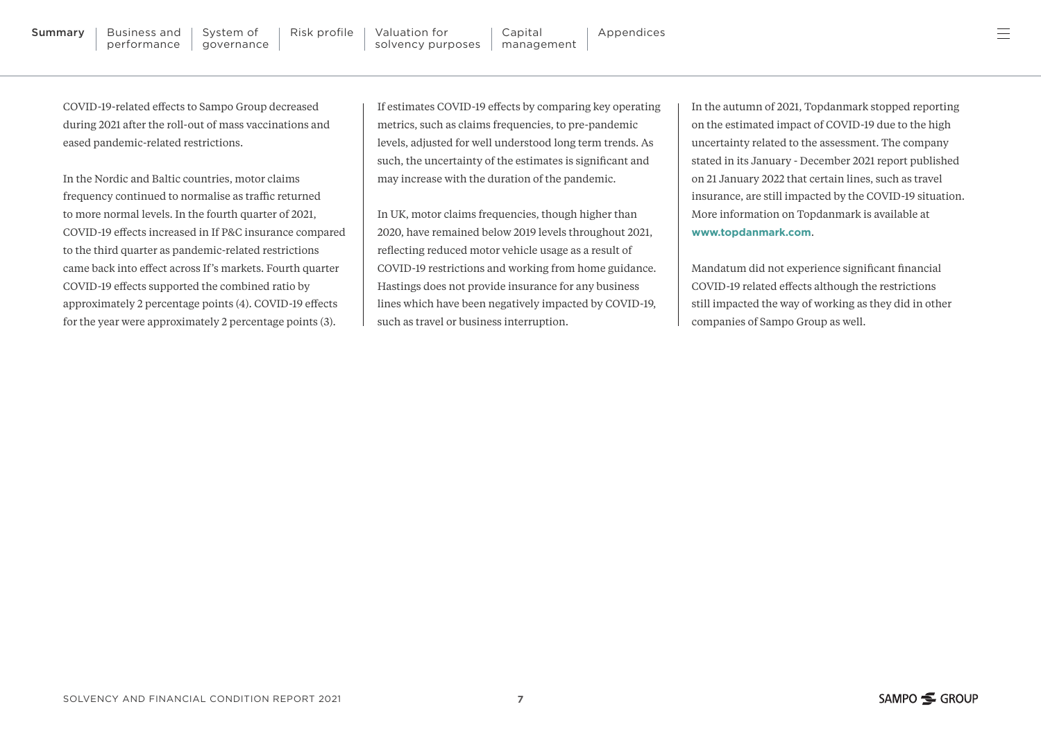COVID-19-related effects to Sampo Group decreased during 2021 after the roll-out of mass vaccinations and eased pandemic-related restrictions.

In the Nordic and Baltic countries, motor claims frequency continued to normalise as traffic returned to more normal levels. In the fourth quarter of 2021, COVID-19 effects increased in If P&C insurance compared to the third quarter as pandemic-related restrictions came back into effect across If's markets. Fourth quarter COVID-19 effects supported the combined ratio by approximately 2 percentage points (4). COVID-19 effects for the year were approximately 2 percentage points (3).

If estimates COVID-19 effects by comparing key operating metrics, such as claims frequencies, to pre-pandemic levels, adjusted for well understood long term trends. As such, the uncertainty of the estimates is significant and may increase with the duration of the pandemic.

In UK, motor claims frequencies, though higher than 2020, have remained below 2019 levels throughout 2021, reflecting reduced motor vehicle usage as a result of COVID-19 restrictions and working from home guidance. Hastings does not provide insurance for any business lines which have been negatively impacted by COVID-19, such as travel or business interruption.

In the autumn of 2021, Topdanmark stopped reporting on the estimated impact of COVID-19 due to the high uncertainty related to the assessment. The company stated in its January - December 2021 report published on 21 January 2022 that certain lines, such as travel insurance, are still impacted by the COVID-19 situation. More information on Topdanmark is available at **www.topdanmark.com**.

Mandatum did not experience significant financial COVID-19 related effects although the restrictions still impacted the way of working as they did in other companies of Sampo Group as well.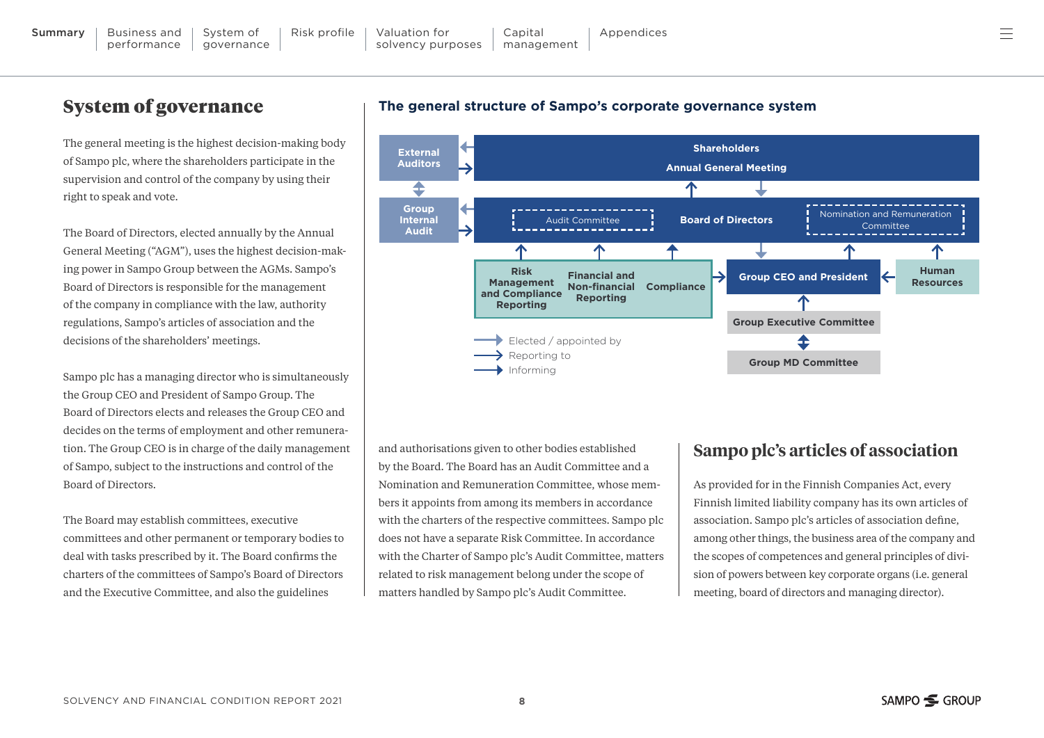# System of governance

The general meeting is the highest decision-making body of Sampo plc, where the shareholders participate in the supervision and control of the company by using their right to speak and vote.

The Board of Directors, elected annually by the Annual General Meeting ("AGM"), uses the highest decision-making power in Sampo Group between the AGMs. Sampo's Board of Directors is responsible for the management of the company in compliance with the law, authority regulations, Sampo's articles of association and the decisions of the shareholders' meetings.

Sampo plc has a managing director who is simultaneously the Group CEO and President of Sampo Group. The Board of Directors elects and releases the Group CEO and decides on the terms of employment and other remuneration. The Group CEO is in charge of the daily management of Sampo, subject to the instructions and control of the Board of Directors.

The Board may establish committees, executive committees and other permanent or temporary bodies to deal with tasks prescribed by it. The Board confirms the charters of the committees of Sampo's Board of Directors and the Executive Committee, and also the guidelines and authorisations given to other bodies established by the Board. The Board has an Audit Committee and a Nomination and Remuneration Committee, whose members it appoints from among its members in accordance with the charters of the respective committees. Sampo plc does not have a separate Risk Committee. In accordance with the Charter of Sampo plc's Audit Committee, matters related to risk management belong under the scope of matters handled by Sampo plc's Audit Committee.

## The general structure of Sampo's corporate governance system

- External Auditors
- Shareholders
- Annual General Meeting
- Group Internal Audit
- Audit Committee
- Board of Directors
- Nomination and Remuneration Committee
- Risk Management and Compliance Reporting
- Financial and Non-financial Reporting
- Compliance
- Group CEO and President
- Human Resources
- Group Executive Committee
- Group MD Committee

Legend: Elected / appointed by; Reporting to; Informing

## Sampo plc's articles of association

As provided for in the Finnish Companies Act, every Finnish limited liability company has its own articles of association. Sampo plc's articles of association define, among other things, the business area of the company and the scopes of competences and general principles of division of powers between key corporate organs (i.e. general meeting, board of directors and managing director).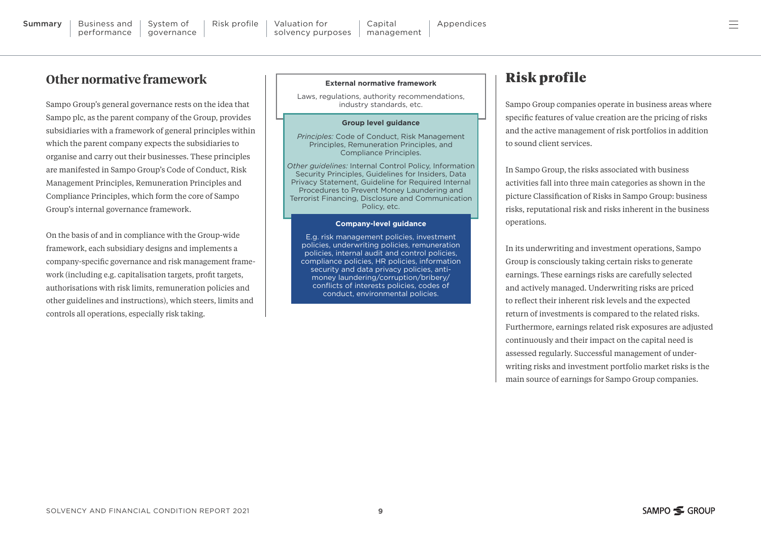## Other normative framework

Sampo Group's general governance rests on the idea that Sampo plc, as the parent company of the Group, provides subsidiaries with a framework of general principles within which the parent company expects the subsidiaries to organise and carry out their businesses. These principles are manifested in Sampo Group's Code of Conduct, Risk Management Principles, Remuneration Principles and Compliance Principles, which form the core of Sampo Group's internal governance framework.

On the basis of and in compliance with the Group-wide framework, each subsidiary designs and implements a company-specific governance and risk management framework (including e.g. capitalisation targets, profit targets, authorisations with risk limits, remuneration policies and other guidelines and instructions), which steers, limits and controls all operations, especially risk taking.

**External normative framework**

Laws, regulations, authority recommendations, industry standards, etc.

**Group level guidance**

*Principles:* Code of Conduct, Risk Management Principles, Remuneration Principles, and Compliance Principles.

*Other guidelines:* Internal Control Policy, Information Security Principles, Guidelines for Insiders, Data Privacy Statement, Guideline for Required Internal Procedures to Prevent Money Laundering and Terrorist Financing, Disclosure and Communication Policy, etc.

**Company-level guidance**

E.g. risk management policies, investment policies, underwriting policies, remuneration policies, internal audit and control policies, compliance policies, HR policies, information security and data privacy policies, anti-money laundering/corruption/bribery/conflicts of interests policies, codes of conduct, environmental policies.

# Risk profile

Sampo Group companies operate in business areas where specific features of value creation are the pricing of risks and the active management of risk portfolios in addition to sound client services.

In Sampo Group, the risks associated with business activities fall into three main categories as shown in the picture Classification of Risks in Sampo Group: business risks, reputational risk and risks inherent in the business operations.

In its underwriting and investment operations, Sampo Group is consciously taking certain risks to generate earnings. These earnings risks are carefully selected and actively managed. Underwriting risks are priced to reflect their inherent risk levels and the expected return of investments is compared to the related risks. Furthermore, earnings related risk exposures are adjusted continuously and their impact on the capital need is assessed regularly. Successful management of underwriting risks and investment portfolio market risks is the main source of earnings for Sampo Group companies.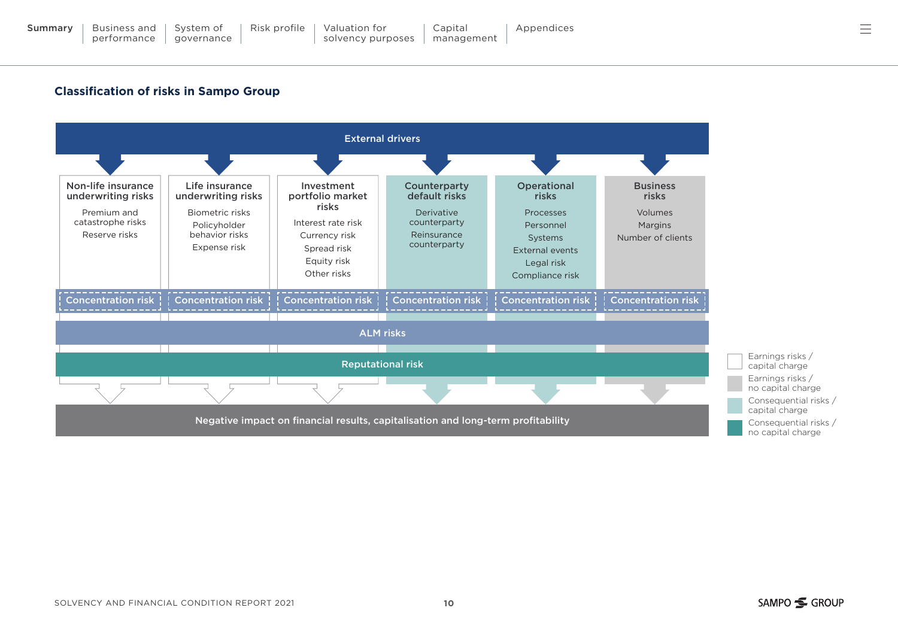### Classification of risks in Sampo Group

External drivers

| Non-life insurance underwriting risks | Life insurance underwriting risks | Investment portfolio market risks | Counterparty default risks | Operational risks | Business risks |
|---|---|---|---|---|---|
| Premium and catastrophe risks<br>Reserve risks | Biometric risks<br>Policyholder behavior risks<br>Expense risk | Interest rate risk<br>Currency risk<br>Spread risk<br>Equity risk<br>Other risks | Derivative counterparty<br>Reinsurance counterparty | Processes<br>Personnel<br>Systems<br>External events<br>Legal risk<br>Compliance risk | Volumes<br>Margins<br>Number of clients |
| Concentration risk | Concentration risk | Concentration risk | Concentration risk | Concentration risk | Concentration risk |

ALM risks

Reputational risk

Negative impact on financial results, capitalisation and long-term profitability

Legend:
- Earnings risks / capital charge
- Earnings risks / no capital charge
- Consequential risks / capital charge
- Consequential risks / no capital charge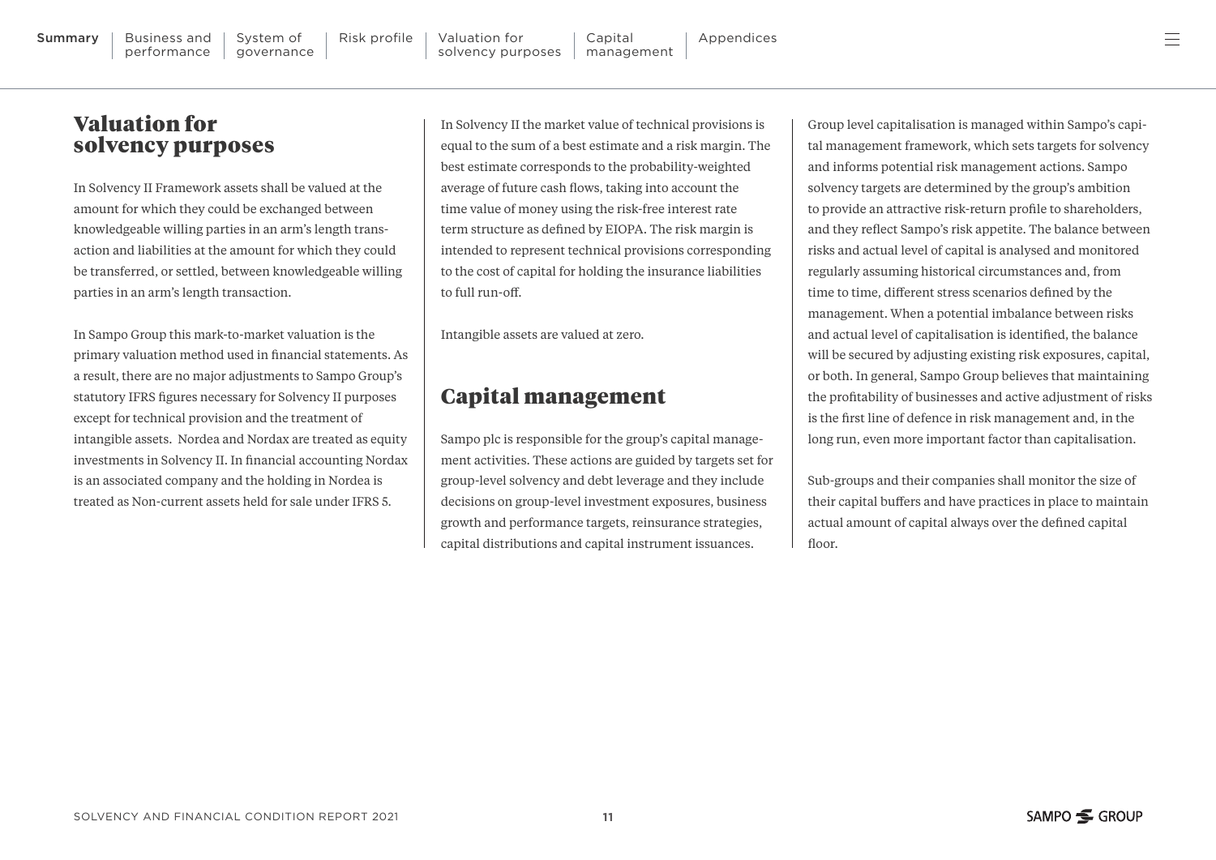## Valuation for solvency purposes

In Solvency II Framework assets shall be valued at the amount for which they could be exchanged between knowledgeable willing parties in an arm's length transaction and liabilities at the amount for which they could be transferred, or settled, between knowledgeable willing parties in an arm's length transaction.

In Sampo Group this mark-to-market valuation is the primary valuation method used in financial statements. As a result, there are no major adjustments to Sampo Group's statutory IFRS figures necessary for Solvency II purposes except for technical provision and the treatment of intangible assets. Nordea and Nordax are treated as equity investments in Solvency II. In financial accounting Nordax is an associated company and the holding in Nordea is treated as Non-current assets held for sale under IFRS 5.

In Solvency II the market value of technical provisions is equal to the sum of a best estimate and a risk margin. The best estimate corresponds to the probability-weighted average of future cash flows, taking into account the time value of money using the risk-free interest rate term structure as defined by EIOPA. The risk margin is intended to represent technical provisions corresponding to the cost of capital for holding the insurance liabilities to full run-off.

Intangible assets are valued at zero.

## Capital management

Sampo plc is responsible for the group's capital management activities. These actions are guided by targets set for group-level solvency and debt leverage and they include decisions on group-level investment exposures, business growth and performance targets, reinsurance strategies, capital distributions and capital instrument issuances.

Group level capitalisation is managed within Sampo's capital management framework, which sets targets for solvency and informs potential risk management actions. Sampo solvency targets are determined by the group's ambition to provide an attractive risk-return profile to shareholders, and they reflect Sampo's risk appetite. The balance between risks and actual level of capital is analysed and monitored regularly assuming historical circumstances and, from time to time, different stress scenarios defined by the management. When a potential imbalance between risks and actual level of capitalisation is identified, the balance will be secured by adjusting existing risk exposures, capital, or both. In general, Sampo Group believes that maintaining the profitability of businesses and active adjustment of risks is the first line of defence in risk management and, in the long run, even more important factor than capitalisation.

Sub-groups and their companies shall monitor the size of their capital buffers and have practices in place to maintain actual amount of capital always over the defined capital floor.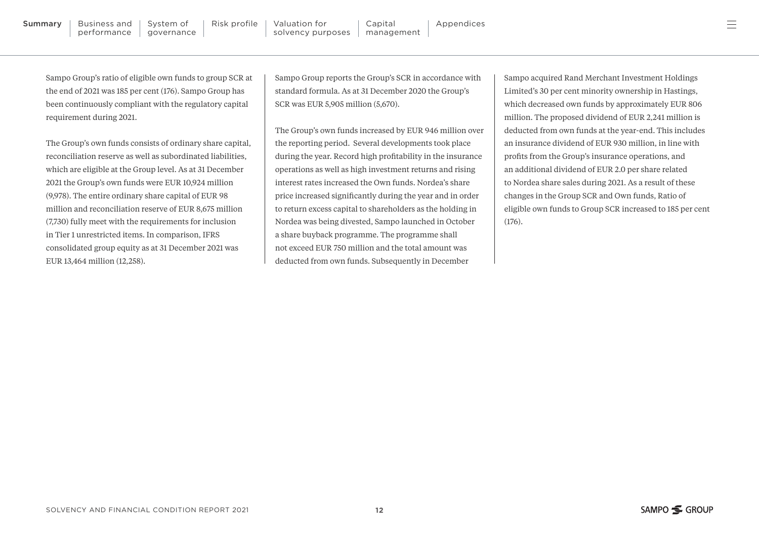Sampo Group's ratio of eligible own funds to group SCR at the end of 2021 was 185 per cent (176). Sampo Group has been continuously compliant with the regulatory capital requirement during 2021.

The Group's own funds consists of ordinary share capital, reconciliation reserve as well as subordinated liabilities, which are eligible at the Group level. As at 31 December 2021 the Group's own funds were EUR 10,924 million (9,978). The entire ordinary share capital of EUR 98 million and reconciliation reserve of EUR 8,675 million (7,730) fully meet with the requirements for inclusion in Tier 1 unrestricted items. In comparison, IFRS consolidated group equity as at 31 December 2021 was EUR 13,464 million (12,258).

Sampo Group reports the Group's SCR in accordance with standard formula. As at 31 December 2020 the Group's SCR was EUR 5,905 million (5,670).

The Group's own funds increased by EUR 946 million over the reporting period. Several developments took place during the year. Record high profitability in the insurance operations as well as high investment returns and rising interest rates increased the Own funds. Nordea's share price increased significantly during the year and in order to return excess capital to shareholders as the holding in Nordea was being divested, Sampo launched in October a share buyback programme. The programme shall not exceed EUR 750 million and the total amount was deducted from own funds. Subsequently in December Sampo acquired Rand Merchant Investment Holdings Limited's 30 per cent minority ownership in Hastings, which decreased own funds by approximately EUR 806 million. The proposed dividend of EUR 2,241 million is deducted from own funds at the year-end. This includes an insurance dividend of EUR 930 million, in line with profits from the Group's insurance operations, and an additional dividend of EUR 2.0 per share related to Nordea share sales during 2021. As a result of these changes in the Group SCR and Own funds, Ratio of eligible own funds to Group SCR increased to 185 per cent (176).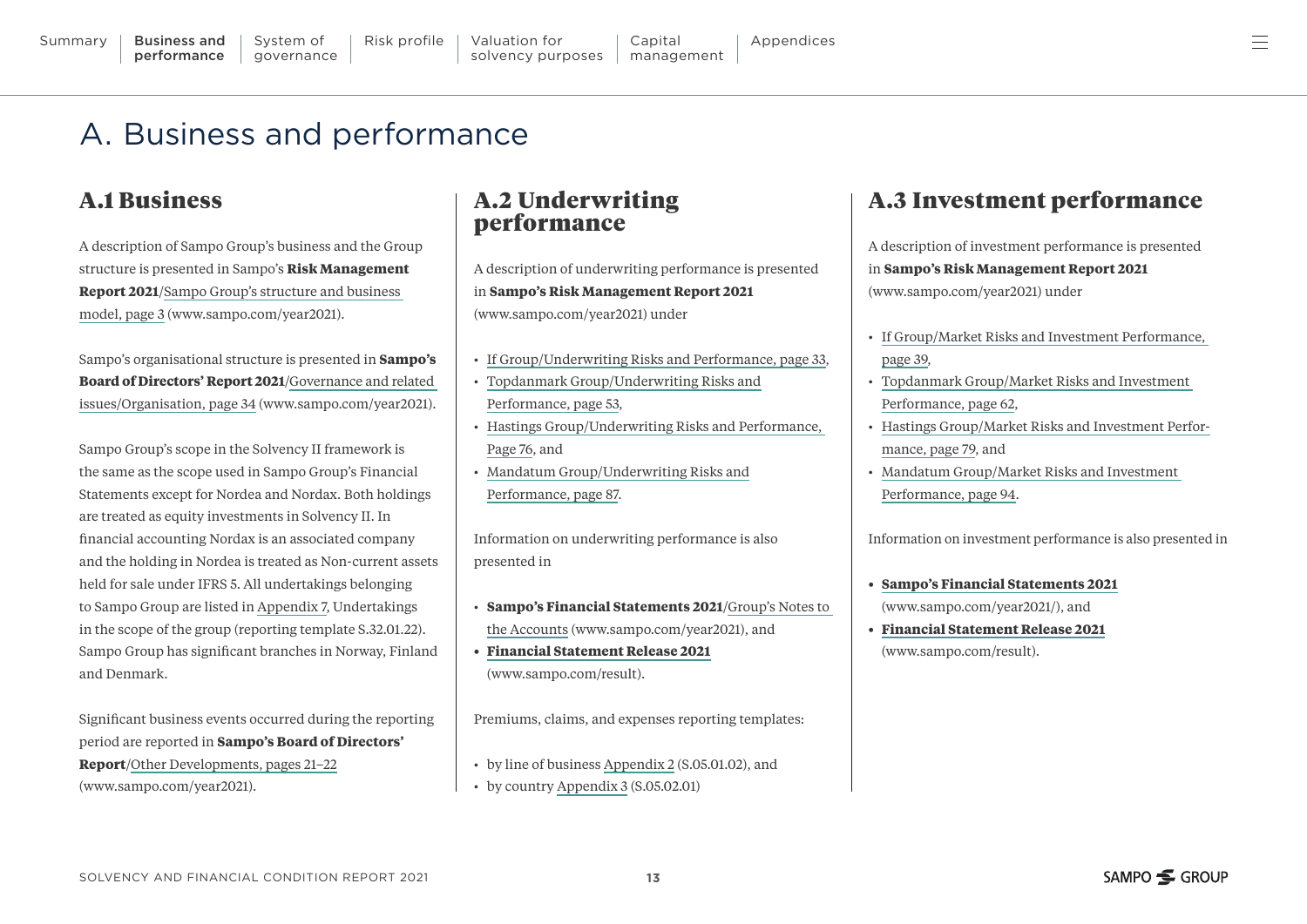# A. Business and performance

## A.1 Business

A description of Sampo Group's business and the Group structure is presented in Sampo's **Risk Management Report 2021**/Sampo Group's structure and business model, page 3 (www.sampo.com/year2021).

Sampo's organisational structure is presented in **Sampo's Board of Directors' Report 2021**/Governance and related issues/Organisation, page 34 (www.sampo.com/year2021).

Sampo Group's scope in the Solvency II framework is the same as the scope used in Sampo Group's Financial Statements except for Nordea and Nordax. Both holdings are treated as equity investments in Solvency II. In financial accounting Nordax is an associated company and the holding in Nordea is treated as Non-current assets held for sale under IFRS 5. All undertakings belonging to Sampo Group are listed in Appendix 7, Undertakings in the scope of the group (reporting template S.32.01.22). Sampo Group has significant branches in Norway, Finland and Denmark.

Significant business events occurred during the reporting period are reported in **Sampo's Board of Directors' Report**/Other Developments, pages 21–22 (www.sampo.com/year2021).

## A.2 Underwriting performance

A description of underwriting performance is presented in **Sampo's Risk Management Report 2021** (www.sampo.com/year2021) under

- If Group/Underwriting Risks and Performance, page 33,
- Topdanmark Group/Underwriting Risks and Performance, page 53,
- Hastings Group/Underwriting Risks and Performance, Page 76, and
- Mandatum Group/Underwriting Risks and Performance, page 87.

Information on underwriting performance is also presented in

- **Sampo's Financial Statements 2021**/Group's Notes to the Accounts (www.sampo.com/year2021), and
- **Financial Statement Release 2021** (www.sampo.com/result).

Premiums, claims, and expenses reporting templates:

- by line of business Appendix 2 (S.05.01.02), and
- by country Appendix 3 (S.05.02.01)

## A.3 Investment performance

A description of investment performance is presented in **Sampo's Risk Management Report 2021** (www.sampo.com/year2021) under

- If Group/Market Risks and Investment Performance, page 39,
- Topdanmark Group/Market Risks and Investment Performance, page 62,
- Hastings Group/Market Risks and Investment Performance, page 79, and
- Mandatum Group/Market Risks and Investment Performance, page 94.

Information on investment performance is also presented in

- **Sampo's Financial Statements 2021** (www.sampo.com/year2021/), and
- **Financial Statement Release 2021** (www.sampo.com/result).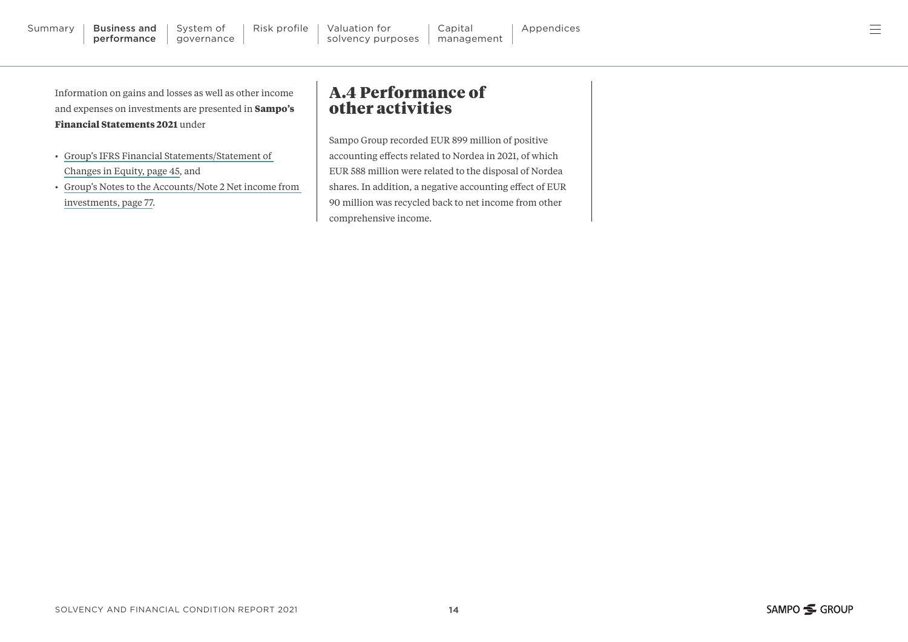Information on gains and losses as well as other income and expenses on investments are presented in **Sampo's Financial Statements 2021** under

- Group's IFRS Financial Statements/Statement of Changes in Equity, page 45, and
- Group's Notes to the Accounts/Note 2 Net income from investments, page 77.

## A.4 Performance of other activities

Sampo Group recorded EUR 899 million of positive accounting effects related to Nordea in 2021, of which EUR 588 million were related to the disposal of Nordea shares. In addition, a negative accounting effect of EUR 90 million was recycled back to net income from other comprehensive income.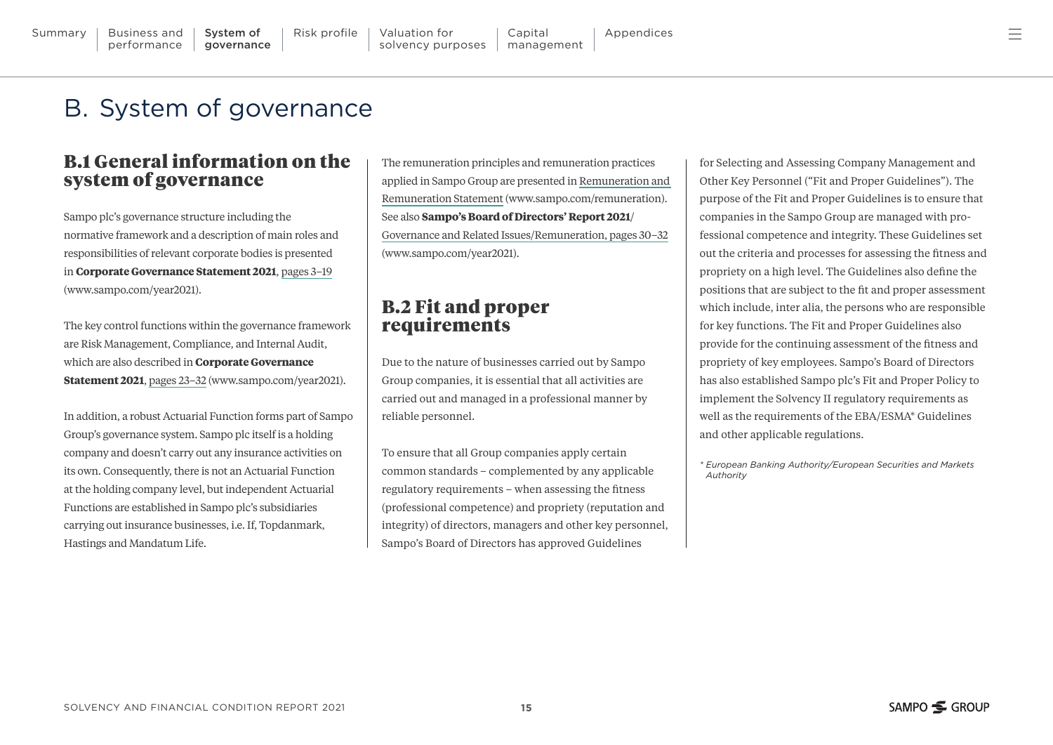# B. System of governance

## B.1 General information on the system of governance

Sampo plc's governance structure including the normative framework and a description of main roles and responsibilities of relevant corporate bodies is presented in **Corporate Governance Statement 2021**, pages 3–19 (www.sampo.com/year2021).

The key control functions within the governance framework are Risk Management, Compliance, and Internal Audit, which are also described in **Corporate Governance Statement 2021**, pages 23–32 (www.sampo.com/year2021).

In addition, a robust Actuarial Function forms part of Sampo Group's governance system. Sampo plc itself is a holding company and doesn't carry out any insurance activities on its own. Consequently, there is not an Actuarial Function at the holding company level, but independent Actuarial Functions are established in Sampo plc's subsidiaries carrying out insurance businesses, i.e. If, Topdanmark, Hastings and Mandatum Life.

The remuneration principles and remuneration practices applied in Sampo Group are presented in Remuneration and Remuneration Statement (www.sampo.com/remuneration). See also **Sampo's Board of Directors' Report 2021**/ Governance and Related Issues/Remuneration, pages 30–32 (www.sampo.com/year2021).

## B.2 Fit and proper requirements

Due to the nature of businesses carried out by Sampo Group companies, it is essential that all activities are carried out and managed in a professional manner by reliable personnel.

To ensure that all Group companies apply certain common standards – complemented by any applicable regulatory requirements – when assessing the fitness (professional competence) and propriety (reputation and integrity) of directors, managers and other key personnel, Sampo's Board of Directors has approved Guidelines for Selecting and Assessing Company Management and Other Key Personnel ("Fit and Proper Guidelines"). The purpose of the Fit and Proper Guidelines is to ensure that companies in the Sampo Group are managed with professional competence and integrity. These Guidelines set out the criteria and processes for assessing the fitness and propriety on a high level. The Guidelines also define the positions that are subject to the fit and proper assessment which include, inter alia, the persons who are responsible for key functions. The Fit and Proper Guidelines also provide for the continuing assessment of the fitness and propriety of key employees. Sampo's Board of Directors has also established Sampo plc's Fit and Proper Policy to implement the Solvency II regulatory requirements as well as the requirements of the EBA/ESMA* Guidelines and other applicable regulations.

*\* European Banking Authority/European Securities and Markets Authority*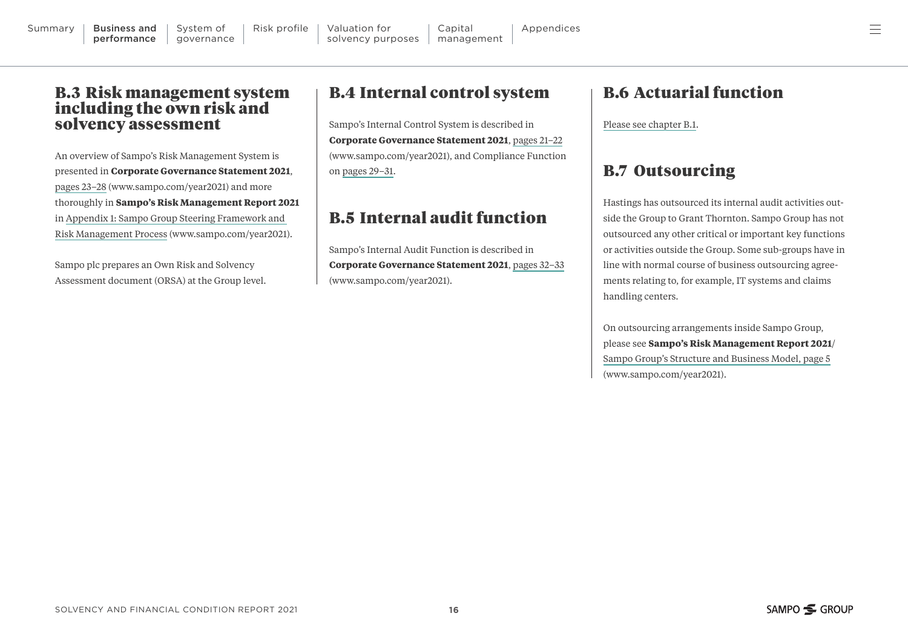## B.3 Risk management system including the own risk and solvency assessment

An overview of Sampo's Risk Management System is presented in **Corporate Governance Statement 2021**, pages 23–28 (www.sampo.com/year2021) and more thoroughly in **Sampo's Risk Management Report 2021** in Appendix 1: Sampo Group Steering Framework and Risk Management Process (www.sampo.com/year2021).

Sampo plc prepares an Own Risk and Solvency Assessment document (ORSA) at the Group level.

## B.4 Internal control system

Sampo's Internal Control System is described in **Corporate Governance Statement 2021**, pages 21–22 (www.sampo.com/year2021), and Compliance Function on pages 29–31.

## B.5 Internal audit function

Sampo's Internal Audit Function is described in **Corporate Governance Statement 2021**, pages 32–33 (www.sampo.com/year2021).

## B.6 Actuarial function

Please see chapter B.1.

## B.7 Outsourcing

Hastings has outsourced its internal audit activities outside the Group to Grant Thornton. Sampo Group has not outsourced any other critical or important key functions or activities outside the Group. Some sub-groups have in line with normal course of business outsourcing agreements relating to, for example, IT systems and claims handling centers.

On outsourcing arrangements inside Sampo Group, please see **Sampo's Risk Management Report 2021**/ Sampo Group's Structure and Business Model, page 5 (www.sampo.com/year2021).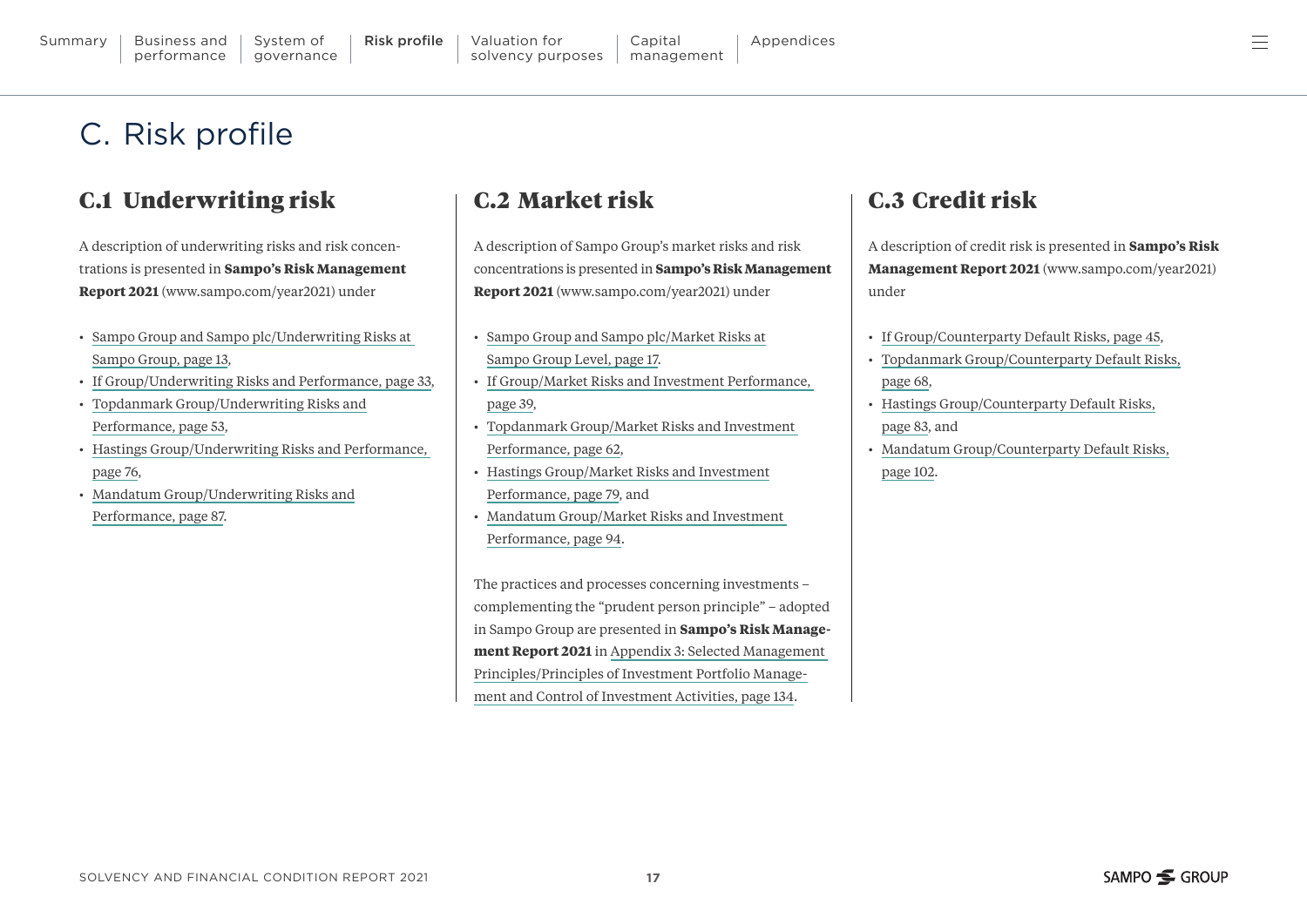# C. Risk profile

## C.1 Underwriting risk

A description of underwriting risks and risk concentrations is presented in **Sampo's Risk Management Report 2021** (www.sampo.com/year2021) under

- Sampo Group and Sampo plc/Underwriting Risks at Sampo Group, page 13,
- If Group/Underwriting Risks and Performance, page 33,
- Topdanmark Group/Underwriting Risks and Performance, page 53,
- Hastings Group/Underwriting Risks and Performance, page 76,
- Mandatum Group/Underwriting Risks and Performance, page 87.

## C.2 Market risk

A description of Sampo Group's market risks and risk concentrations is presented in **Sampo's Risk Management Report 2021** (www.sampo.com/year2021) under

- Sampo Group and Sampo plc/Market Risks at Sampo Group Level, page 17.
- If Group/Market Risks and Investment Performance, page 39,
- Topdanmark Group/Market Risks and Investment Performance, page 62,
- Hastings Group/Market Risks and Investment Performance, page 79, and
- Mandatum Group/Market Risks and Investment Performance, page 94.

The practices and processes concerning investments – complementing the "prudent person principle" – adopted in Sampo Group are presented in **Sampo's Risk Management Report 2021** in Appendix 3: Selected Management Principles/Principles of Investment Portfolio Management and Control of Investment Activities, page 134.

## C.3 Credit risk

A description of credit risk is presented in **Sampo's Risk Management Report 2021** (www.sampo.com/year2021) under

- If Group/Counterparty Default Risks, page 45,
- Topdanmark Group/Counterparty Default Risks, page 68,
- Hastings Group/Counterparty Default Risks, page 83, and
- Mandatum Group/Counterparty Default Risks, page 102.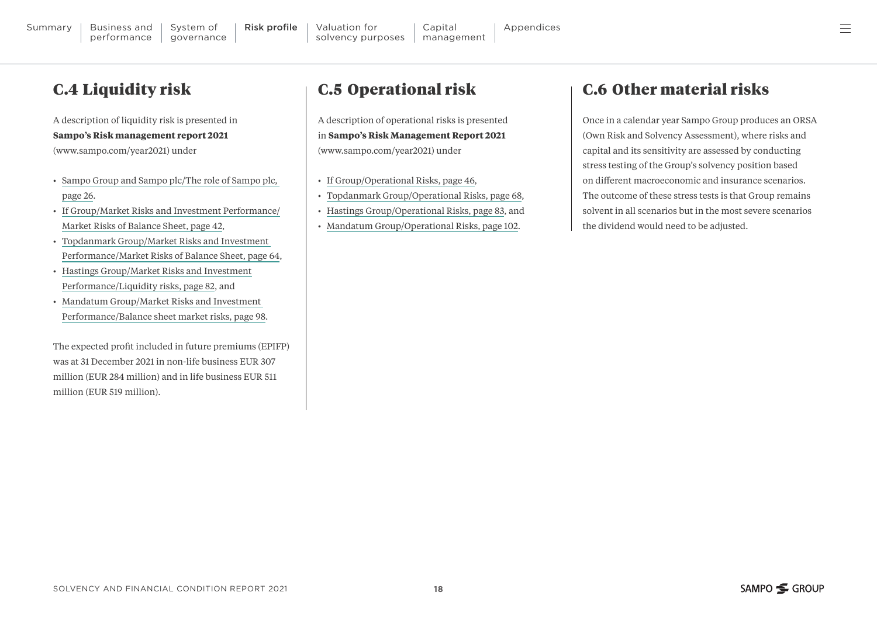## C.4 Liquidity risk

A description of liquidity risk is presented in **Sampo's Risk management report 2021** (www.sampo.com/year2021) under

- Sampo Group and Sampo plc/The role of Sampo plc, page 26.
- If Group/Market Risks and Investment Performance/Market Risks of Balance Sheet, page 42,
- Topdanmark Group/Market Risks and Investment Performance/Market Risks of Balance Sheet, page 64,
- Hastings Group/Market Risks and Investment Performance/Liquidity risks, page 82, and
- Mandatum Group/Market Risks and Investment Performance/Balance sheet market risks, page 98.

The expected profit included in future premiums (EPIFP) was at 31 December 2021 in non-life business EUR 307 million (EUR 284 million) and in life business EUR 511 million (EUR 519 million).

## C.5 Operational risk

A description of operational risks is presented in **Sampo's Risk Management Report 2021** (www.sampo.com/year2021) under

- If Group/Operational Risks, page 46,
- Topdanmark Group/Operational Risks, page 68,
- Hastings Group/Operational Risks, page 83, and
- Mandatum Group/Operational Risks, page 102.

## C.6 Other material risks

Once in a calendar year Sampo Group produces an ORSA (Own Risk and Solvency Assessment), where risks and capital and its sensitivity are assessed by conducting stress testing of the Group's solvency position based on different macroeconomic and insurance scenarios. The outcome of these stress tests is that Group remains solvent in all scenarios but in the most severe scenarios the dividend would need to be adjusted.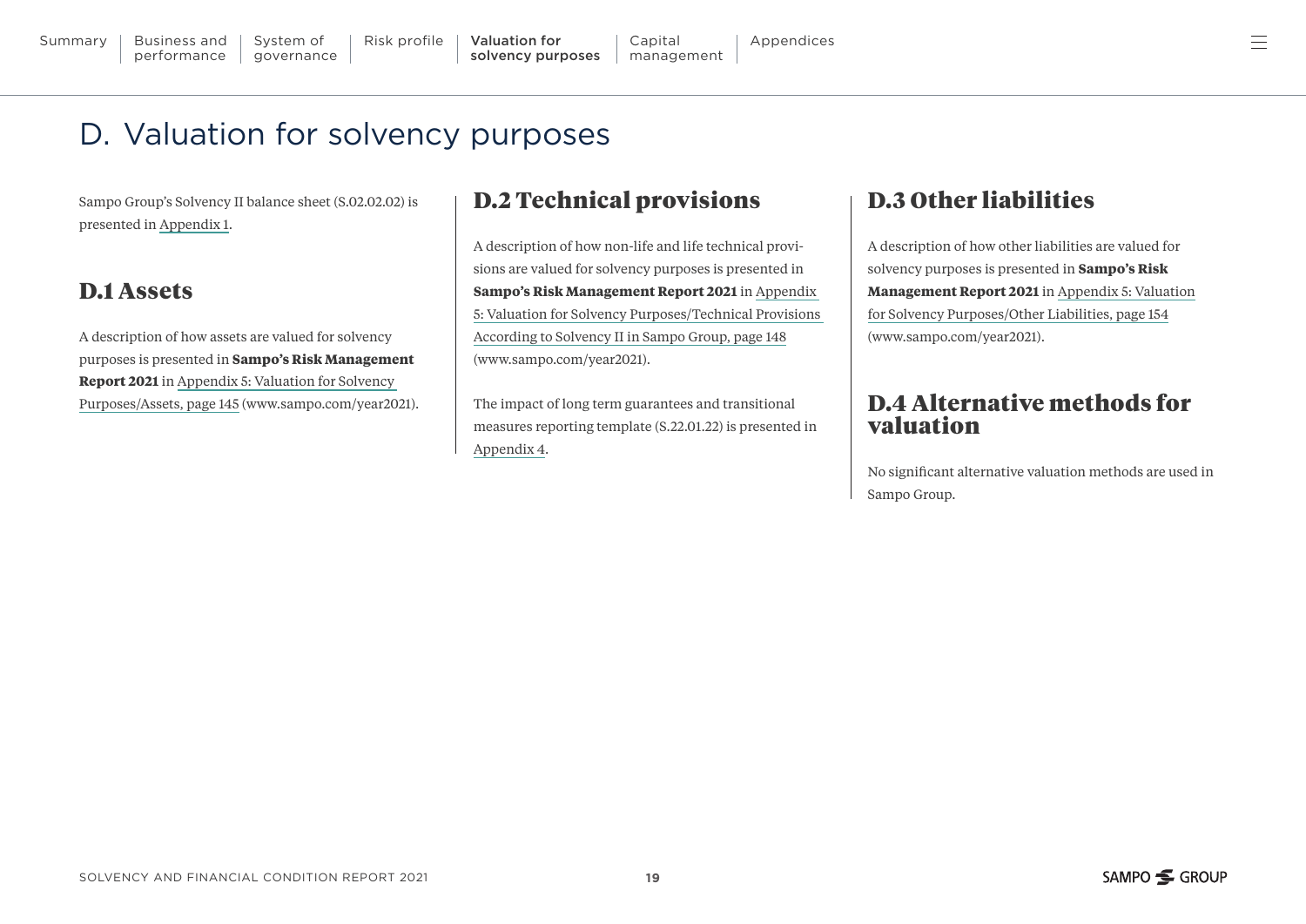# D. Valuation for solvency purposes

Sampo Group's Solvency II balance sheet (S.02.02.02) is presented in Appendix 1.

## D.1 Assets

A description of how assets are valued for solvency purposes is presented in **Sampo's Risk Management Report 2021** in Appendix 5: Valuation for Solvency Purposes/Assets, page 145 (www.sampo.com/year2021).

## D.2 Technical provisions

A description of how non-life and life technical provisions are valued for solvency purposes is presented in **Sampo's Risk Management Report 2021** in Appendix 5: Valuation for Solvency Purposes/Technical Provisions According to Solvency II in Sampo Group, page 148 (www.sampo.com/year2021).

The impact of long term guarantees and transitional measures reporting template (S.22.01.22) is presented in Appendix 4.

## D.3 Other liabilities

A description of how other liabilities are valued for solvency purposes is presented in **Sampo's Risk Management Report 2021** in Appendix 5: Valuation for Solvency Purposes/Other Liabilities, page 154 (www.sampo.com/year2021).

## D.4 Alternative methods for valuation

No significant alternative valuation methods are used in Sampo Group.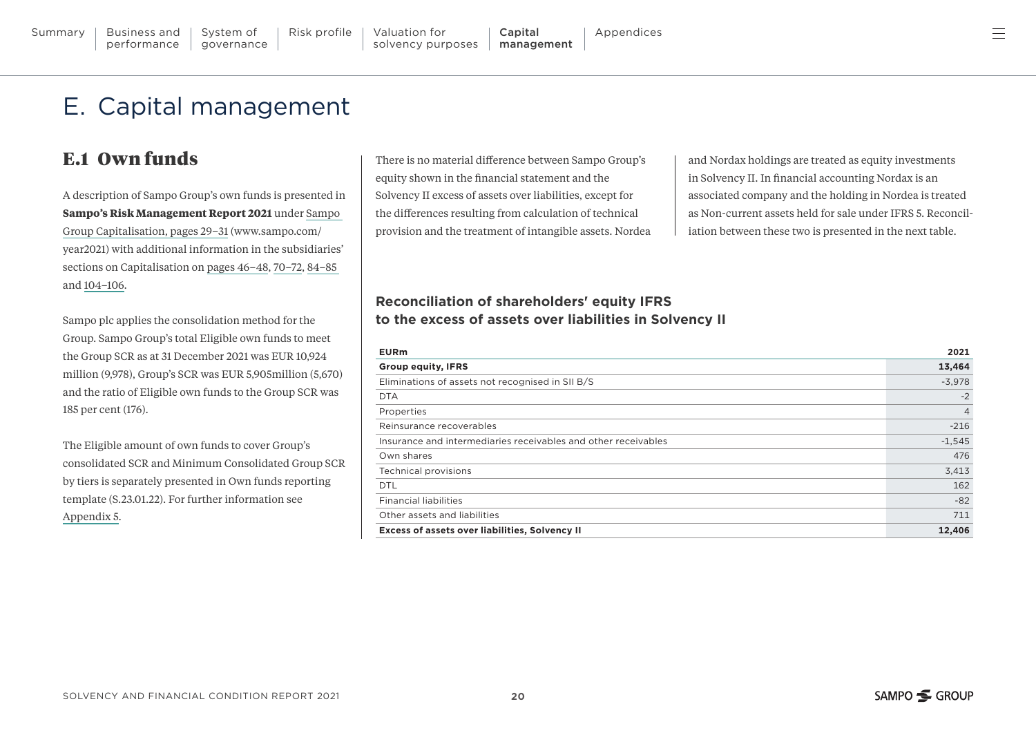# E. Capital management

## E.1 Own funds

A description of Sampo Group's own funds is presented in **Sampo's Risk Management Report 2021** under Sampo Group Capitalisation, pages 29–31 (www.sampo.com/year2021) with additional information in the subsidiaries' sections on Capitalisation on pages 46–48, 70–72, 84–85 and 104–106.

Sampo plc applies the consolidation method for the Group. Sampo Group's total Eligible own funds to meet the Group SCR as at 31 December 2021 was EUR 10,924 million (9,978), Group's SCR was EUR 5,905million (5,670) and the ratio of Eligible own funds to the Group SCR was 185 per cent (176).

The Eligible amount of own funds to cover Group's consolidated SCR and Minimum Consolidated Group SCR by tiers is separately presented in Own funds reporting template (S.23.01.22). For further information see Appendix 5.

There is no material difference between Sampo Group's equity shown in the financial statement and the Solvency II excess of assets over liabilities, except for the differences resulting from calculation of technical provision and the treatment of intangible assets. Nordea and Nordax holdings are treated as equity investments in Solvency II. In financial accounting Nordax is an associated company and the holding in Nordea is treated as Non-current assets held for sale under IFRS 5. Reconciliation between these two is presented in the next table.

### Reconciliation of shareholders' equity IFRS to the excess of assets over liabilities in Solvency II

| EURm | 2021 |
|---|---|
| **Group equity, IFRS** | **13,464** |
| Eliminations of assets not recognised in SII B/S | -3,978 |
| DTA | -2 |
| Properties | 4 |
| Reinsurance recoverables | -216 |
| Insurance and intermediaries receivables and other receivables | -1,545 |
| Own shares | 476 |
| Technical provisions | 3,413 |
| DTL | 162 |
| Financial liabilities | -82 |
| Other assets and liabilities | 711 |
| **Excess of assets over liabilities, Solvency II** | **12,406** |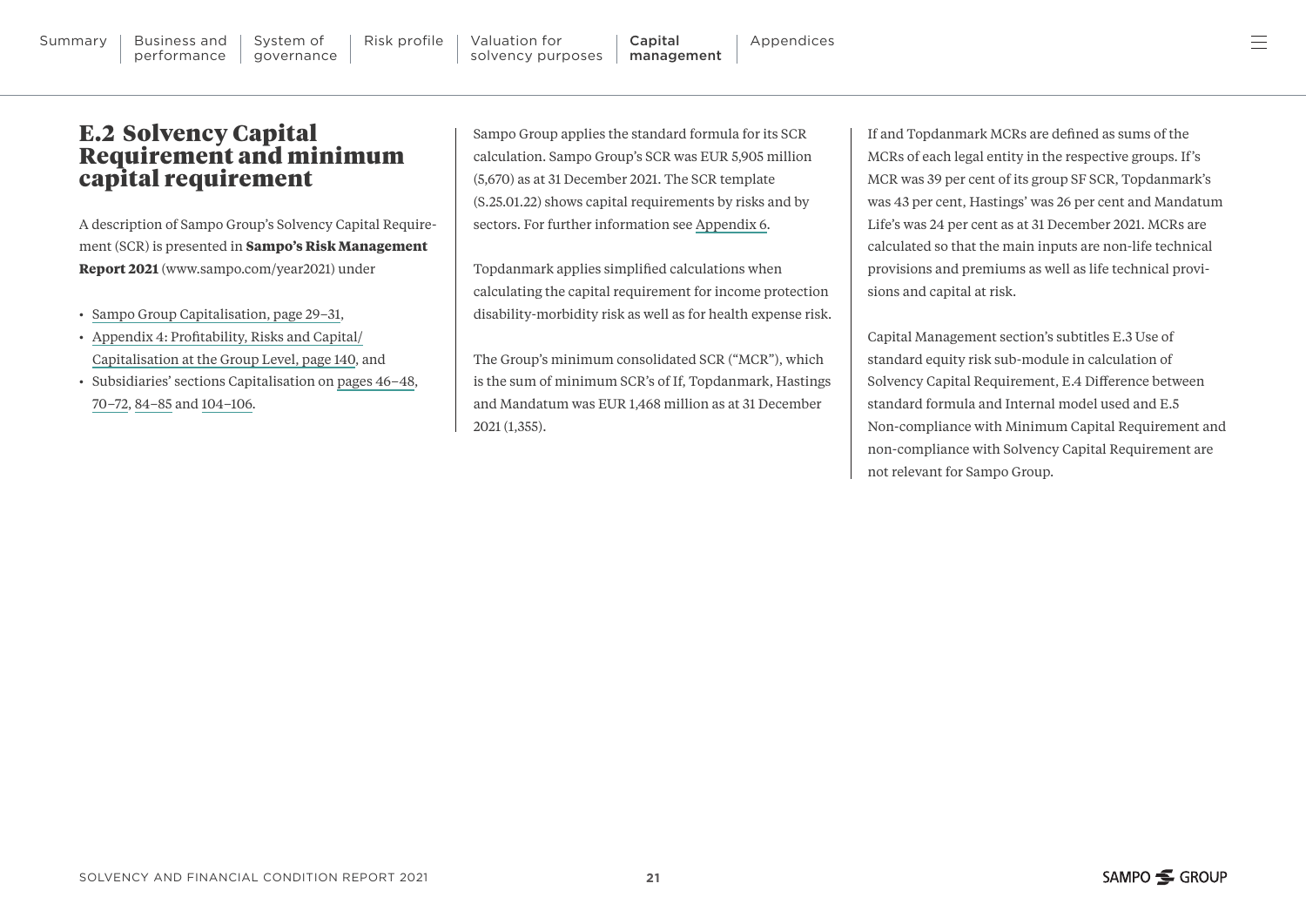## E.2 Solvency Capital Requirement and minimum capital requirement

A description of Sampo Group's Solvency Capital Requirement (SCR) is presented in **Sampo's Risk Management Report 2021** (www.sampo.com/year2021) under

- Sampo Group Capitalisation, page 29–31,
- Appendix 4: Profitability, Risks and Capital/ Capitalisation at the Group Level, page 140, and
- Subsidiaries' sections Capitalisation on pages 46–48, 70–72, 84–85 and 104–106.

Sampo Group applies the standard formula for its SCR calculation. Sampo Group's SCR was EUR 5,905 million (5,670) as at 31 December 2021. The SCR template (S.25.01.22) shows capital requirements by risks and by sectors. For further information see Appendix 6.

Topdanmark applies simplified calculations when calculating the capital requirement for income protection disability-morbidity risk as well as for health expense risk.

The Group's minimum consolidated SCR ("MCR"), which is the sum of minimum SCR's of If, Topdanmark, Hastings and Mandatum was EUR 1,468 million as at 31 December 2021 (1,355).

If and Topdanmark MCRs are defined as sums of the MCRs of each legal entity in the respective groups. If's MCR was 39 per cent of its group SF SCR, Topdanmark's was 43 per cent, Hastings' was 26 per cent and Mandatum Life's was 24 per cent as at 31 December 2021. MCRs are calculated so that the main inputs are non-life technical provisions and premiums as well as life technical provisions and capital at risk.

Capital Management section's subtitles E.3 Use of standard equity risk sub-module in calculation of Solvency Capital Requirement, E.4 Difference between standard formula and Internal model used and E.5 Non-compliance with Minimum Capital Requirement and non-compliance with Solvency Capital Requirement are not relevant for Sampo Group.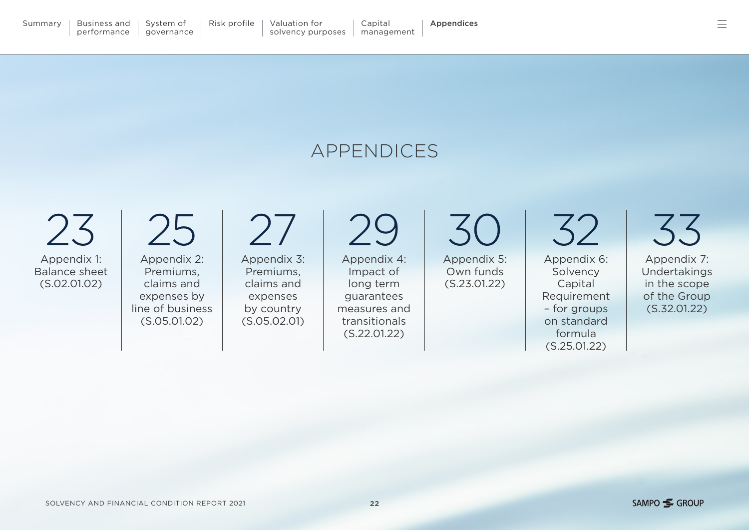# APPENDICES

- 23 — Appendix 1: Balance sheet (S.02.01.02)
- 25 — Appendix 2: Premiums, claims and expenses by line of business (S.05.01.02)
- 27 — Appendix 3: Premiums, claims and expenses by country (S.05.02.01)
- 29 — Appendix 4: Impact of long term guarantees measures and transitionals (S.22.01.22)
- 30 — Appendix 5: Own funds (S.23.01.22)
- 32 — Appendix 6: Solvency Capital Requirement – for groups on standard formula (S.25.01.22)
- 33 — Appendix 7: Undertakings in the scope of the Group (S.32.01.22)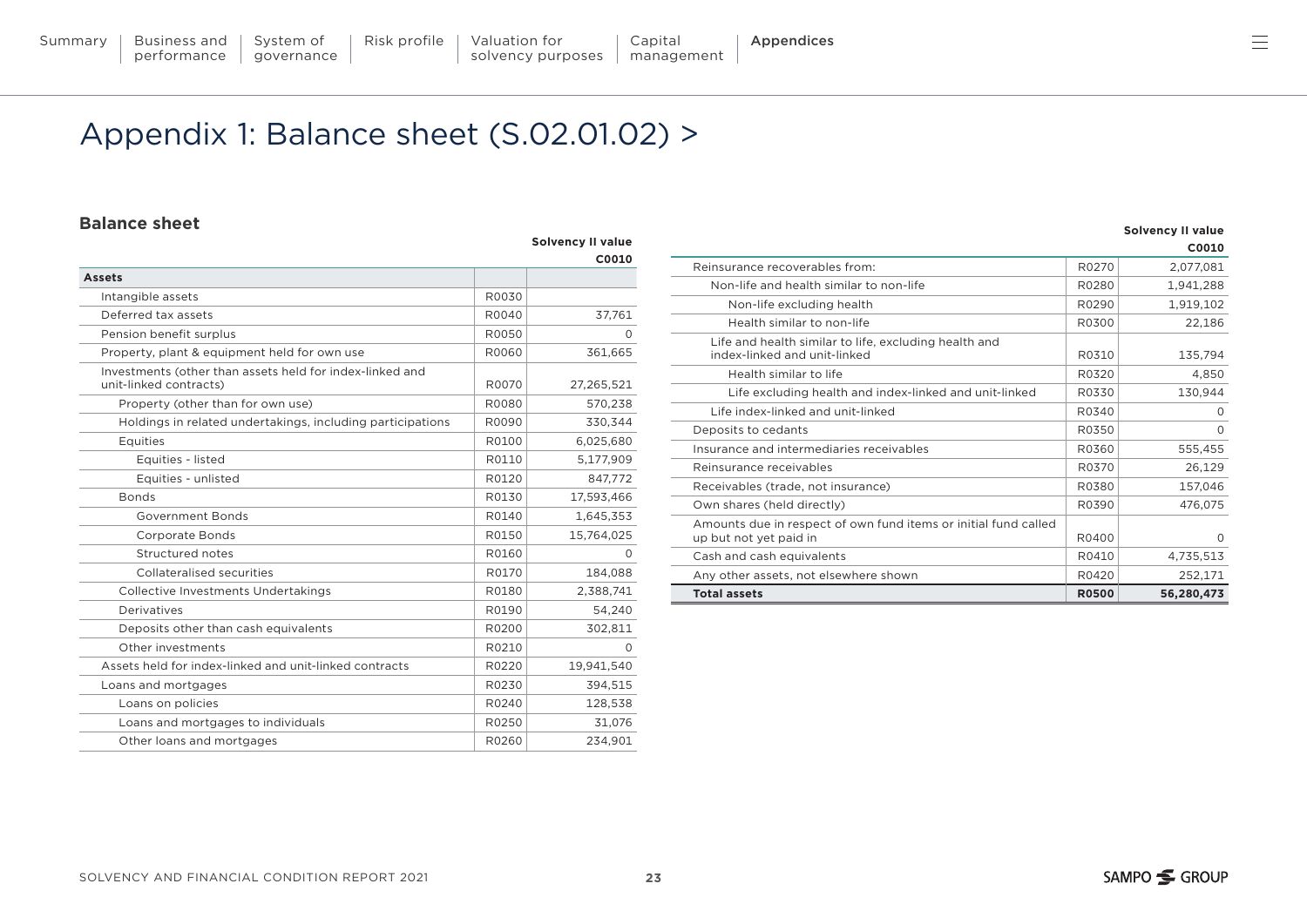# Appendix 1: Balance sheet (S.02.01.02) >

## Balance sheet

| | | Solvency II value |
|---|---|---|
| | | C0010 |
| **Assets** | | |
| Intangible assets | R0030 | |
| Deferred tax assets | R0040 | 37,761 |
| Pension benefit surplus | R0050 | 0 |
| Property, plant & equipment held for own use | R0060 | 361,665 |
| Investments (other than assets held for index-linked and unit-linked contracts) | R0070 | 27,265,521 |
| Property (other than for own use) | R0080 | 570,238 |
| Holdings in related undertakings, including participations | R0090 | 330,344 |
| Equities | R0100 | 6,025,680 |
| Equities - listed | R0110 | 5,177,909 |
| Equities - unlisted | R0120 | 847,772 |
| Bonds | R0130 | 17,593,466 |
| Government Bonds | R0140 | 1,645,353 |
| Corporate Bonds | R0150 | 15,764,025 |
| Structured notes | R0160 | 0 |
| Collateralised securities | R0170 | 184,088 |
| Collective Investments Undertakings | R0180 | 2,388,741 |
| Derivatives | R0190 | 54,240 |
| Deposits other than cash equivalents | R0200 | 302,811 |
| Other investments | R0210 | 0 |
| Assets held for index-linked and unit-linked contracts | R0220 | 19,941,540 |
| Loans and mortgages | R0230 | 394,515 |
| Loans on policies | R0240 | 128,538 |
| Loans and mortgages to individuals | R0250 | 31,076 |
| Other loans and mortgages | R0260 | 234,901 |
| Reinsurance recoverables from: | R0270 | 2,077,081 |
| Non-life and health similar to non-life | R0280 | 1,941,288 |
| Non-life excluding health | R0290 | 1,919,102 |
| Health similar to non-life | R0300 | 22,186 |
| Life and health similar to life, excluding health and index-linked and unit-linked | R0310 | 135,794 |
| Health similar to life | R0320 | 4,850 |
| Life excluding health and index-linked and unit-linked | R0330 | 130,944 |
| Life index-linked and unit-linked | R0340 | 0 |
| Deposits to cedants | R0350 | 0 |
| Insurance and intermediaries receivables | R0360 | 555,455 |
| Reinsurance receivables | R0370 | 26,129 |
| Receivables (trade, not insurance) | R0380 | 157,046 |
| Own shares (held directly) | R0390 | 476,075 |
| Amounts due in respect of own fund items or initial fund called up but not yet paid in | R0400 | 0 |
| Cash and cash equivalents | R0410 | 4,735,513 |
| Any other assets, not elsewhere shown | R0420 | 252,171 |
| **Total assets** | **R0500** | **56,280,473** |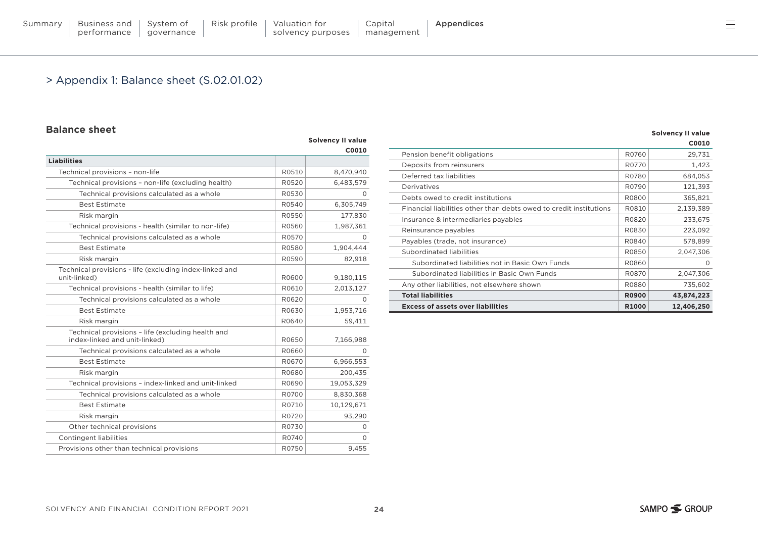## > Appendix 1: Balance sheet (S.02.01.02)

### Balance sheet

| | | Solvency II value |
|---|---|---|
| | | **C0010** |
| **Liabilities** | | |
| Technical provisions – non-life | R0510 | 8,470,940 |
| Technical provisions – non-life (excluding health) | R0520 | 6,483,579 |
| Technical provisions calculated as a whole | R0530 | 0 |
| Best Estimate | R0540 | 6,305,749 |
| Risk margin | R0550 | 177,830 |
| Technical provisions - health (similar to non-life) | R0560 | 1,987,361 |
| Technical provisions calculated as a whole | R0570 | 0 |
| Best Estimate | R0580 | 1,904,444 |
| Risk margin | R0590 | 82,918 |
| Technical provisions - life (excluding index-linked and unit-linked) | R0600 | 9,180,115 |
| Technical provisions - health (similar to life) | R0610 | 2,013,127 |
| Technical provisions calculated as a whole | R0620 | 0 |
| Best Estimate | R0630 | 1,953,716 |
| Risk margin | R0640 | 59,411 |
| Technical provisions – life (excluding health and index-linked and unit-linked) | R0650 | 7,166,988 |
| Technical provisions calculated as a whole | R0660 | 0 |
| Best Estimate | R0670 | 6,966,553 |
| Risk margin | R0680 | 200,435 |
| Technical provisions – index-linked and unit-linked | R0690 | 19,053,329 |
| Technical provisions calculated as a whole | R0700 | 8,830,368 |
| Best Estimate | R0710 | 10,129,671 |
| Risk margin | R0720 | 93,290 |
| Other technical provisions | R0730 | 0 |
| Contingent liabilities | R0740 | 0 |
| Provisions other than technical provisions | R0750 | 9,455 |
| Pension benefit obligations | R0760 | 29,731 |
| Deposits from reinsurers | R0770 | 1,423 |
| Deferred tax liabilities | R0780 | 684,053 |
| Derivatives | R0790 | 121,393 |
| Debts owed to credit institutions | R0800 | 365,821 |
| Financial liabilities other than debts owed to credit institutions | R0810 | 2,139,389 |
| Insurance & intermediaries payables | R0820 | 233,675 |
| Reinsurance payables | R0830 | 223,092 |
| Payables (trade, not insurance) | R0840 | 578,899 |
| Subordinated liabilities | R0850 | 2,047,306 |
| Subordinated liabilities not in Basic Own Funds | R0860 | 0 |
| Subordinated liabilities in Basic Own Funds | R0870 | 2,047,306 |
| Any other liabilities, not elsewhere shown | R0880 | 735,602 |
| **Total liabilities** | **R0900** | **43,874,223** |
| **Excess of assets over liabilities** | **R1000** | **12,406,250** |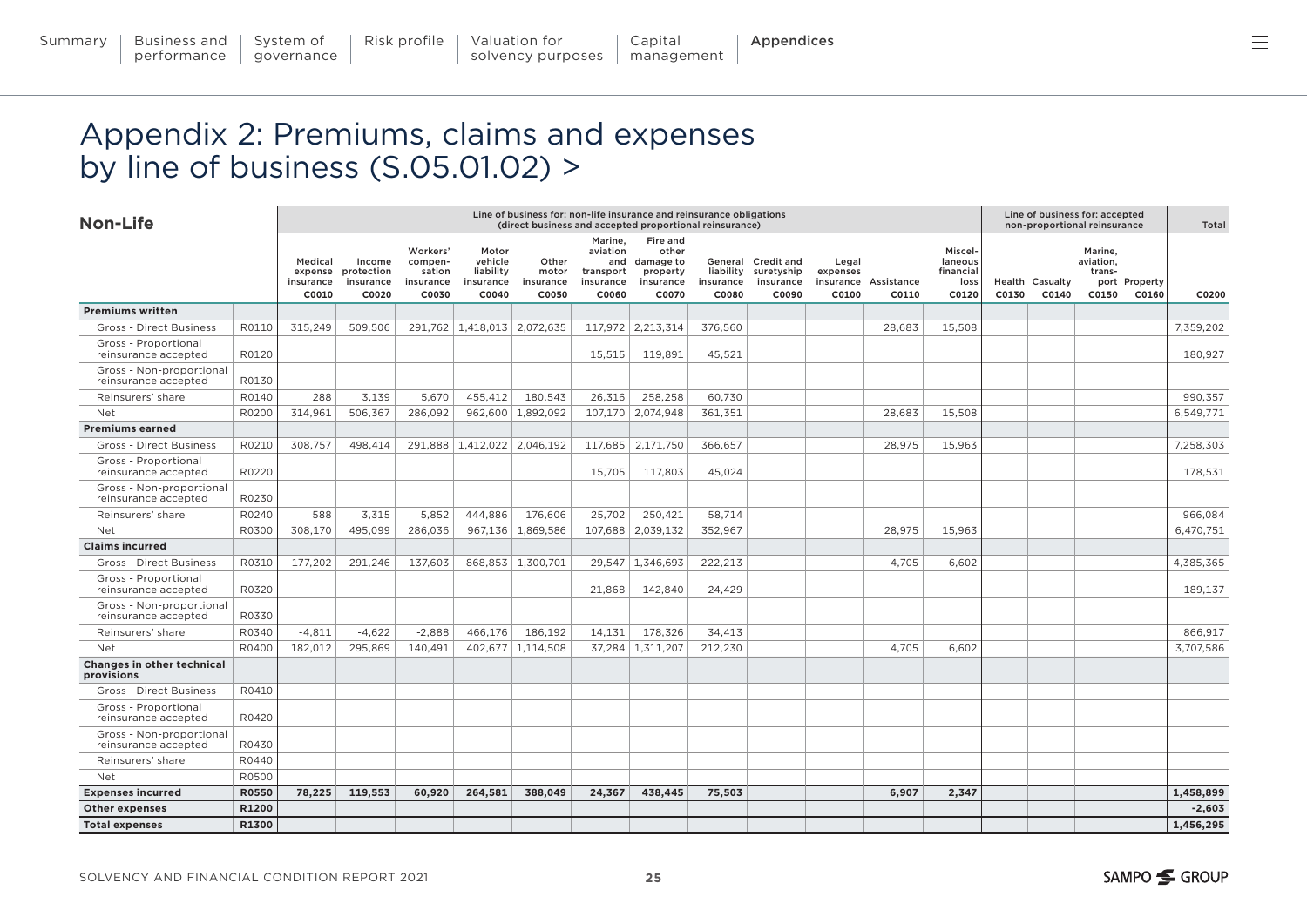# Appendix 2: Premiums, claims and expenses by line of business (S.05.01.02) >

## Non-Life

| Non-Life | | Line of business for: non-life insurance and reinsurance obligations (direct business and accepted proportional reinsurance) | | | | | | | | | | | | Line of business for: accepted non-proportional reinsurance | | | | Total |
|---|---|---|---|---|---|---|---|---|---|---|---|---|---|---|---|---|---|---|
| | | Medical expense insurance | Income protection insurance | Workers' compen-sation insurance | Motor vehicle liability insurance | Other motor insurance | Marine, aviation and transport insurance | Fire and other damage to property insurance | General liability insurance | Credit and suretyship insurance | Legal expenses insurance | Assistance | Miscel-laneous financial loss | Health | Casualty | Marine, aviation, trans-port | Property | |
| | | C0010 | C0020 | C0030 | C0040 | C0050 | C0060 | C0070 | C0080 | C0090 | C0100 | C0110 | C0120 | C0130 | C0140 | C0150 | C0160 | C0200 |
| **Premiums written** | | | | | | | | | | | | | | | | | | |
| Gross - Direct Business | R0110 | 315,249 | 509,506 | 291,762 | 1,418,013 | 2,072,635 | 117,972 | 2,213,314 | 376,560 | | | 28,683 | 15,508 | | | | | 7,359,202 |
| Gross - Proportional reinsurance accepted | R0120 | | | | | | 15,515 | 119,891 | 45,521 | | | | | | | | | 180,927 |
| Gross - Non-proportional reinsurance accepted | R0130 | | | | | | | | | | | | | | | | | |
| Reinsurers' share | R0140 | 288 | 3,139 | 5,670 | 455,412 | 180,543 | 26,316 | 258,258 | 60,730 | | | | | | | | | 990,357 |
| Net | R0200 | 314,961 | 506,367 | 286,092 | 962,600 | 1,892,092 | 107,170 | 2,074,948 | 361,351 | | | 28,683 | 15,508 | | | | | 6,549,771 |
| **Premiums earned** | | | | | | | | | | | | | | | | | | |
| Gross - Direct Business | R0210 | 308,757 | 498,414 | 291,888 | 1,412,022 | 2,046,192 | 117,685 | 2,171,750 | 366,657 | | | 28,975 | 15,963 | | | | | 7,258,303 |
| Gross - Proportional reinsurance accepted | R0220 | | | | | | 15,705 | 117,803 | 45,024 | | | | | | | | | 178,531 |
| Gross - Non-proportional reinsurance accepted | R0230 | | | | | | | | | | | | | | | | | |
| Reinsurers' share | R0240 | 588 | 3,315 | 5,852 | 444,886 | 176,606 | 25,702 | 250,421 | 58,714 | | | | | | | | | 966,084 |
| Net | R0300 | 308,170 | 495,099 | 286,036 | 967,136 | 1,869,586 | 107,688 | 2,039,132 | 352,967 | | | 28,975 | 15,963 | | | | | 6,470,751 |
| **Claims incurred** | | | | | | | | | | | | | | | | | | |
| Gross - Direct Business | R0310 | 177,202 | 291,246 | 137,603 | 868,853 | 1,300,701 | 29,547 | 1,346,693 | 222,213 | | | 4,705 | 6,602 | | | | | 4,385,365 |
| Gross - Proportional reinsurance accepted | R0320 | | | | | | 21,868 | 142,840 | 24,429 | | | | | | | | | 189,137 |
| Gross - Non-proportional reinsurance accepted | R0330 | | | | | | | | | | | | | | | | | |
| Reinsurers' share | R0340 | -4,811 | -4,622 | -2,888 | 466,176 | 186,192 | 14,131 | 178,326 | 34,413 | | | | | | | | | 866,917 |
| Net | R0400 | 182,012 | 295,869 | 140,491 | 402,677 | 1,114,508 | 37,284 | 1,311,207 | 212,230 | | | 4,705 | 6,602 | | | | | 3,707,586 |
| **Changes in other technical provisions** | | | | | | | | | | | | | | | | | | |
| Gross - Direct Business | R0410 | | | | | | | | | | | | | | | | | |
| Gross - Proportional reinsurance accepted | R0420 | | | | | | | | | | | | | | | | | |
| Gross - Non-proportional reinsurance accepted | R0430 | | | | | | | | | | | | | | | | | |
| Reinsurers' share | R0440 | | | | | | | | | | | | | | | | | |
| Net | R0500 | | | | | | | | | | | | | | | | | |
| **Expenses incurred** | **R0550** | **78,225** | **119,553** | **60,920** | **264,581** | **388,049** | **24,367** | **438,445** | **75,503** | | | **6,907** | **2,347** | | | | | **1,458,899** |
| **Other expenses** | **R1200** | | | | | | | | | | | | | | | | | **-2,603** |
| **Total expenses** | **R1300** | | | | | | | | | | | | | | | | | **1,456,295** |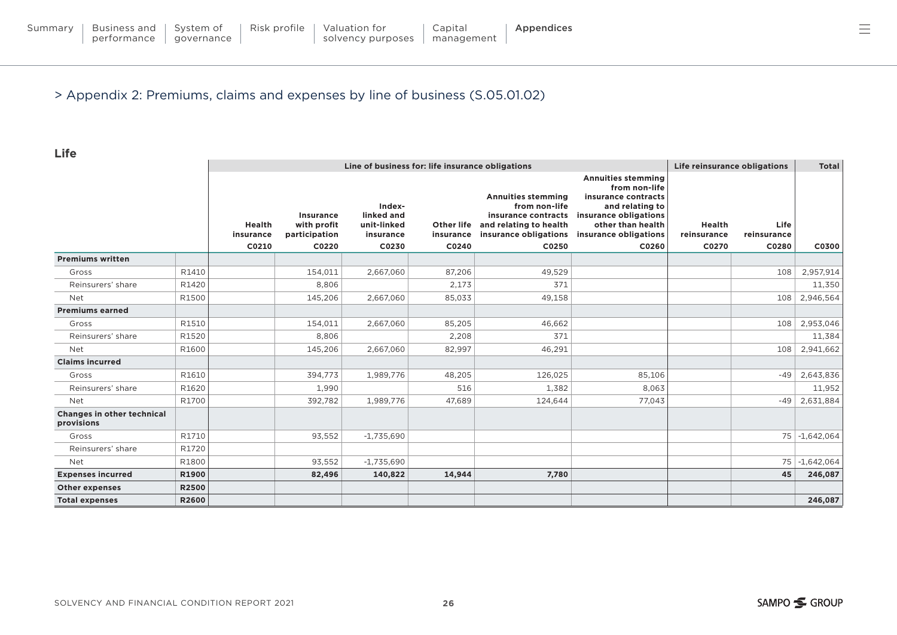> Appendix 2: Premiums, claims and expenses by line of business (S.05.01.02)

## Life

| | | Line of business for: life insurance obligations | | | | | | Life reinsurance obligations | | Total |
|---|---|---|---|---|---|---|---|---|---|---|
| | | Health insurance | Insurance with profit participation | Index-linked and unit-linked insurance | Other life insurance | Annuities stemming from non-life insurance contracts and relating to health insurance obligations | Annuities stemming from non-life insurance contracts and relating to insurance obligations other than health insurance obligations | Health reinsurance | Life reinsurance | |
| | | C0210 | C0220 | C0230 | C0240 | C0250 | C0260 | C0270 | C0280 | C0300 |
| **Premiums written** | | | | | | | | | | |
| Gross | R1410 | | 154,011 | 2,667,060 | 87,206 | 49,529 | | | 108 | 2,957,914 |
| Reinsurers' share | R1420 | | 8,806 | | 2,173 | 371 | | | | 11,350 |
| Net | R1500 | | 145,206 | 2,667,060 | 85,033 | 49,158 | | | 108 | 2,946,564 |
| **Premiums earned** | | | | | | | | | | |
| Gross | R1510 | | 154,011 | 2,667,060 | 85,205 | 46,662 | | | 108 | 2,953,046 |
| Reinsurers' share | R1520 | | 8,806 | | 2,208 | 371 | | | | 11,384 |
| Net | R1600 | | 145,206 | 2,667,060 | 82,997 | 46,291 | | | 108 | 2,941,662 |
| **Claims incurred** | | | | | | | | | | |
| Gross | R1610 | | 394,773 | 1,989,776 | 48,205 | 126,025 | 85,106 | | -49 | 2,643,836 |
| Reinsurers' share | R1620 | | 1,990 | | 516 | 1,382 | 8,063 | | | 11,952 |
| Net | R1700 | | 392,782 | 1,989,776 | 47,689 | 124,644 | 77,043 | | -49 | 2,631,884 |
| **Changes in other technical provisions** | | | | | | | | | | |
| Gross | R1710 | | 93,552 | -1,735,690 | | | | | 75 | -1,642,064 |
| Reinsurers' share | R1720 | | | | | | | | | |
| Net | R1800 | | 93,552 | -1,735,690 | | | | | 75 | -1,642,064 |
| **Expenses incurred** | **R1900** | | **82,496** | **140,822** | **14,944** | **7,780** | | | **45** | **246,087** |
| **Other expenses** | **R2500** | | | | | | | | | |
| **Total expenses** | **R2600** | | | | | | | | | **246,087** |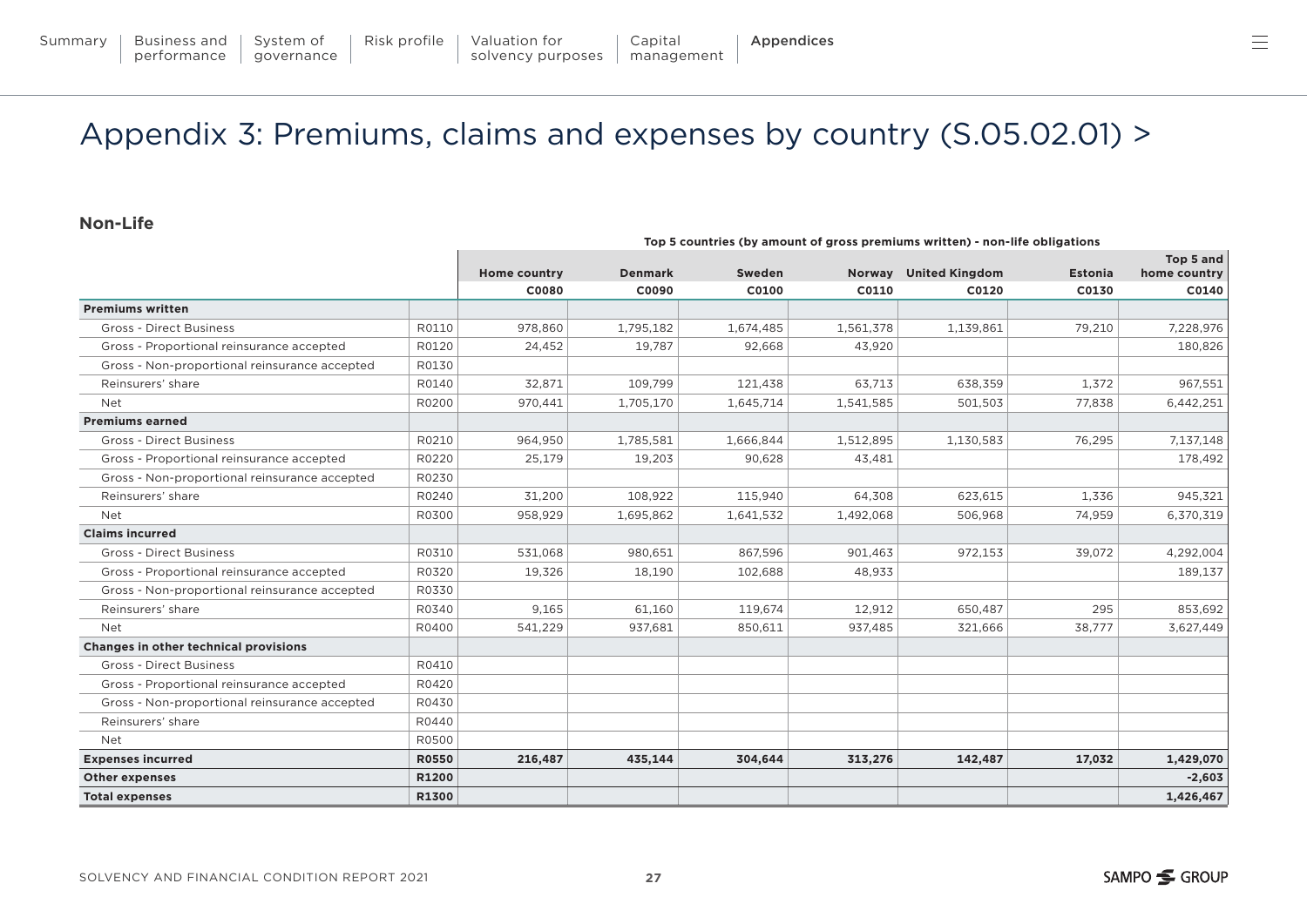# Appendix 3: Premiums, claims and expenses by country (S.05.02.01) >

## Non-Life

| | | | Top 5 countries (by amount of gross premiums written) - non-life obligations | | | | | |
|---|---|---|---|---|---|---|---|---|
| | | Home country | Denmark | Sweden | Norway | United Kingdom | Estonia | Top 5 and home country |
| | | C0080 | C0090 | C0100 | C0110 | C0120 | C0130 | C0140 |
| **Premiums written** | | | | | | | | |
| Gross - Direct Business | R0110 | 978,860 | 1,795,182 | 1,674,485 | 1,561,378 | 1,139,861 | 79,210 | 7,228,976 |
| Gross - Proportional reinsurance accepted | R0120 | 24,452 | 19,787 | 92,668 | 43,920 | | | 180,826 |
| Gross - Non-proportional reinsurance accepted | R0130 | | | | | | | |
| Reinsurers' share | R0140 | 32,871 | 109,799 | 121,438 | 63,713 | 638,359 | 1,372 | 967,551 |
| Net | R0200 | 970,441 | 1,705,170 | 1,645,714 | 1,541,585 | 501,503 | 77,838 | 6,442,251 |
| **Premiums earned** | | | | | | | | |
| Gross - Direct Business | R0210 | 964,950 | 1,785,581 | 1,666,844 | 1,512,895 | 1,130,583 | 76,295 | 7,137,148 |
| Gross - Proportional reinsurance accepted | R0220 | 25,179 | 19,203 | 90,628 | 43,481 | | | 178,492 |
| Gross - Non-proportional reinsurance accepted | R0230 | | | | | | | |
| Reinsurers' share | R0240 | 31,200 | 108,922 | 115,940 | 64,308 | 623,615 | 1,336 | 945,321 |
| Net | R0300 | 958,929 | 1,695,862 | 1,641,532 | 1,492,068 | 506,968 | 74,959 | 6,370,319 |
| **Claims incurred** | | | | | | | | |
| Gross - Direct Business | R0310 | 531,068 | 980,651 | 867,596 | 901,463 | 972,153 | 39,072 | 4,292,004 |
| Gross - Proportional reinsurance accepted | R0320 | 19,326 | 18,190 | 102,688 | 48,933 | | | 189,137 |
| Gross - Non-proportional reinsurance accepted | R0330 | | | | | | | |
| Reinsurers' share | R0340 | 9,165 | 61,160 | 119,674 | 12,912 | 650,487 | 295 | 853,692 |
| Net | R0400 | 541,229 | 937,681 | 850,611 | 937,485 | 321,666 | 38,777 | 3,627,449 |
| **Changes in other technical provisions** | | | | | | | | |
| Gross - Direct Business | R0410 | | | | | | | |
| Gross - Proportional reinsurance accepted | R0420 | | | | | | | |
| Gross - Non-proportional reinsurance accepted | R0430 | | | | | | | |
| Reinsurers' share | R0440 | | | | | | | |
| Net | R0500 | | | | | | | |
| **Expenses incurred** | **R0550** | **216,487** | **435,144** | **304,644** | **313,276** | **142,487** | **17,032** | **1,429,070** |
| **Other expenses** | **R1200** | | | | | | | **-2,603** |
| **Total expenses** | **R1300** | | | | | | | **1,426,467** |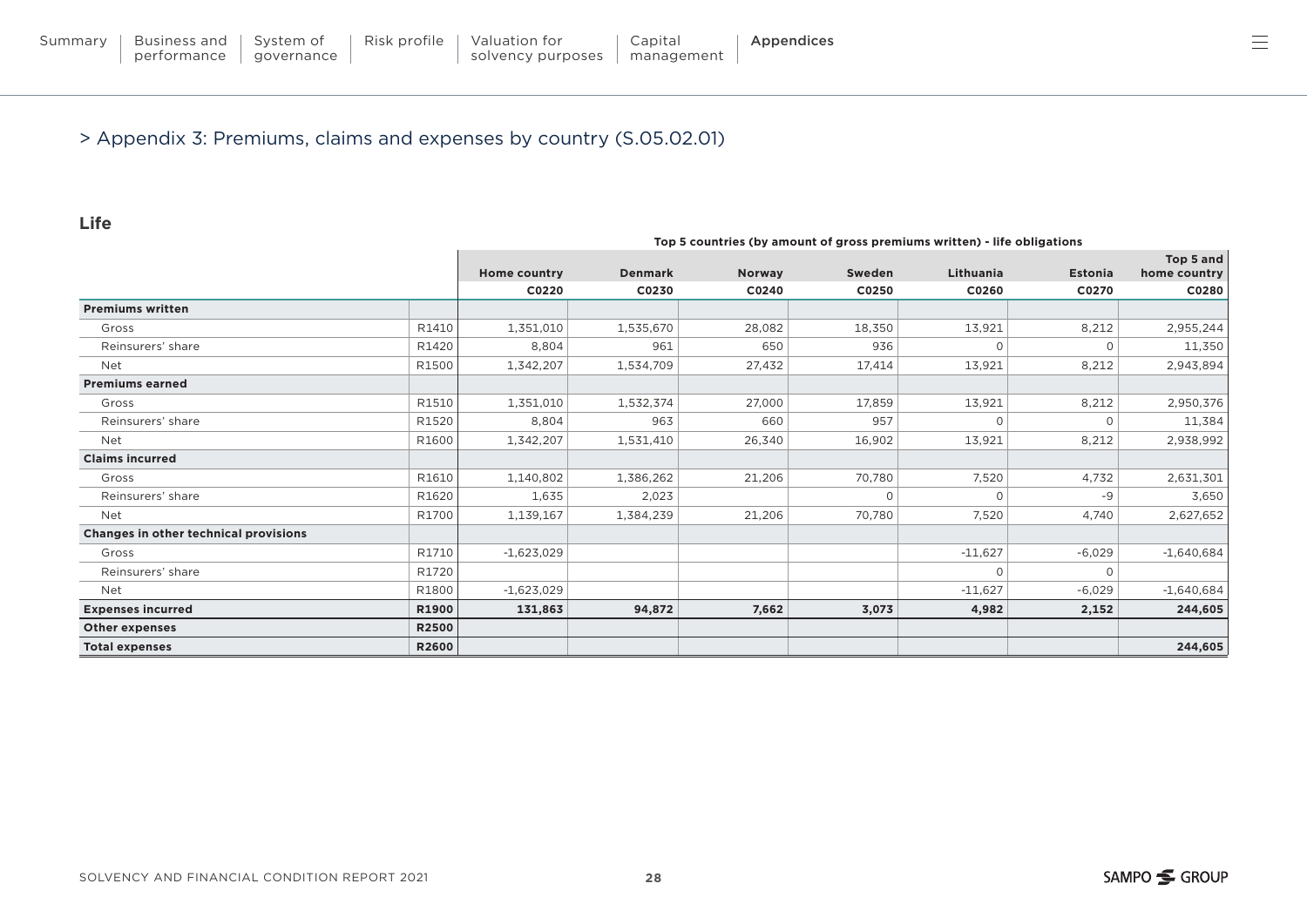> Appendix 3: Premiums, claims and expenses by country (S.05.02.01)

**Life**

| | | Top 5 countries (by amount of gross premiums written) - life obligations | | | | | | |
|---|---|---|---|---|---|---|---|---|
| | | **Home country** | **Denmark** | **Norway** | **Sweden** | **Lithuania** | **Estonia** | **Top 5 and home country** |
| | | **C0220** | **C0230** | **C0240** | **C0250** | **C0260** | **C0270** | **C0280** |
| **Premiums written** | | | | | | | | |
| Gross | R1410 | 1,351,010 | 1,535,670 | 28,082 | 18,350 | 13,921 | 8,212 | 2,955,244 |
| Reinsurers' share | R1420 | 8,804 | 961 | 650 | 936 | 0 | 0 | 11,350 |
| Net | R1500 | 1,342,207 | 1,534,709 | 27,432 | 17,414 | 13,921 | 8,212 | 2,943,894 |
| **Premiums earned** | | | | | | | | |
| Gross | R1510 | 1,351,010 | 1,532,374 | 27,000 | 17,859 | 13,921 | 8,212 | 2,950,376 |
| Reinsurers' share | R1520 | 8,804 | 963 | 660 | 957 | 0 | 0 | 11,384 |
| Net | R1600 | 1,342,207 | 1,531,410 | 26,340 | 16,902 | 13,921 | 8,212 | 2,938,992 |
| **Claims incurred** | | | | | | | | |
| Gross | R1610 | 1,140,802 | 1,386,262 | 21,206 | 70,780 | 7,520 | 4,732 | 2,631,301 |
| Reinsurers' share | R1620 | 1,635 | 2,023 | | 0 | 0 | -9 | 3,650 |
| Net | R1700 | 1,139,167 | 1,384,239 | 21,206 | 70,780 | 7,520 | 4,740 | 2,627,652 |
| **Changes in other technical provisions** | | | | | | | | |
| Gross | R1710 | -1,623,029 | | | | -11,627 | -6,029 | -1,640,684 |
| Reinsurers' share | R1720 | | | | | 0 | 0 | |
| Net | R1800 | -1,623,029 | | | | -11,627 | -6,029 | -1,640,684 |
| **Expenses incurred** | **R1900** | **131,863** | **94,872** | **7,662** | **3,073** | **4,982** | **2,152** | **244,605** |
| **Other expenses** | **R2500** | | | | | | | |
| **Total expenses** | **R2600** | | | | | | | **244,605** |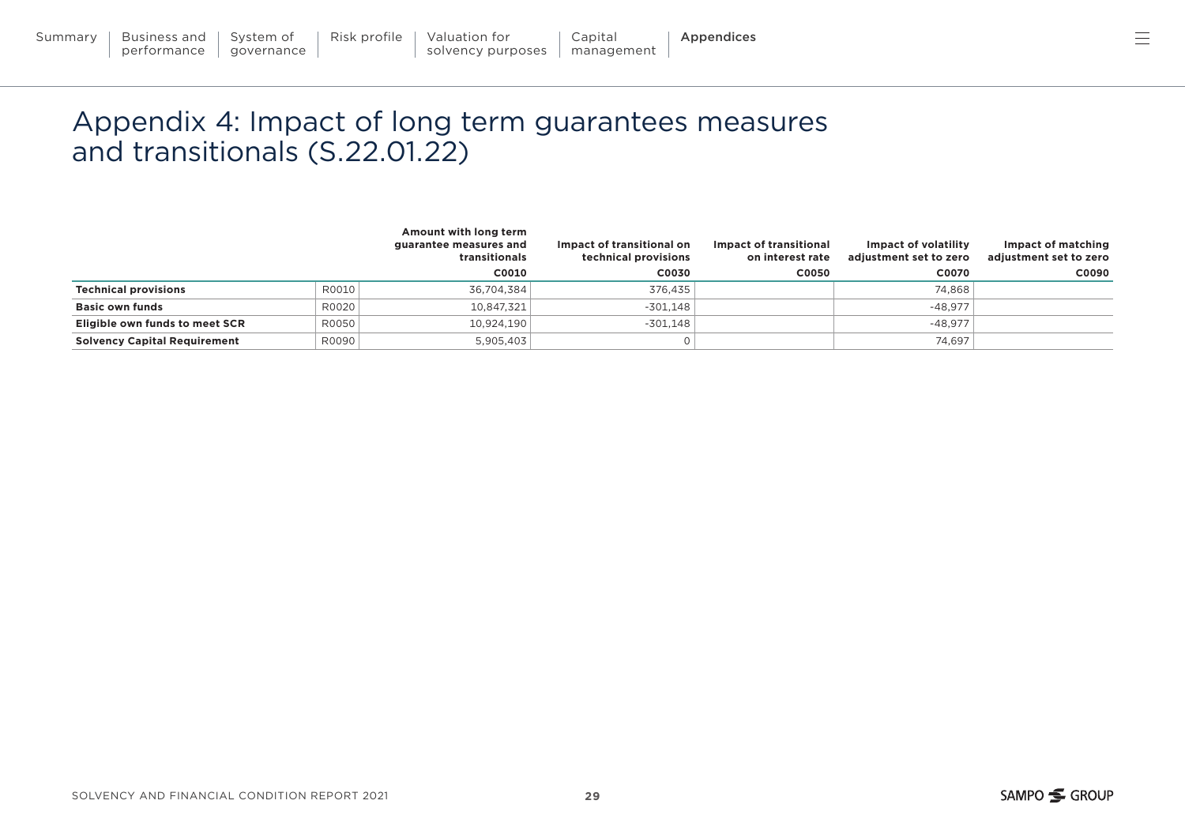# Appendix 4: Impact of long term guarantees measures and transitionals (S.22.01.22)

| | | Amount with long term guarantee measures and transitionals | Impact of transitional on technical provisions | Impact of transitional on interest rate | Impact of volatility adjustment set to zero | Impact of matching adjustment set to zero |
|---|---|---|---|---|---|---|
| | | C0010 | C0030 | C0050 | C0070 | C0090 |
| **Technical provisions** | R0010 | 36,704,384 | 376,435 | | 74,868 | |
| **Basic own funds** | R0020 | 10,847,321 | -301,148 | | -48,977 | |
| **Eligible own funds to meet SCR** | R0050 | 10,924,190 | -301,148 | | -48,977 | |
| **Solvency Capital Requirement** | R0090 | 5,905,403 | 0 | | 74,697 | |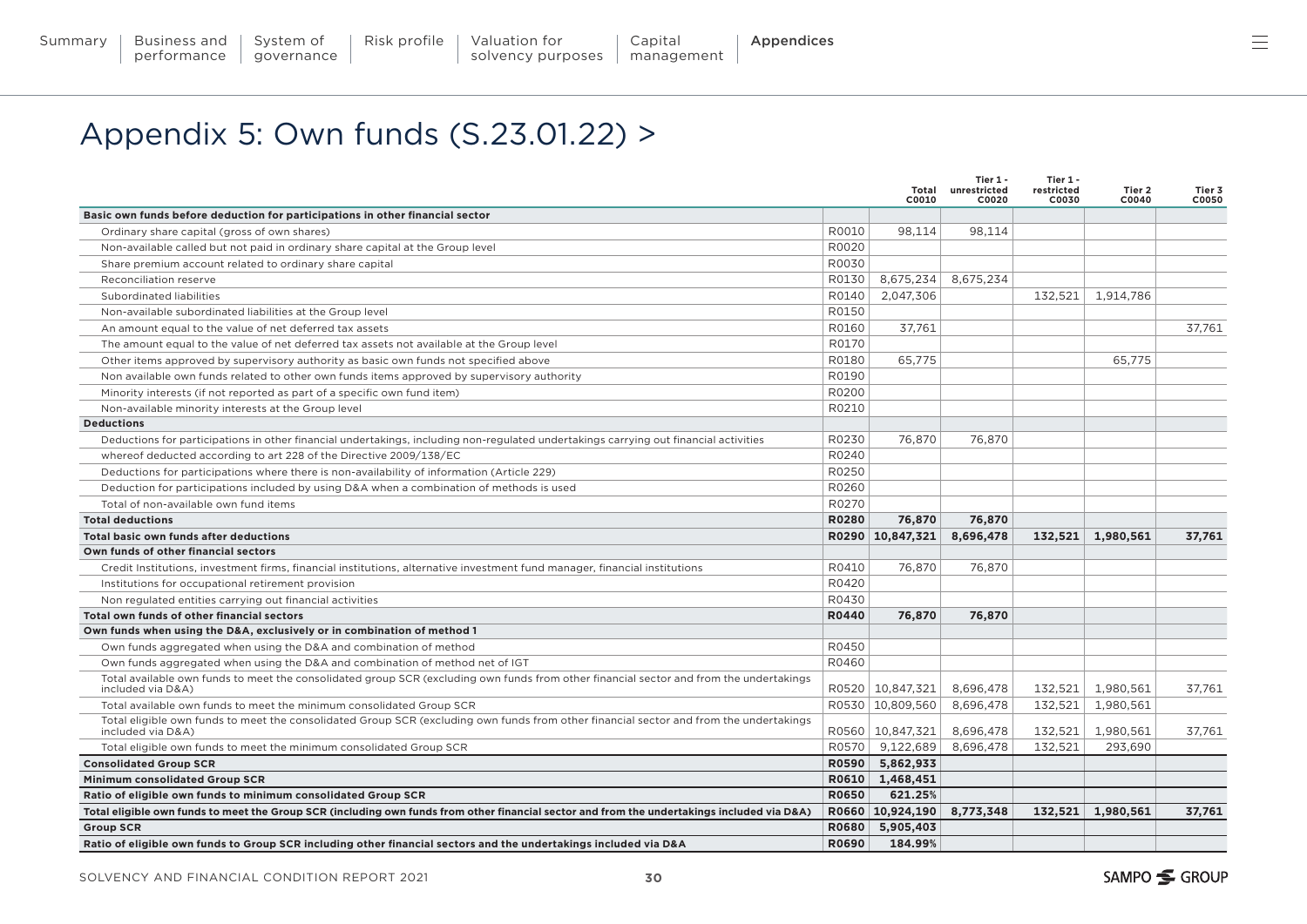# Appendix 5: Own funds (S.23.01.22) >

| | | Total C0010 | Tier 1 - unrestricted C0020 | Tier 1 - restricted C0030 | Tier 2 C0040 | Tier 3 C0050 |
|---|---|---|---|---|---|---|
| **Basic own funds before deduction for participations in other financial sector** | | | | | | |
| Ordinary share capital (gross of own shares) | R0010 | 98,114 | 98,114 | | | |
| Non-available called but not paid in ordinary share capital at the Group level | R0020 | | | | | |
| Share premium account related to ordinary share capital | R0030 | | | | | |
| Reconciliation reserve | R0130 | 8,675,234 | 8,675,234 | | | |
| Subordinated liabilities | R0140 | 2,047,306 | | 132,521 | 1,914,786 | |
| Non-available subordinated liabilities at the Group level | R0150 | | | | | |
| An amount equal to the value of net deferred tax assets | R0160 | 37,761 | | | | 37,761 |
| The amount equal to the value of net deferred tax assets not available at the Group level | R0170 | | | | | |
| Other items approved by supervisory authority as basic own funds not specified above | R0180 | 65,775 | | | 65,775 | |
| Non available own funds related to other own funds items approved by supervisory authority | R0190 | | | | | |
| Minority interests (if not reported as part of a specific own fund item) | R0200 | | | | | |
| Non-available minority interests at the Group level | R0210 | | | | | |
| **Deductions** | | | | | | |
| Deductions for participations in other financial undertakings, including non-regulated undertakings carrying out financial activities | R0230 | 76,870 | 76,870 | | | |
| whereof deducted according to art 228 of the Directive 2009/138/EC | R0240 | | | | | |
| Deductions for participations where there is non-availability of information (Article 229) | R0250 | | | | | |
| Deduction for participations included by using D&A when a combination of methods is used | R0260 | | | | | |
| Total of non-available own fund items | R0270 | | | | | |
| **Total deductions** | **R0280** | **76,870** | **76,870** | | | |
| **Total basic own funds after deductions** | **R0290** | **10,847,321** | **8,696,478** | **132,521** | **1,980,561** | **37,761** |
| **Own funds of other financial sectors** | | | | | | |
| Credit Institutions, investment firms, financial institutions, alternative investment fund manager, financial institutions | R0410 | 76,870 | 76,870 | | | |
| Institutions for occupational retirement provision | R0420 | | | | | |
| Non regulated entities carrying out financial activities | R0430 | | | | | |
| **Total own funds of other financial sectors** | **R0440** | **76,870** | **76,870** | | | |
| **Own funds when using the D&A, exclusively or in combination of method 1** | | | | | | |
| Own funds aggregated when using the D&A and combination of method | R0450 | | | | | |
| Own funds aggregated when using the D&A and combination of method net of IGT | R0460 | | | | | |
| Total available own funds to meet the consolidated group SCR (excluding own funds from other financial sector and from the undertakings included via D&A) | R0520 | 10,847,321 | 8,696,478 | 132,521 | 1,980,561 | 37,761 |
| Total available own funds to meet the minimum consolidated Group SCR | R0530 | 10,809,560 | 8,696,478 | 132,521 | 1,980,561 | |
| Total eligible own funds to meet the consolidated Group SCR (excluding own funds from other financial sector and from the undertakings included via D&A) | R0560 | 10,847,321 | 8,696,478 | 132,521 | 1,980,561 | 37,761 |
| Total eligible own funds to meet the minimum consolidated Group SCR | R0570 | 9,122,689 | 8,696,478 | 132,521 | 293,690 | |
| **Consolidated Group SCR** | **R0590** | **5,862,933** | | | | |
| **Minimum consolidated Group SCR** | **R0610** | **1,468,451** | | | | |
| **Ratio of eligible own funds to minimum consolidated Group SCR** | **R0650** | **621.25%** | | | | |
| **Total eligible own funds to meet the Group SCR (including own funds from other financial sector and from the undertakings included via D&A)** | **R0660** | **10,924,190** | **8,773,348** | **132,521** | **1,980,561** | **37,761** |
| **Group SCR** | **R0680** | **5,905,403** | | | | |
| **Ratio of eligible own funds to Group SCR including other financial sectors and the undertakings included via D&A** | **R0690** | **184.99%** | | | | |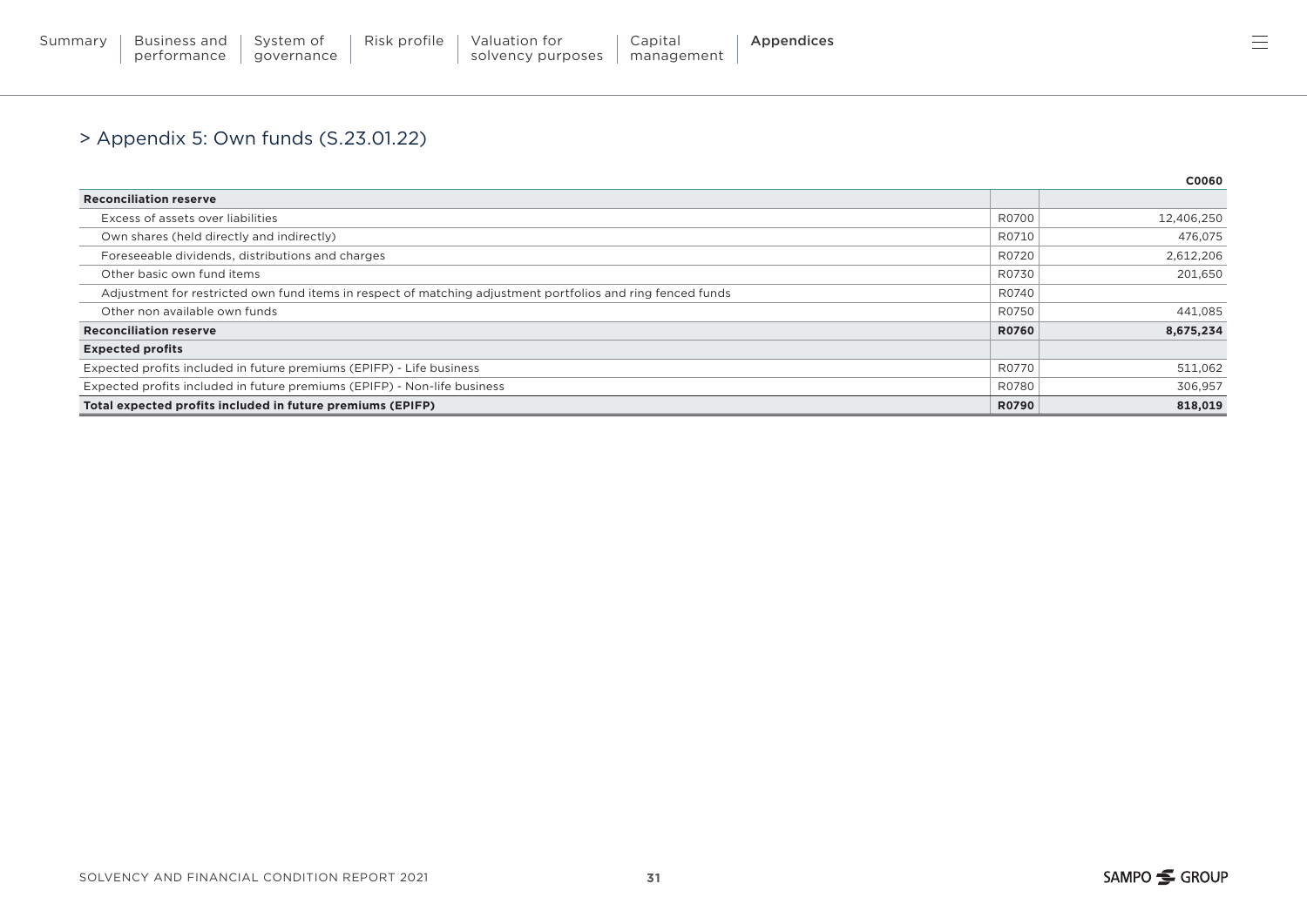## > Appendix 5: Own funds (S.23.01.22)

| | | C0060 |
|---|---|---|
| **Reconciliation reserve** | | |
| Excess of assets over liabilities | R0700 | 12,406,250 |
| Own shares (held directly and indirectly) | R0710 | 476,075 |
| Foreseeable dividends, distributions and charges | R0720 | 2,612,206 |
| Other basic own fund items | R0730 | 201,650 |
| Adjustment for restricted own fund items in respect of matching adjustment portfolios and ring fenced funds | R0740 | |
| Other non available own funds | R0750 | 441,085 |
| **Reconciliation reserve** | **R0760** | **8,675,234** |
| **Expected profits** | | |
| Expected profits included in future premiums (EPIFP) - Life business | R0770 | 511,062 |
| Expected profits included in future premiums (EPIFP) - Non-life business | R0780 | 306,957 |
| **Total expected profits included in future premiums (EPIFP)** | **R0790** | **818,019** |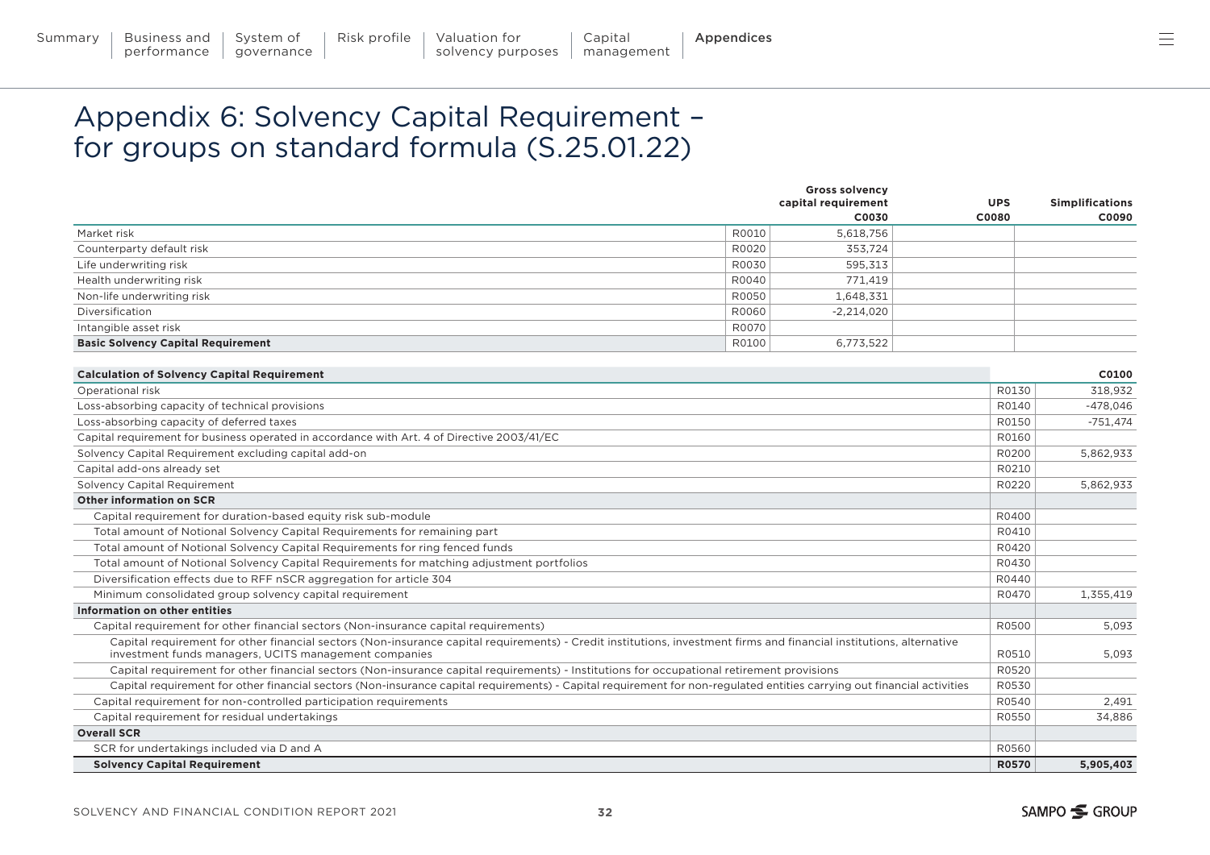# Appendix 6: Solvency Capital Requirement – for groups on standard formula (S.25.01.22)

| | | Gross solvency capital requirement | UPS | Simplifications |
|---|---|---|---|---|
| | | C0030 | C0080 | C0090 |
| Market risk | R0010 | 5,618,756 | | |
| Counterparty default risk | R0020 | 353,724 | | |
| Life underwriting risk | R0030 | 595,313 | | |
| Health underwriting risk | R0040 | 771,419 | | |
| Non-life underwriting risk | R0050 | 1,648,331 | | |
| Diversification | R0060 | -2,214,020 | | |
| Intangible asset risk | R0070 | | | |
| **Basic Solvency Capital Requirement** | R0100 | 6,773,522 | | |

| **Calculation of Solvency Capital Requirement** | | C0100 |
|---|---|---|
| Operational risk | R0130 | 318,932 |
| Loss-absorbing capacity of technical provisions | R0140 | -478,046 |
| Loss-absorbing capacity of deferred taxes | R0150 | -751,474 |
| Capital requirement for business operated in accordance with Art. 4 of Directive 2003/41/EC | R0160 | |
| Solvency Capital Requirement excluding capital add-on | R0200 | 5,862,933 |
| Capital add-ons already set | R0210 | |
| Solvency Capital Requirement | R0220 | 5,862,933 |
| **Other information on SCR** | | |
| Capital requirement for duration-based equity risk sub-module | R0400 | |
| Total amount of Notional Solvency Capital Requirements for remaining part | R0410 | |
| Total amount of Notional Solvency Capital Requirements for ring fenced funds | R0420 | |
| Total amount of Notional Solvency Capital Requirements for matching adjustment portfolios | R0430 | |
| Diversification effects due to RFF nSCR aggregation for article 304 | R0440 | |
| Minimum consolidated group solvency capital requirement | R0470 | 1,355,419 |
| **Information on other entities** | | |
| Capital requirement for other financial sectors (Non-insurance capital requirements) | R0500 | 5,093 |
| Capital requirement for other financial sectors (Non-insurance capital requirements) - Credit institutions, investment firms and financial institutions, alternative investment funds managers, UCITS management companies | R0510 | 5,093 |
| Capital requirement for other financial sectors (Non-insurance capital requirements) - Institutions for occupational retirement provisions | R0520 | |
| Capital requirement for other financial sectors (Non-insurance capital requirements) - Capital requirement for non-regulated entities carrying out financial activities | R0530 | |
| Capital requirement for non-controlled participation requirements | R0540 | 2,491 |
| Capital requirement for residual undertakings | R0550 | 34,886 |
| **Overall SCR** | | |
| SCR for undertakings included via D and A | R0560 | |
| **Solvency Capital Requirement** | **R0570** | **5,905,403** |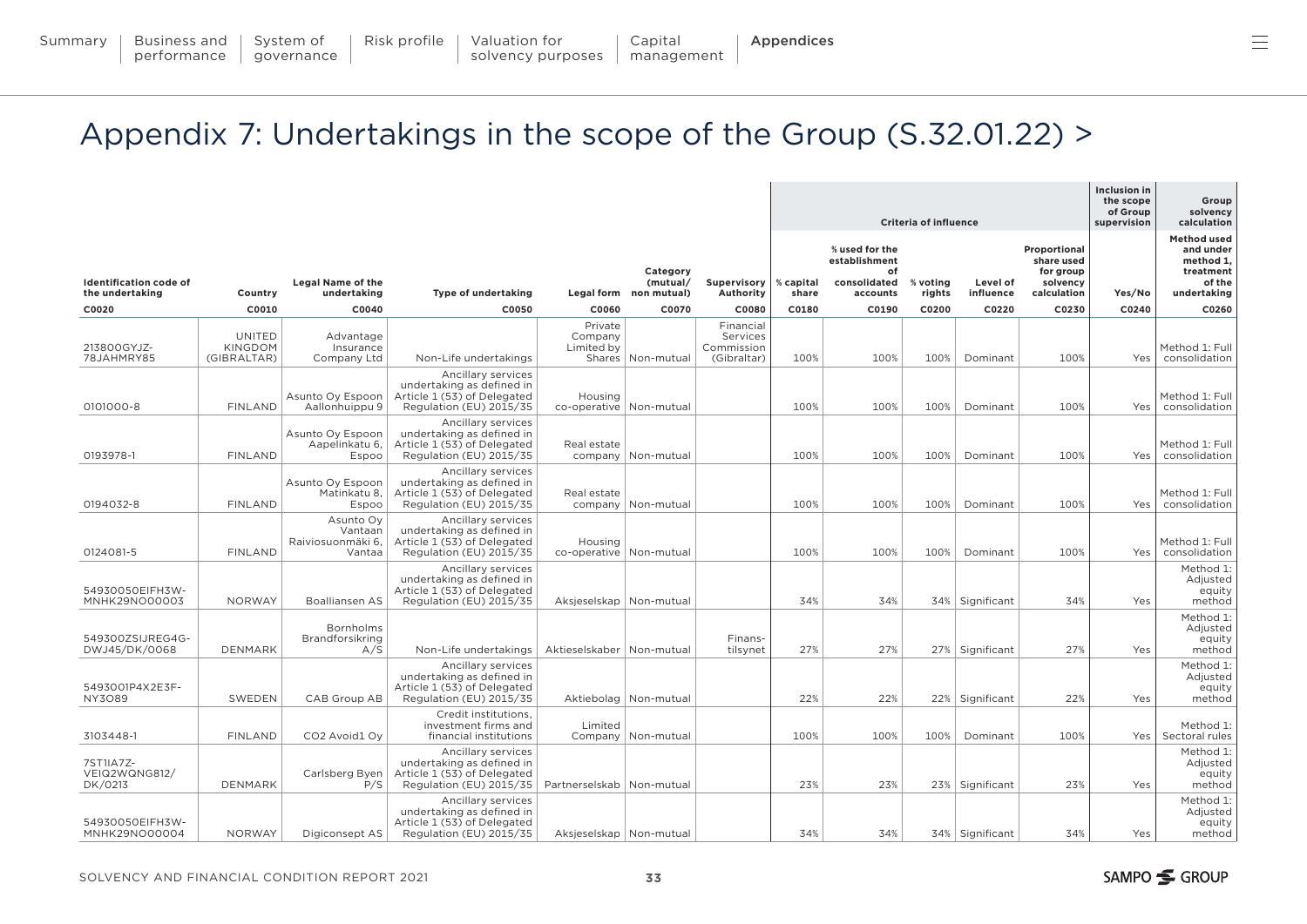# Appendix 7: Undertakings in the scope of the Group (S.32.01.22) >

| Identification code of the undertaking | Country | Legal Name of the undertaking | Type of undertaking | Legal form | Category (mutual/ non mutual) | Supervisory Authority | Criteria of influence | | | | | Inclusion in the scope of Group supervision | Group solvency calculation |
|---|---|---|---|---|---|---|---|---|---|---|---|---|---|
| | | | | | | | % capital share | % used for the establishment of consolidated accounts | % voting rights | Level of influence | Proportional share used for group solvency calculation | Yes/No | Method used and under method 1, treatment of the undertaking |
| C0020 | C0010 | C0040 | C0050 | C0060 | C0070 | C0080 | C0180 | C0190 | C0200 | C0220 | C0230 | C0240 | C0260 |
| 213800GYJZ-78JAHMRY85 | UNITED KINGDOM (GIBRALTAR) | Advantage Insurance Company Ltd | Non-Life undertakings | Private Company Limited by Shares | Non-mutual | Financial Services Commission (Gibraltar) | 100% | 100% | 100% | Dominant | 100% | Yes | Method 1: Full consolidation |
| 0101000-8 | FINLAND | Asunto Oy Espoon Aallonhuippu 9 | Ancillary services undertaking as defined in Article 1 (53) of Delegated Regulation (EU) 2015/35 | Housing co-operative | Non-mutual | | 100% | 100% | 100% | Dominant | 100% | Yes | Method 1: Full consolidation |
| 0193978-1 | FINLAND | Asunto Oy Espoon Aapelinkatu 6, Espoo | Ancillary services undertaking as defined in Article 1 (53) of Delegated Regulation (EU) 2015/35 | Real estate company | Non-mutual | | 100% | 100% | 100% | Dominant | 100% | Yes | Method 1: Full consolidation |
| 0194032-8 | FINLAND | Asunto Oy Espoon Matinkatu 8, Espoo | Ancillary services undertaking as defined in Article 1 (53) of Delegated Regulation (EU) 2015/35 | Real estate company | Non-mutual | | 100% | 100% | 100% | Dominant | 100% | Yes | Method 1: Full consolidation |
| 0124081-5 | FINLAND | Asunto Oy Vantaan Raiviosuonmäki 6, Vantaa | Ancillary services undertaking as defined in Article 1 (53) of Delegated Regulation (EU) 2015/35 | Housing co-operative | Non-mutual | | 100% | 100% | 100% | Dominant | 100% | Yes | Method 1: Full consolidation |
| 54930050EIFH3W-MNHK29NO00003 | NORWAY | Boalliansen AS | Ancillary services undertaking as defined in Article 1 (53) of Delegated Regulation (EU) 2015/35 | Aksjeselskap | Non-mutual | | 34% | 34% | 34% | Significant | 34% | Yes | Method 1: Adjusted equity method |
| 549300ZSIJREG4G-DWJ45/DK/0068 | DENMARK | Bornholms Brandforsikring A/S | Non-Life undertakings | Aktieselskaber | Non-mutual | Finans-tilsynet | 27% | 27% | 27% | Significant | 27% | Yes | Method 1: Adjusted equity method |
| 5493001P4X2E3F-NY3O89 | SWEDEN | CAB Group AB | Ancillary services undertaking as defined in Article 1 (53) of Delegated Regulation (EU) 2015/35 | Aktiebolag | Non-mutual | | 22% | 22% | 22% | Significant | 22% | Yes | Method 1: Adjusted equity method |
| 3103448-1 | FINLAND | CO2 Avoid1 Oy | Credit institutions, investment firms and financial institutions | Limited Company | Non-mutual | | 100% | 100% | 100% | Dominant | 100% | Yes | Method 1: Sectoral rules |
| 7ST1IA7Z-VEIQ2WQNG812/DK/0213 | DENMARK | Carlsberg Byen P/S | Ancillary services undertaking as defined in Article 1 (53) of Delegated Regulation (EU) 2015/35 | Partnerselskab | Non-mutual | | 23% | 23% | 23% | Significant | 23% | Yes | Method 1: Adjusted equity method |
| 54930050EIFH3W-MNHK29NO00004 | NORWAY | Digiconsept AS | Ancillary services undertaking as defined in Article 1 (53) of Delegated Regulation (EU) 2015/35 | Aksjeselskap | Non-mutual | | 34% | 34% | 34% | Significant | 34% | Yes | Method 1: Adjusted equity method |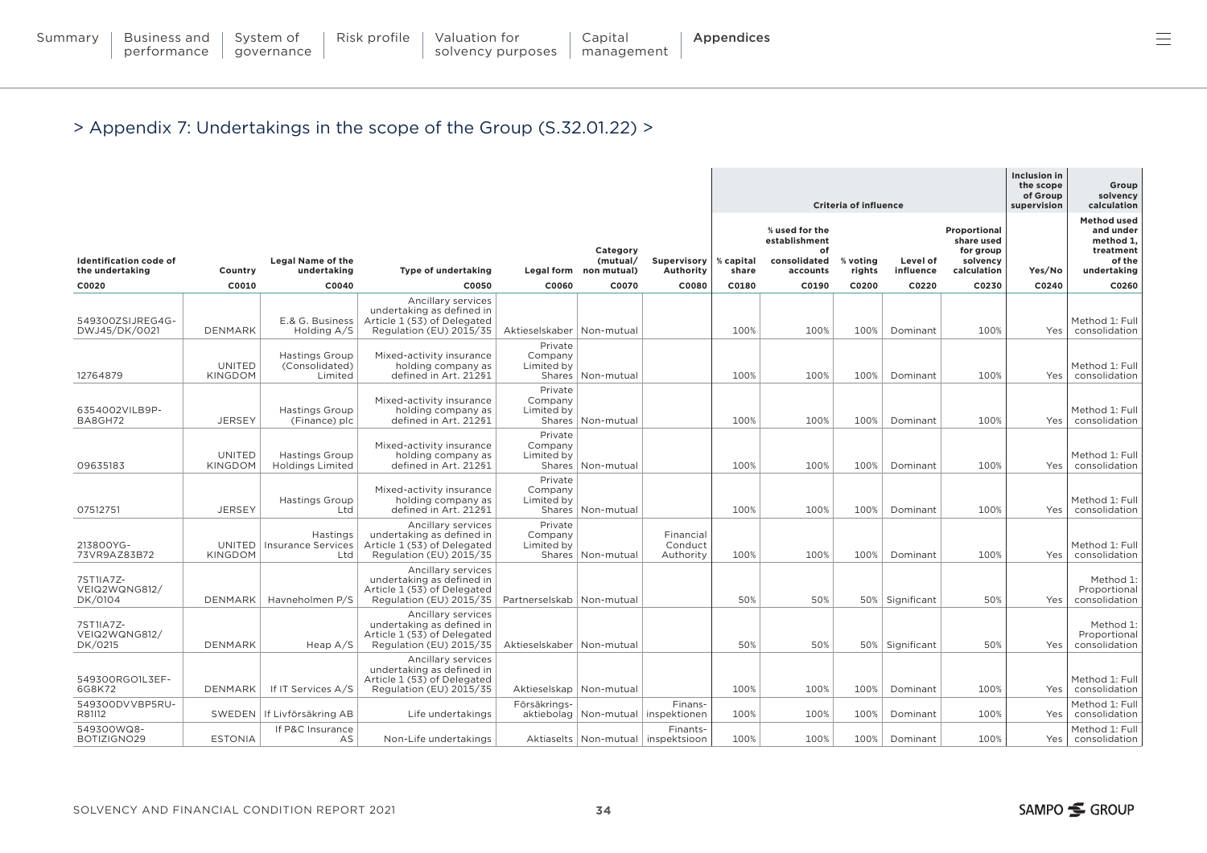## > Appendix 7: Undertakings in the scope of the Group (S.32.01.22) >

| | | | | | | | Criteria of influence | | | | | | Inclusion in the scope of Group supervision | Group solvency calculation |
|---|---|---|---|---|---|---|---|---|---|---|---|---|---|---|
| Identification code of the undertaking | Country | Legal Name of the undertaking | Type of undertaking | Legal form | Category (mutual/ non mutual) | Supervisory Authority | % capital share | % used for the establishment of consolidated accounts | % voting rights | Level of influence | Proportional share used for group solvency calculation | Yes/No | Method used and under method 1, treatment of the undertaking |
| C0020 | C0010 | C0040 | C0050 | C0060 | C0070 | C0080 | C0180 | C0190 | C0200 | C0220 | C0230 | C0240 | C0260 |
| 549300ZSIJREG4G-DWJ45/DK/0021 | DENMARK | E.& G. Business Holding A/S | Ancillary services undertaking as defined in Article 1 (53) of Delegated Regulation (EU) 2015/35 | Aktieselskaber | Non-mutual | | 100% | 100% | 100% | Dominant | 100% | Yes | Method 1: Full consolidation |
| 12764879 | UNITED KINGDOM | Hastings Group (Consolidated) Limited | Mixed-activity insurance holding company as defined in Art. 212§1 | Private Company Limited by Shares | Non-mutual | | 100% | 100% | 100% | Dominant | 100% | Yes | Method 1: Full consolidation |
| 6354002VILB9P-BA8GH72 | JERSEY | Hastings Group (Finance) plc | Mixed-activity insurance holding company as defined in Art. 212§1 | Private Company Limited by Shares | Non-mutual | | 100% | 100% | 100% | Dominant | 100% | Yes | Method 1: Full consolidation |
| 09635183 | UNITED KINGDOM | Hastings Group Holdings Limited | Mixed-activity insurance holding company as defined in Art. 212§1 | Private Company Limited by Shares | Non-mutual | | 100% | 100% | 100% | Dominant | 100% | Yes | Method 1: Full consolidation |
| 07512751 | JERSEY | Hastings Group Ltd | Mixed-activity insurance holding company as defined in Art. 212§1 | Private Company Limited by Shares | Non-mutual | | 100% | 100% | 100% | Dominant | 100% | Yes | Method 1: Full consolidation |
| 213800YG-73VR9AZ83B72 | UNITED KINGDOM | Hastings Insurance Services Ltd | Ancillary services undertaking as defined in Article 1 (53) of Delegated Regulation (EU) 2015/35 | Private Company Limited by Shares | Non-mutual | Financial Conduct Authority | 100% | 100% | 100% | Dominant | 100% | Yes | Method 1: Full consolidation |
| 7ST1IA7Z-VEIQ2WQNG812/DK/0104 | DENMARK | Havneholmen P/S | Ancillary services undertaking as defined in Article 1 (53) of Delegated Regulation (EU) 2015/35 | Partnerselskab | Non-mutual | | 50% | 50% | 50% | Significant | 50% | Yes | Method 1: Proportional consolidation |
| 7ST1IA7Z-VEIQ2WQNG812/DK/0215 | DENMARK | Heap A/S | Ancillary services undertaking as defined in Article 1 (53) of Delegated Regulation (EU) 2015/35 | Aktieselskaber | Non-mutual | | 50% | 50% | 50% | Significant | 50% | Yes | Method 1: Proportional consolidation |
| 549300RGO1L3EF-6G8K72 | DENMARK | If IT Services A/S | Ancillary services undertaking as defined in Article 1 (53) of Delegated Regulation (EU) 2015/35 | Aktieselskap | Non-mutual | | 100% | 100% | 100% | Dominant | 100% | Yes | Method 1: Full consolidation |
| 549300DVVBP5RU-R81112 | SWEDEN | If Livförsäkring AB | Life undertakings | Försäkrings-aktiebolag | Non-mutual | Finans-inspektionen | 100% | 100% | 100% | Dominant | 100% | Yes | Method 1: Full consolidation |
| 549300WQ8-BOTIZIGNO29 | ESTONIA | If P&C Insurance AS | Non-Life undertakings | Aktiaselts | Non-mutual | Finants-inspektsioon | 100% | 100% | 100% | Dominant | 100% | Yes | Method 1: Full consolidation |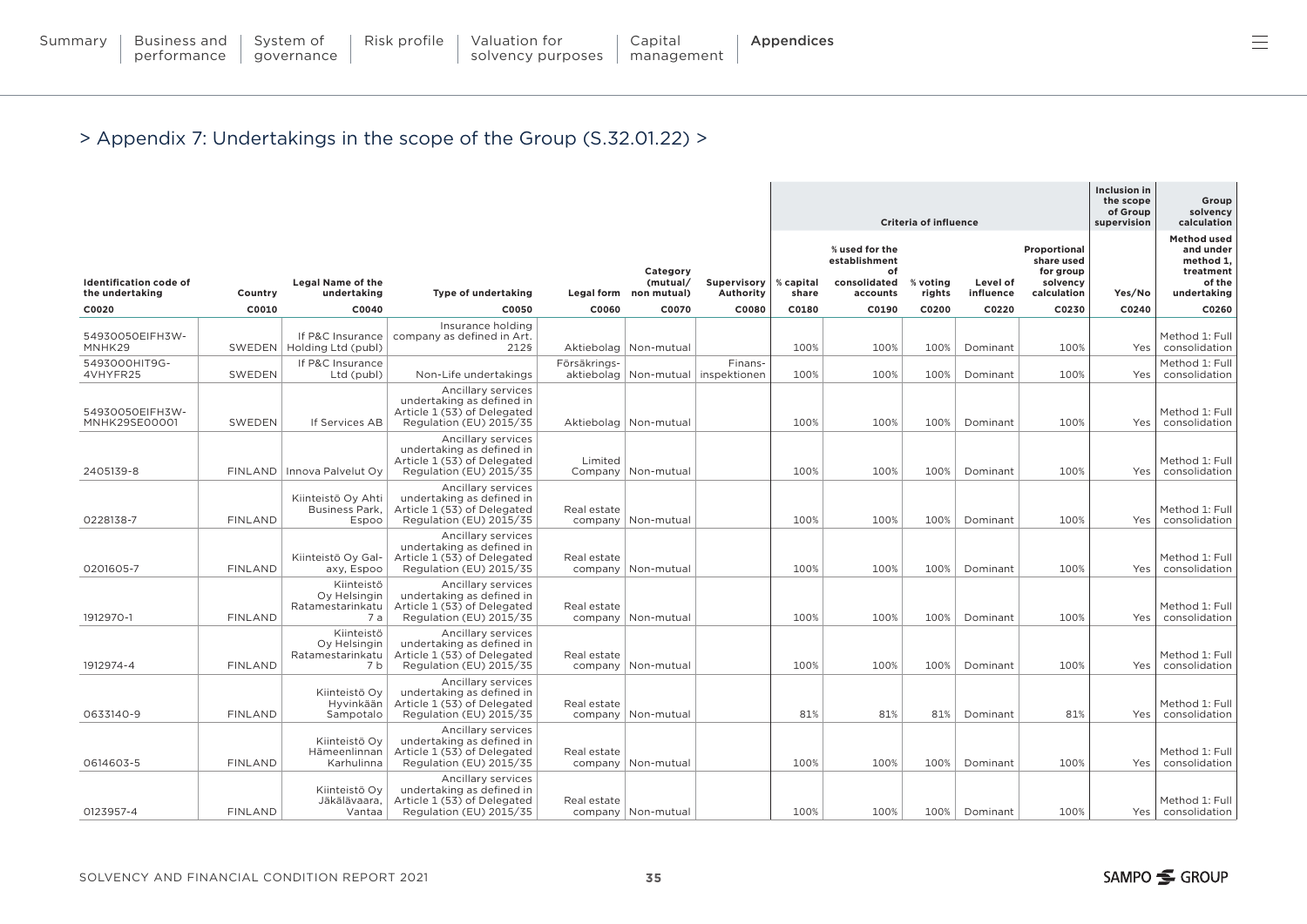## > Appendix 7: Undertakings in the scope of the Group (S.32.01.22) >

| | | | | | | | Criteria of influence | | | | | Inclusion in the scope of Group supervision | Group solvency calculation |
|---|---|---|---|---|---|---|---|---|---|---|---|---|---|
| **Identification code of the undertaking** | **Country** | **Legal Name of the undertaking** | **Type of undertaking** | **Legal form** | **Category (mutual/ non mutual)** | **Supervisory Authority** | **% capital share** | **% used for the establishment of consolidated accounts** | **% voting rights** | **Level of influence** | **Proportional share used for group solvency calculation** | **Yes/No** | **Method used and under method 1, treatment of the undertaking** |
| **C0020** | **C0010** | **C0040** | **C0050** | **C0060** | **C0070** | **C0080** | **C0180** | **C0190** | **C0200** | **C0220** | **C0230** | **C0240** | **C0260** |
| 54930050EIFH3W-MNHK29 | SWEDEN | If P&C Insurance Holding Ltd (publ) | Insurance holding company as defined in Art. 212§ | Aktiebolag | Non-mutual | | 100% | 100% | 100% | Dominant | 100% | Yes | Method 1: Full consolidation |
| 5493000HIT9G-4VHYFR25 | SWEDEN | If P&C Insurance Ltd (publ) | Non-Life undertakings | Försäkrings-aktiebolag | Non-mutual | Finans-inspektionen | 100% | 100% | 100% | Dominant | 100% | Yes | Method 1: Full consolidation |
| 54930050EIFH3W-MNHK29SE00001 | SWEDEN | If Services AB | Ancillary services undertaking as defined in Article 1 (53) of Delegated Regulation (EU) 2015/35 | Aktiebolag | Non-mutual | | 100% | 100% | 100% | Dominant | 100% | Yes | Method 1: Full consolidation |
| 2405139-8 | FINLAND | Innova Palvelut Oy | Ancillary services undertaking as defined in Article 1 (53) of Delegated Regulation (EU) 2015/35 | Limited Company | Non-mutual | | 100% | 100% | 100% | Dominant | 100% | Yes | Method 1: Full consolidation |
| 0228138-7 | FINLAND | Kiinteistö Oy Ahti Business Park, Espoo | Ancillary services undertaking as defined in Article 1 (53) of Delegated Regulation (EU) 2015/35 | Real estate company | Non-mutual | | 100% | 100% | 100% | Dominant | 100% | Yes | Method 1: Full consolidation |
| 0201605-7 | FINLAND | Kiinteistö Oy Gal-axy, Espoo | Ancillary services undertaking as defined in Article 1 (53) of Delegated Regulation (EU) 2015/35 | Real estate company | Non-mutual | | 100% | 100% | 100% | Dominant | 100% | Yes | Method 1: Full consolidation |
| 1912970-1 | FINLAND | Kiinteistö Oy Helsingin Ratamestarinkatu 7 a | Ancillary services undertaking as defined in Article 1 (53) of Delegated Regulation (EU) 2015/35 | Real estate company | Non-mutual | | 100% | 100% | 100% | Dominant | 100% | Yes | Method 1: Full consolidation |
| 1912974-4 | FINLAND | Kiinteistö Oy Helsingin Ratamestarinkatu 7 b | Ancillary services undertaking as defined in Article 1 (53) of Delegated Regulation (EU) 2015/35 | Real estate company | Non-mutual | | 100% | 100% | 100% | Dominant | 100% | Yes | Method 1: Full consolidation |
| 0633140-9 | FINLAND | Kiinteistö Oy Hyvinkään Sampotalo | Ancillary services undertaking as defined in Article 1 (53) of Delegated Regulation (EU) 2015/35 | Real estate company | Non-mutual | | 81% | 81% | 81% | Dominant | 81% | Yes | Method 1: Full consolidation |
| 0614603-5 | FINLAND | Kiinteistö Oy Hämeenlinnan Karhulinna | Ancillary services undertaking as defined in Article 1 (53) of Delegated Regulation (EU) 2015/35 | Real estate company | Non-mutual | | 100% | 100% | 100% | Dominant | 100% | Yes | Method 1: Full consolidation |
| 0123957-4 | FINLAND | Kiinteistö Oy Jäkälävaara, Vantaa | Ancillary services undertaking as defined in Article 1 (53) of Delegated Regulation (EU) 2015/35 | Real estate company | Non-mutual | | 100% | 100% | 100% | Dominant | 100% | Yes | Method 1: Full consolidation |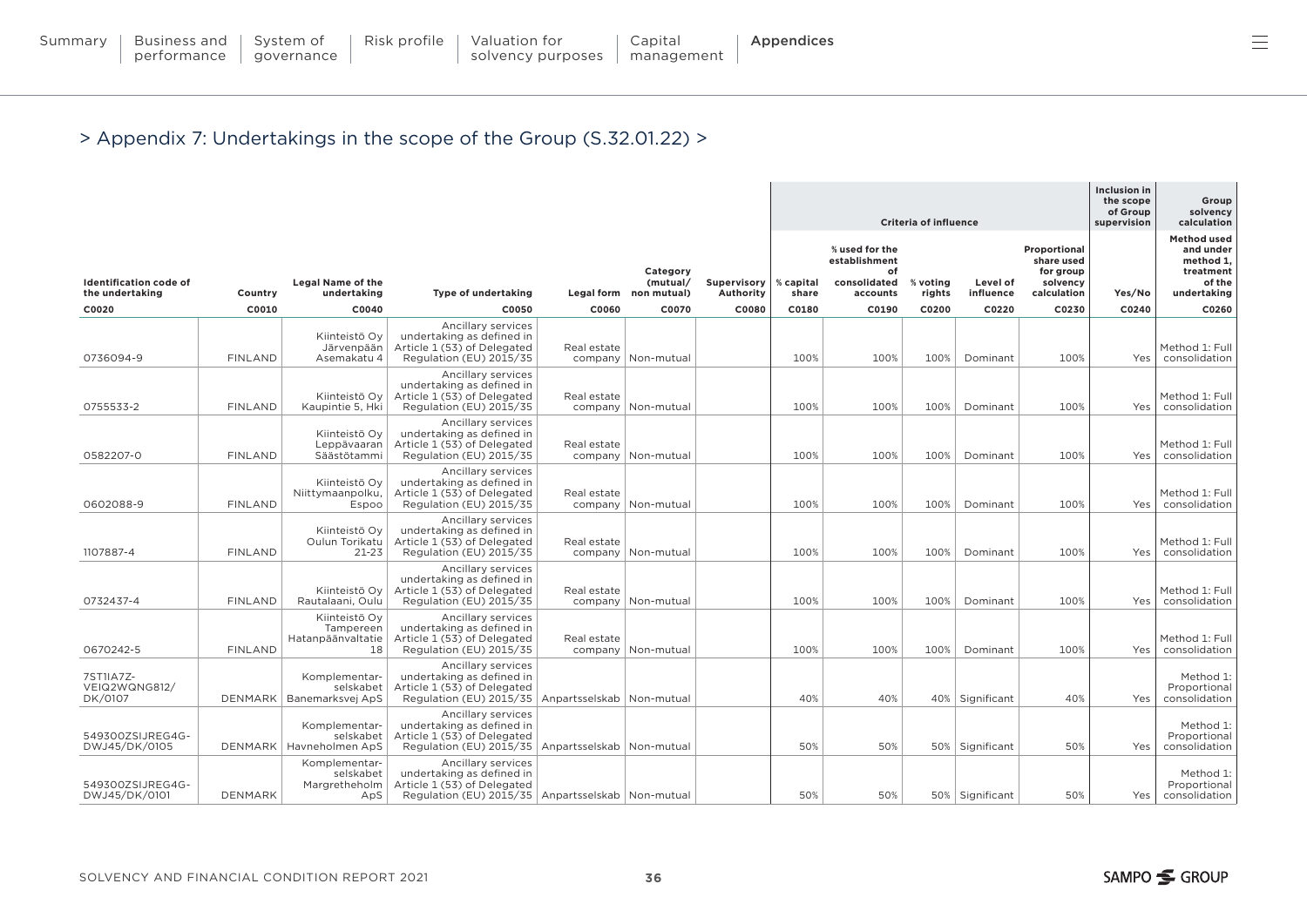## > Appendix 7: Undertakings in the scope of the Group (S.32.01.22) >

| Identification code of the undertaking | Country | Legal Name of the undertaking | Type of undertaking | Legal form | Category (mutual/ non mutual) | Supervisory Authority | Criteria of influence | | | | | Inclusion in the scope of Group supervision | Group solvency calculation |
|---|---|---|---|---|---|---|---|---|---|---|---|---|---|
| | | | | | | | % capital share | % used for the establishment of consolidated accounts | % voting rights | Level of influence | Proportional share used for group solvency calculation | Yes/No | Method used and under method 1, treatment of the undertaking |
| C0020 | C0010 | C0040 | C0050 | C0060 | C0070 | C0080 | C0180 | C0190 | C0200 | C0220 | C0230 | C0240 | C0260 |
| 0736094-9 | FINLAND | Kiinteistö Oy Järvenpään Asemakatu 4 | Ancillary services undertaking as defined in Article 1 (53) of Delegated Regulation (EU) 2015/35 | Real estate company | Non-mutual | | 100% | 100% | 100% | Dominant | 100% | Yes | Method 1: Full consolidation |
| 0755533-2 | FINLAND | Kiinteistö Oy Kaupintie 5, Hki | Ancillary services undertaking as defined in Article 1 (53) of Delegated Regulation (EU) 2015/35 | Real estate company | Non-mutual | | 100% | 100% | 100% | Dominant | 100% | Yes | Method 1: Full consolidation |
| 0582207-0 | FINLAND | Kiinteistö Oy Leppävaaran Säästötammi | Ancillary services undertaking as defined in Article 1 (53) of Delegated Regulation (EU) 2015/35 | Real estate company | Non-mutual | | 100% | 100% | 100% | Dominant | 100% | Yes | Method 1: Full consolidation |
| 0602088-9 | FINLAND | Kiinteistö Oy Niittymaanpolku, Espoo | Ancillary services undertaking as defined in Article 1 (53) of Delegated Regulation (EU) 2015/35 | Real estate company | Non-mutual | | 100% | 100% | 100% | Dominant | 100% | Yes | Method 1: Full consolidation |
| 1107887-4 | FINLAND | Kiinteistö Oy Oulun Torikatu 21-23 | Ancillary services undertaking as defined in Article 1 (53) of Delegated Regulation (EU) 2015/35 | Real estate company | Non-mutual | | 100% | 100% | 100% | Dominant | 100% | Yes | Method 1: Full consolidation |
| 0732437-4 | FINLAND | Kiinteistö Oy Rautalaani, Oulu | Ancillary services undertaking as defined in Article 1 (53) of Delegated Regulation (EU) 2015/35 | Real estate company | Non-mutual | | 100% | 100% | 100% | Dominant | 100% | Yes | Method 1: Full consolidation |
| 0670242-5 | FINLAND | Kiinteistö Oy Tampereen Hatanpäänvaltatie 18 | Ancillary services undertaking as defined in Article 1 (53) of Delegated Regulation (EU) 2015/35 | Real estate company | Non-mutual | | 100% | 100% | 100% | Dominant | 100% | Yes | Method 1: Full consolidation |
| 7ST1IA7Z-VEIQ2WQNG812/DK/0107 | DENMARK | Komplementar-selskabet Banemarksvej ApS | Ancillary services undertaking as defined in Article 1 (53) of Delegated Regulation (EU) 2015/35 | Anpartsselskab | Non-mutual | | 40% | 40% | 40% | Significant | 40% | Yes | Method 1: Proportional consolidation |
| 549300ZSIJREG4G-DWJ45/DK/0105 | DENMARK | Komplementar-selskabet Havneholmen ApS | Ancillary services undertaking as defined in Article 1 (53) of Delegated Regulation (EU) 2015/35 | Anpartsselskab | Non-mutual | | 50% | 50% | 50% | Significant | 50% | Yes | Method 1: Proportional consolidation |
| 549300ZSIJREG4G-DWJ45/DK/0101 | DENMARK | Komplementar-selskabet Margretheholm ApS | Ancillary services undertaking as defined in Article 1 (53) of Delegated Regulation (EU) 2015/35 | Anpartsselskab | Non-mutual | | 50% | 50% | 50% | Significant | 50% | Yes | Method 1: Proportional consolidation |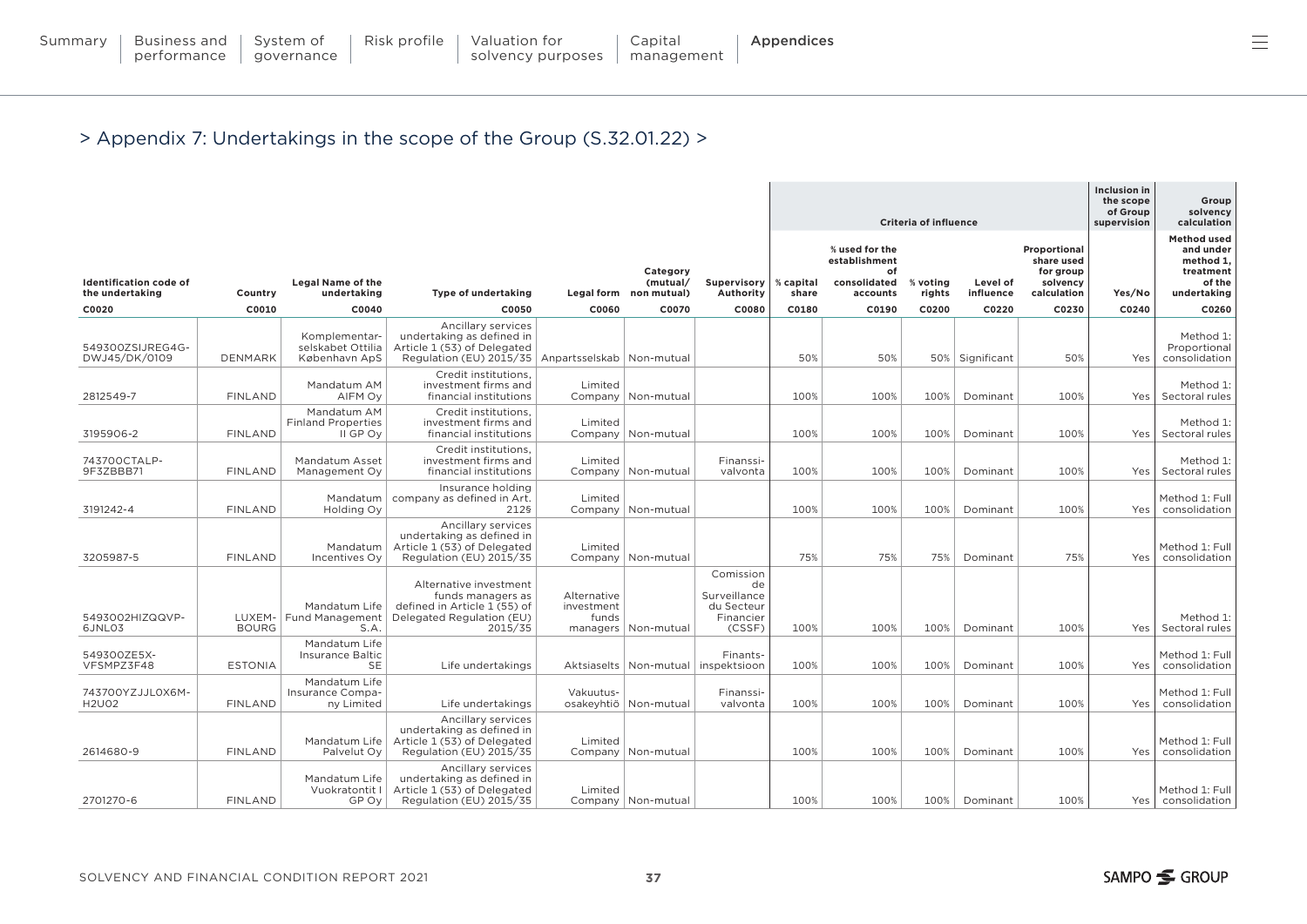# > Appendix 7: Undertakings in the scope of the Group (S.32.01.22) >

| Identification code of the undertaking | Country | Legal Name of the undertaking | Type of undertaking | Legal form | Category (mutual/ non mutual) | Supervisory Authority | Criteria of influence | | | | | Inclusion in the scope of Group supervision | Group solvency calculation |
|---|---|---|---|---|---|---|---|---|---|---|---|---|---|
| | | | | | | | % capital share | % used for the establishment of consolidated accounts | % voting rights | Level of influence | Proportional share used for group solvency calculation | Yes/No | Method used and under method 1, treatment of the undertaking |
| C0020 | C0010 | C0040 | C0050 | C0060 | C0070 | C0080 | C0180 | C0190 | C0200 | C0220 | C0230 | C0240 | C0260 |
| 549300ZSIJREG4G-DWJ45/DK/0109 | DENMARK | Komplementarselskabet Ottilia København ApS | Ancillary services undertaking as defined in Article 1 (53) of Delegated Regulation (EU) 2015/35 | Anpartsselskab | Non-mutual | | 50% | 50% | 50% | Significant | 50% | Yes | Method 1: Proportional consolidation |
| 2812549-7 | FINLAND | Mandatum AM AIFM Oy | Credit institutions, investment firms and financial institutions | Limited Company | Non-mutual | | 100% | 100% | 100% | Dominant | 100% | Yes | Method 1: Sectoral rules |
| 3195906-2 | FINLAND | Mandatum AM Finland Properties II GP Oy | Credit institutions, investment firms and financial institutions | Limited Company | Non-mutual | | 100% | 100% | 100% | Dominant | 100% | Yes | Method 1: Sectoral rules |
| 743700CTALP-9F3ZBBB71 | FINLAND | Mandatum Asset Management Oy | Credit institutions, investment firms and financial institutions | Limited Company | Non-mutual | Finanssivalvonta | 100% | 100% | 100% | Dominant | 100% | Yes | Method 1: Sectoral rules |
| 3191242-4 | FINLAND | Mandatum Holding Oy | Insurance holding company as defined in Art. 212§ | Limited Company | Non-mutual | | 100% | 100% | 100% | Dominant | 100% | Yes | Method 1: Full consolidation |
| 3205987-5 | FINLAND | Mandatum Incentives Oy | Ancillary services undertaking as defined in Article 1 (53) of Delegated Regulation (EU) 2015/35 | Limited Company | Non-mutual | | 75% | 75% | 75% | Dominant | 75% | Yes | Method 1: Full consolidation |
| 5493002HIZQQVP-6JNL03 | LUXEMBOURG | Mandatum Life Fund Management S.A. | Alternative investment funds managers as defined in Article 1 (55) of Delegated Regulation (EU) 2015/35 | Alternative investment funds managers | Non-mutual | Comission de Surveillance du Secteur Financier (CSSF) | 100% | 100% | 100% | Dominant | 100% | Yes | Method 1: Sectoral rules |
| 549300ZE5X-VFSMPZ3F48 | ESTONIA | Mandatum Life Insurance Baltic SE | Life undertakings | Aktsiaselts | Non-mutual | Finantsinspektsioon | 100% | 100% | 100% | Dominant | 100% | Yes | Method 1: Full consolidation |
| 743700YZJJL0X6M-H2U02 | FINLAND | Mandatum Life Insurance Company Limited | Life undertakings | Vakuutusosakeyhtiö | Non-mutual | Finanssivalvonta | 100% | 100% | 100% | Dominant | 100% | Yes | Method 1: Full consolidation |
| 2614680-9 | FINLAND | Mandatum Life Palvelut Oy | Ancillary services undertaking as defined in Article 1 (53) of Delegated Regulation (EU) 2015/35 | Limited Company | Non-mutual | | 100% | 100% | 100% | Dominant | 100% | Yes | Method 1: Full consolidation |
| 2701270-6 | FINLAND | Mandatum Life Vuokratontit I GP Oy | Ancillary services undertaking as defined in Article 1 (53) of Delegated Regulation (EU) 2015/35 | Limited Company | Non-mutual | | 100% | 100% | 100% | Dominant | 100% | Yes | Method 1: Full consolidation |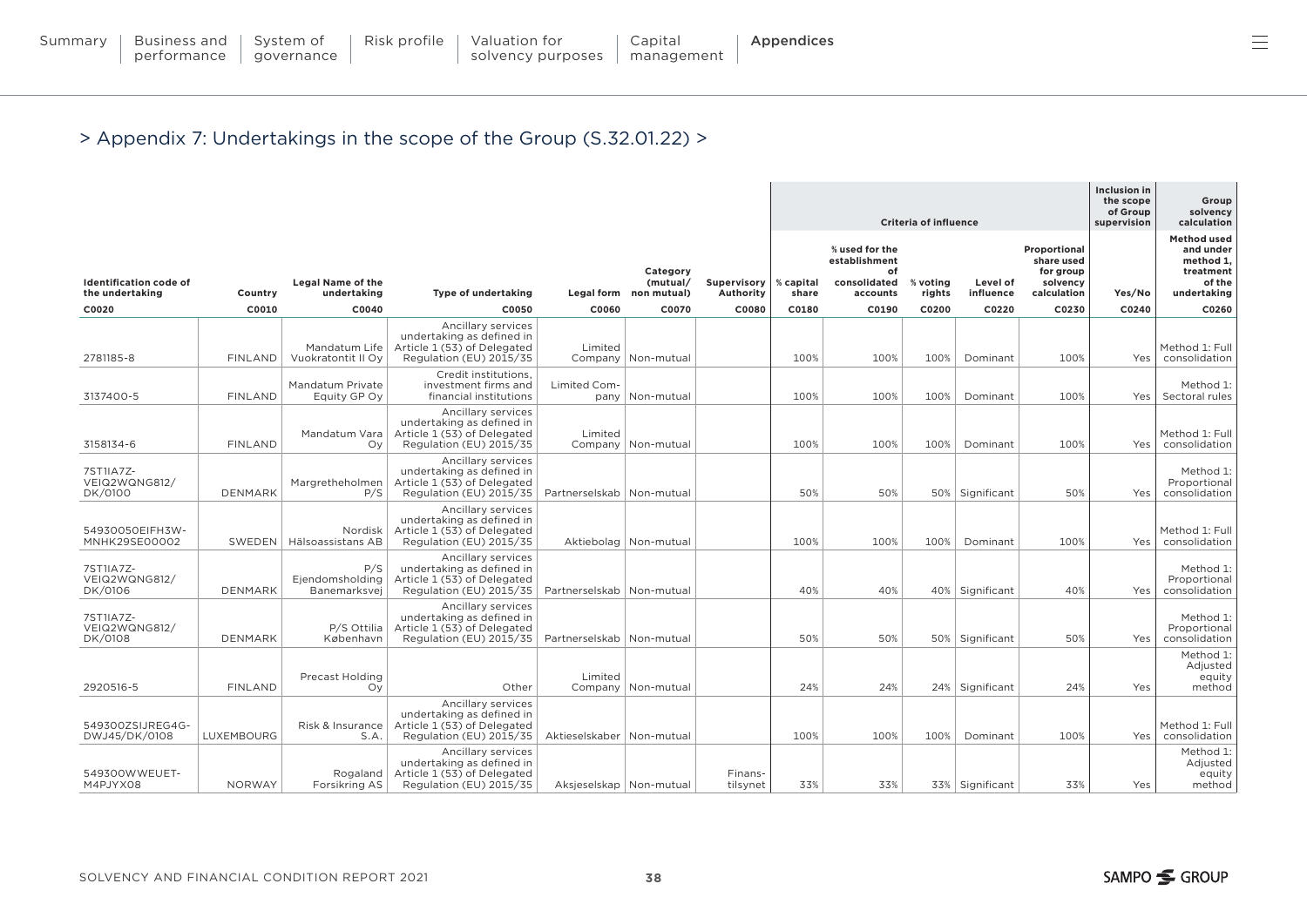## > Appendix 7: Undertakings in the scope of the Group (S.32.01.22) >

| Identification code of the undertaking | Country | Legal Name of the undertaking | Type of undertaking | Legal form | Category (mutual/ non mutual) | Supervisory Authority | Criteria of influence | | | | | Inclusion in the scope of Group supervision | Group solvency calculation |
|---|---|---|---|---|---|---|---|---|---|---|---|---|---|
| | | | | | | | % capital share | % used for the establishment of consolidated accounts | % voting rights | Level of influence | Proportional share used for group solvency calculation | Yes/No | Method used and under method 1, treatment of the undertaking |
| C0020 | C0010 | C0040 | C0050 | C0060 | C0070 | C0080 | C0180 | C0190 | C0200 | C0220 | C0230 | C0240 | C0260 |
| 2781185-8 | FINLAND | Mandatum Life Vuokratontit II Oy | Ancillary services undertaking as defined in Article 1 (53) of Delegated Regulation (EU) 2015/35 | Limited Company | Non-mutual | | 100% | 100% | 100% | Dominant | 100% | Yes | Method 1: Full consolidation |
| 3137400-5 | FINLAND | Mandatum Private Equity GP Oy | Credit institutions, investment firms and financial institutions | Limited Company | Non-mutual | | 100% | 100% | 100% | Dominant | 100% | Yes | Method 1: Sectoral rules |
| 3158134-6 | FINLAND | Mandatum Vara Oy | Ancillary services undertaking as defined in Article 1 (53) of Delegated Regulation (EU) 2015/35 | Limited Company | Non-mutual | | 100% | 100% | 100% | Dominant | 100% | Yes | Method 1: Full consolidation |
| 7ST1IA7Z-VEIQ2WQNG812/DK/0100 | DENMARK | Margretheholmen P/S | Ancillary services undertaking as defined in Article 1 (53) of Delegated Regulation (EU) 2015/35 | Partnerselskab | Non-mutual | | 50% | 50% | 50% | Significant | 50% | Yes | Method 1: Proportional consolidation |
| 54930050EIFH3W-MNHK29SE00002 | SWEDEN | Nordisk Hälsoassistans AB | Ancillary services undertaking as defined in Article 1 (53) of Delegated Regulation (EU) 2015/35 | Aktiebolag | Non-mutual | | 100% | 100% | 100% | Dominant | 100% | Yes | Method 1: Full consolidation |
| 7ST1IA7Z-VEIQ2WQNG812/DK/0106 | DENMARK | P/S Ejendomsholding Banemarksvej | Ancillary services undertaking as defined in Article 1 (53) of Delegated Regulation (EU) 2015/35 | Partnerselskab | Non-mutual | | 40% | 40% | 40% | Significant | 40% | Yes | Method 1: Proportional consolidation |
| 7ST1IA7Z-VEIQ2WQNG812/DK/0108 | DENMARK | P/S Ottilia København | Ancillary services undertaking as defined in Article 1 (53) of Delegated Regulation (EU) 2015/35 | Partnerselskab | Non-mutual | | 50% | 50% | 50% | Significant | 50% | Yes | Method 1: Proportional consolidation |
| 2920516-5 | FINLAND | Precast Holding Oy | Other | Limited Company | Non-mutual | | 24% | 24% | 24% | Significant | 24% | Yes | Method 1: Adjusted equity method |
| 549300ZSIJREG4G-DWJ45/DK/0108 | LUXEMBOURG | Risk & Insurance S.A. | Ancillary services undertaking as defined in Article 1 (53) of Delegated Regulation (EU) 2015/35 | Aktieselskaber | Non-mutual | | 100% | 100% | 100% | Dominant | 100% | Yes | Method 1: Full consolidation |
| 549300WWEUET-M4PJYX08 | NORWAY | Rogaland Forsikring AS | Ancillary services undertaking as defined in Article 1 (53) of Delegated Regulation (EU) 2015/35 | Aksjeselskap | Non-mutual | Finans-tilsynet | 33% | 33% | 33% | Significant | 33% | Yes | Method 1: Adjusted equity method |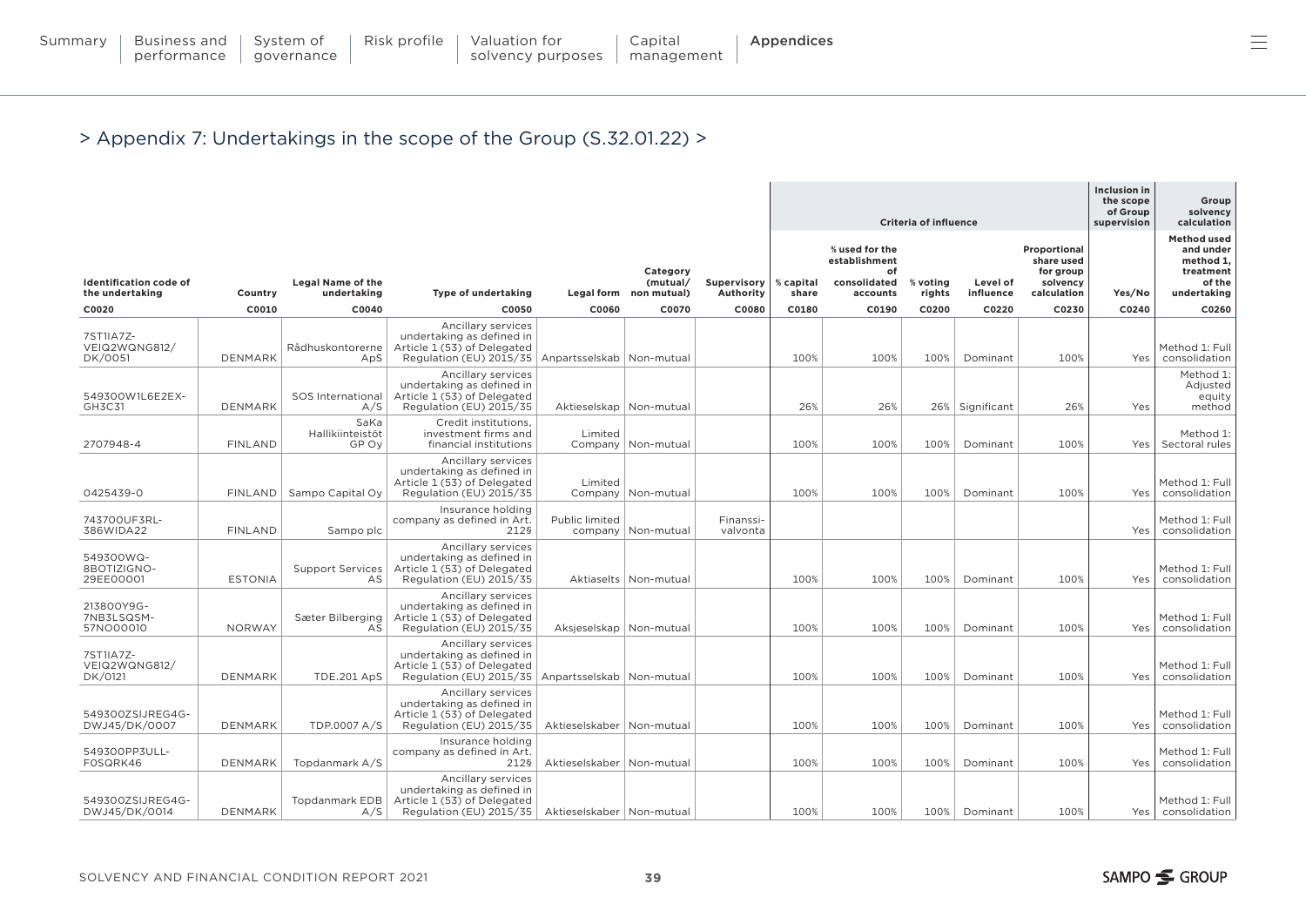> Appendix 7: Undertakings in the scope of the Group (S.32.01.22) >

| Identification code of the undertaking | Country | Legal Name of the undertaking | Type of undertaking | Legal form | Category (mutual/ non mutual) | Supervisory Authority | Criteria of influence | | | | | Inclusion in the scope of Group supervision | Group solvency calculation |
|---|---|---|---|---|---|---|---|---|---|---|---|---|---|
| | | | | | | | % capital share | % used for the establishment of consolidated accounts | % voting rights | Level of influence | Proportional share used for group solvency calculation | Yes/No | Method used and under method 1, treatment of the undertaking |
| C0020 | C0010 | C0040 | C0050 | C0060 | C0070 | C0080 | C0180 | C0190 | C0200 | C0220 | C0230 | C0240 | C0260 |
| 7ST1IA7Z-VEIQ2WQNG812/DK/0051 | DENMARK | Rådhuskontorerne ApS | Ancillary services undertaking as defined in Article 1 (53) of Delegated Regulation (EU) 2015/35 | Anpartsselskab | Non-mutual | | 100% | 100% | 100% | Dominant | 100% | Yes | Method 1: Full consolidation |
| 549300W1L6E2EX-GH3C31 | DENMARK | SOS International A/S | Ancillary services undertaking as defined in Article 1 (53) of Delegated Regulation (EU) 2015/35 | Aktieselskap | Non-mutual | | 26% | 26% | 26% | Significant | 26% | Yes | Method 1: Adjusted equity method |
| 2707948-4 | FINLAND | SaKa Hallikiinteistöt GP Oy | Credit institutions, investment firms and financial institutions | Limited Company | Non-mutual | | 100% | 100% | 100% | Dominant | 100% | Yes | Method 1: Sectoral rules |
| 0425439-0 | FINLAND | Sampo Capital Oy | Ancillary services undertaking as defined in Article 1 (53) of Delegated Regulation (EU) 2015/35 | Limited Company | Non-mutual | | 100% | 100% | 100% | Dominant | 100% | Yes | Method 1: Full consolidation |
| 743700UF3RL-386WIDA22 | FINLAND | Sampo plc | Insurance holding company as defined in Art. 212§ | Public limited company | Non-mutual | Finanssi-valvonta | | | | | | Yes | Method 1: Full consolidation |
| 549300WQ-8BOTIZIGNO-29EE00001 | ESTONIA | Support Services AS | Ancillary services undertaking as defined in Article 1 (53) of Delegated Regulation (EU) 2015/35 | Aktiaselts | Non-mutual | | 100% | 100% | 100% | Dominant | 100% | Yes | Method 1: Full consolidation |
| 213800Y9G-7NB3LSQSM-57NO00010 | NORWAY | Sæter Bilberging AS | Ancillary services undertaking as defined in Article 1 (53) of Delegated Regulation (EU) 2015/35 | Aksjeselskap | Non-mutual | | 100% | 100% | 100% | Dominant | 100% | Yes | Method 1: Full consolidation |
| 7ST1IA7Z-VEIQ2WQNG812/DK/0121 | DENMARK | TDE.201 ApS | Ancillary services undertaking as defined in Article 1 (53) of Delegated Regulation (EU) 2015/35 | Anpartsselskab | Non-mutual | | 100% | 100% | 100% | Dominant | 100% | Yes | Method 1: Full consolidation |
| 549300ZSIJREG4G-DWJ45/DK/0007 | DENMARK | TDP.0007 A/S | Ancillary services undertaking as defined in Article 1 (53) of Delegated Regulation (EU) 2015/35 | Aktieselskaber | Non-mutual | | 100% | 100% | 100% | Dominant | 100% | Yes | Method 1: Full consolidation |
| 549300PP3ULL-F0SQRK46 | DENMARK | Topdanmark A/S | Insurance holding company as defined in Art. 212§ | Aktieselskaber | Non-mutual | | 100% | 100% | 100% | Dominant | 100% | Yes | Method 1: Full consolidation |
| 549300ZSIJREG4G-DWJ45/DK/0014 | DENMARK | Topdanmark EDB A/S | Ancillary services undertaking as defined in Article 1 (53) of Delegated Regulation (EU) 2015/35 | Aktieselskaber | Non-mutual | | 100% | 100% | 100% | Dominant | 100% | Yes | Method 1: Full consolidation |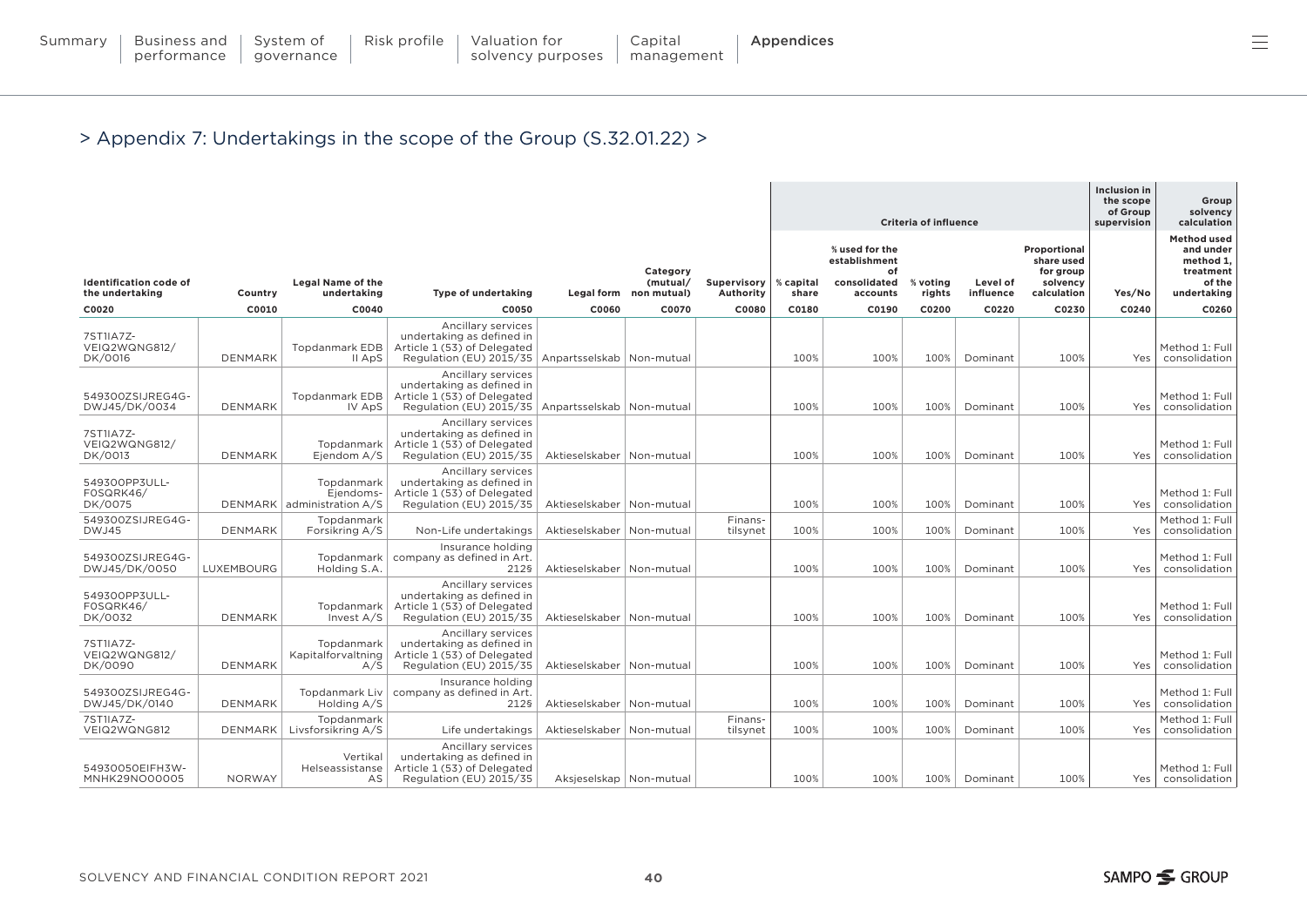## > Appendix 7: Undertakings in the scope of the Group (S.32.01.22) >

| | | | | | | | Criteria of influence | | | | | Inclusion in the scope of Group supervision | Group solvency calculation |
|---|---|---|---|---|---|---|---|---|---|---|---|---|---|
| Identification code of the undertaking | Country | Legal Name of the undertaking | Type of undertaking | Legal form | Category (mutual/ non mutual) | Supervisory Authority | % capital share | % used for the establishment of consolidated accounts | % voting rights | Level of influence | Proportional share used for group solvency calculation | Yes/No | Method used and under method 1, treatment of the undertaking |
| C0020 | C0010 | C0040 | C0050 | C0060 | C0070 | C0080 | C0180 | C0190 | C0200 | C0220 | C0230 | C0240 | C0260 |
| 7ST1IA7Z-VEIQ2WQNG812/ DK/0016 | DENMARK | Topdanmark EDB II ApS | Ancillary services undertaking as defined in Article 1 (53) of Delegated Regulation (EU) 2015/35 | Anpartsselskab | Non-mutual | | 100% | 100% | 100% | Dominant | 100% | Yes | Method 1: Full consolidation |
| 549300ZSIJREG4G-DWJ45/DK/0034 | DENMARK | Topdanmark EDB IV ApS | Ancillary services undertaking as defined in Article 1 (53) of Delegated Regulation (EU) 2015/35 | Anpartsselskab | Non-mutual | | 100% | 100% | 100% | Dominant | 100% | Yes | Method 1: Full consolidation |
| 7ST1IA7Z-VEIQ2WQNG812/ DK/0013 | DENMARK | Topdanmark Ejendom A/S | Ancillary services undertaking as defined in Article 1 (53) of Delegated Regulation (EU) 2015/35 | Aktieselskaber | Non-mutual | | 100% | 100% | 100% | Dominant | 100% | Yes | Method 1: Full consolidation |
| 549300PP3ULL-F0SQRK46/ DK/0075 | DENMARK | Topdanmark Ejendoms-administration A/S | Ancillary services undertaking as defined in Article 1 (53) of Delegated Regulation (EU) 2015/35 | Aktieselskaber | Non-mutual | | 100% | 100% | 100% | Dominant | 100% | Yes | Method 1: Full consolidation |
| 549300ZSIJREG4G-DWJ45 | DENMARK | Topdanmark Forsikring A/S | Non-Life undertakings | Aktieselskaber | Non-mutual | Finans-tilsynet | 100% | 100% | 100% | Dominant | 100% | Yes | Method 1: Full consolidation |
| 549300ZSIJREG4G-DWJ45/DK/0050 | LUXEMBOURG | Topdanmark Holding S.A. | Insurance holding company as defined in Art. 212§ | Aktieselskaber | Non-mutual | | 100% | 100% | 100% | Dominant | 100% | Yes | Method 1: Full consolidation |
| 549300PP3ULL-F0SQRK46/ DK/0032 | DENMARK | Topdanmark Invest A/S | Ancillary services undertaking as defined in Article 1 (53) of Delegated Regulation (EU) 2015/35 | Aktieselskaber | Non-mutual | | 100% | 100% | 100% | Dominant | 100% | Yes | Method 1: Full consolidation |
| 7ST1IA7Z-VEIQ2WQNG812/ DK/0090 | DENMARK | Topdanmark Kapitalforvaltning A/S | Ancillary services undertaking as defined in Article 1 (53) of Delegated Regulation (EU) 2015/35 | Aktieselskaber | Non-mutual | | 100% | 100% | 100% | Dominant | 100% | Yes | Method 1: Full consolidation |
| 549300ZSIJREG4G-DWJ45/DK/0140 | DENMARK | Topdanmark Liv Holding A/S | Insurance holding company as defined in Art. 212§ | Aktieselskaber | Non-mutual | | 100% | 100% | 100% | Dominant | 100% | Yes | Method 1: Full consolidation |
| 7ST1IA7Z-VEIQ2WQNG812 | DENMARK | Topdanmark Livsforsikring A/S | Life undertakings | Aktieselskaber | Non-mutual | Finans-tilsynet | 100% | 100% | 100% | Dominant | 100% | Yes | Method 1: Full consolidation |
| 54930050EIFH3W-MNHK29NO00005 | NORWAY | Vertikal Helseassistanse AS | Ancillary services undertaking as defined in Article 1 (53) of Delegated Regulation (EU) 2015/35 | Aksjeselskap | Non-mutual | | 100% | 100% | 100% | Dominant | 100% | Yes | Method 1: Full consolidation |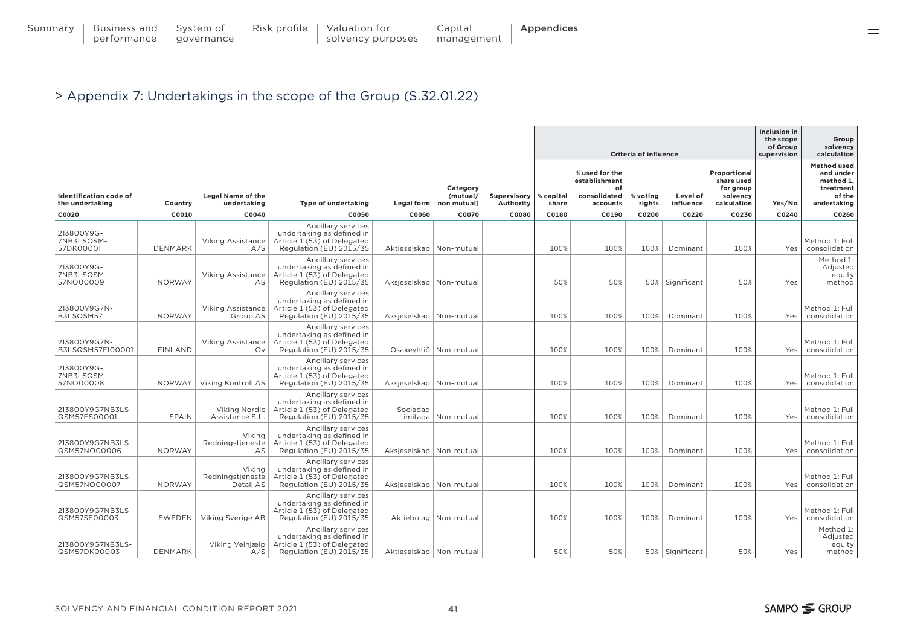# > Appendix 7: Undertakings in the scope of the Group (S.32.01.22)

| Identification code of the undertaking | Country | Legal Name of the undertaking | Type of undertaking | Legal form | Category (mutual/ non mutual) | Supervisory Authority | Criteria of influence | | | | | Inclusion in the scope of Group supervision | Group solvency calculation |
|---|---|---|---|---|---|---|---|---|---|---|---|---|---|
| | | | | | | | % capital share | % used for the establishment of consolidated accounts | % voting rights | Level of influence | Proportional share used for group solvency calculation | Yes/No | Method used and under method 1, treatment of the undertaking |
| C0020 | C0010 | C0040 | C0050 | C0060 | C0070 | C0080 | C0180 | C0190 | C0200 | C0220 | C0230 | C0240 | C0260 |
| 213800Y9G-7NB3LSQSM-57DK00001 | DENMARK | Viking Assistance A/S | Ancillary services undertaking as defined in Article 1 (53) of Delegated Regulation (EU) 2015/35 | Aktieselskap | Non-mutual | | 100% | 100% | 100% | Dominant | 100% | Yes | Method 1: Full consolidation |
| 213800Y9G-7NB3LSQSM-57NO00009 | NORWAY | Viking Assistance AS | Ancillary services undertaking as defined in Article 1 (53) of Delegated Regulation (EU) 2015/35 | Aksjeselskap | Non-mutual | | 50% | 50% | 50% | Significant | 50% | Yes | Method 1: Adjusted equity method |
| 213800Y9G7N-B3LSQSM57 | NORWAY | Viking Assistance Group AS | Ancillary services undertaking as defined in Article 1 (53) of Delegated Regulation (EU) 2015/35 | Aksjeselskap | Non-mutual | | 100% | 100% | 100% | Dominant | 100% | Yes | Method 1: Full consolidation |
| 213800Y9G7N-B3LSQSM57FI00001 | FINLAND | Viking Assistance Oy | Ancillary services undertaking as defined in Article 1 (53) of Delegated Regulation (EU) 2015/35 | Osakeyhtiö | Non-mutual | | 100% | 100% | 100% | Dominant | 100% | Yes | Method 1: Full consolidation |
| 213800Y9G-7NB3LSQSM-57NO00008 | NORWAY | Viking Kontroll AS | Ancillary services undertaking as defined in Article 1 (53) of Delegated Regulation (EU) 2015/35 | Aksjeselskap | Non-mutual | | 100% | 100% | 100% | Dominant | 100% | Yes | Method 1: Full consolidation |
| 213800Y9G7NB3LS-QSM57ES00001 | SPAIN | Viking Nordic Assistance S.L. | Ancillary services undertaking as defined in Article 1 (53) of Delegated Regulation (EU) 2015/35 | Sociedad Limitada | Non-mutual | | 100% | 100% | 100% | Dominant | 100% | Yes | Method 1: Full consolidation |
| 213800Y9G7NB3LS-QSM57NO00006 | NORWAY | Viking Redningstjeneste AS | Ancillary services undertaking as defined in Article 1 (53) of Delegated Regulation (EU) 2015/35 | Aksjeselskap | Non-mutual | | 100% | 100% | 100% | Dominant | 100% | Yes | Method 1: Full consolidation |
| 213800Y9G7NB3LS-QSM57NO00007 | NORWAY | Viking Redningstjeneste Detalj AS | Ancillary services undertaking as defined in Article 1 (53) of Delegated Regulation (EU) 2015/35 | Aksjeselskap | Non-mutual | | 100% | 100% | 100% | Dominant | 100% | Yes | Method 1: Full consolidation |
| 213800Y9G7NB3LS-QSM57SE00003 | SWEDEN | Viking Sverige AB | Ancillary services undertaking as defined in Article 1 (53) of Delegated Regulation (EU) 2015/35 | Aktiebolag | Non-mutual | | 100% | 100% | 100% | Dominant | 100% | Yes | Method 1: Full consolidation |
| 213800Y9G7NB3LS-QSM57DK00003 | DENMARK | Viking Veihjælp A/S | Ancillary services undertaking as defined in Article 1 (53) of Delegated Regulation (EU) 2015/35 | Aktieselskap | Non-mutual | | 50% | 50% | 50% | Significant | 50% | Yes | Method 1: Adjusted equity method |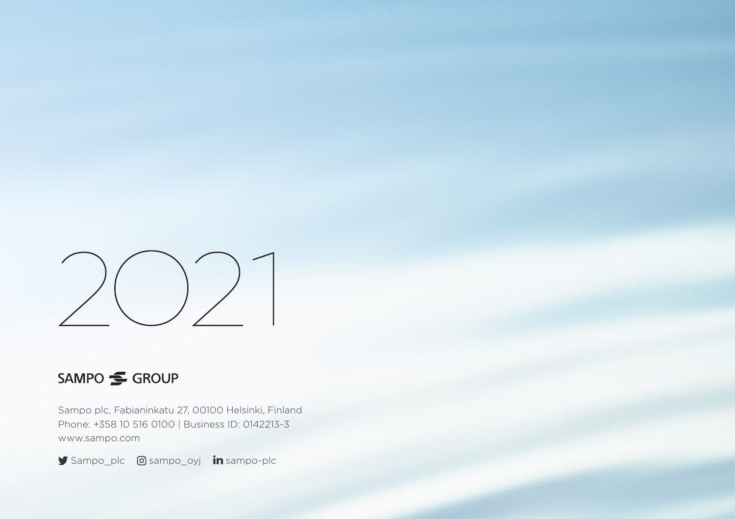2021

SAMPO GROUP

Sampo plc, Fabianinkatu 27, 00100 Helsinki, Finland
Phone: +358 10 516 0100 | Business ID: 0142213-3
www.sampo.com

Sampo_plc   sampo_oyj   sampo-plc